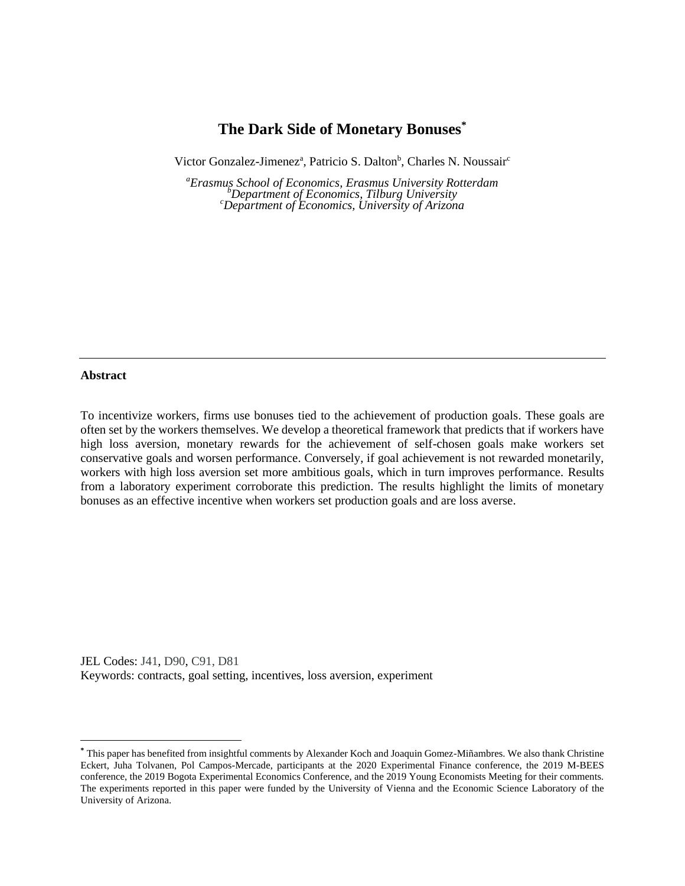# The Dark Side of Monetary Bonuses[*]

Victor Gonzalez-Jimenez[a], Patricio S. Dalton[b], Charles N. Noussair[c]

[a]*Erasmus School of Economics, Erasmus University Rotterdam*
[b]*Department of Economics, Tilburg University*
[c]*Department of Economics, University of Arizona*

---

**Abstract**

To incentivize workers, firms use bonuses tied to the achievement of production goals. These goals are often set by the workers themselves. We develop a theoretical framework that predicts that if workers have high loss aversion, monetary rewards for the achievement of self-chosen goals make workers set conservative goals and worsen performance. Conversely, if goal achievement is not rewarded monetarily, workers with high loss aversion set more ambitious goals, which in turn improves performance. Results from a laboratory experiment corroborate this prediction. The results highlight the limits of monetary bonuses as an effective incentive when workers set production goals and are loss averse.

JEL Codes: J41, D90, C91, D81
Keywords: contracts, goal setting, incentives, loss aversion, experiment

---

[*] This paper has benefited from insightful comments by Alexander Koch and Joaquin Gomez-Miñambres. We also thank Christine Eckert, Juha Tolvanen, Pol Campos-Mercade, participants at the 2020 Experimental Finance conference, the 2019 M-BEES conference, the 2019 Bogota Experimental Economics Conference, and the 2019 Young Economists Meeting for their comments. The experiments reported in this paper were funded by the University of Vienna and the Economic Science Laboratory of the University of Arizona.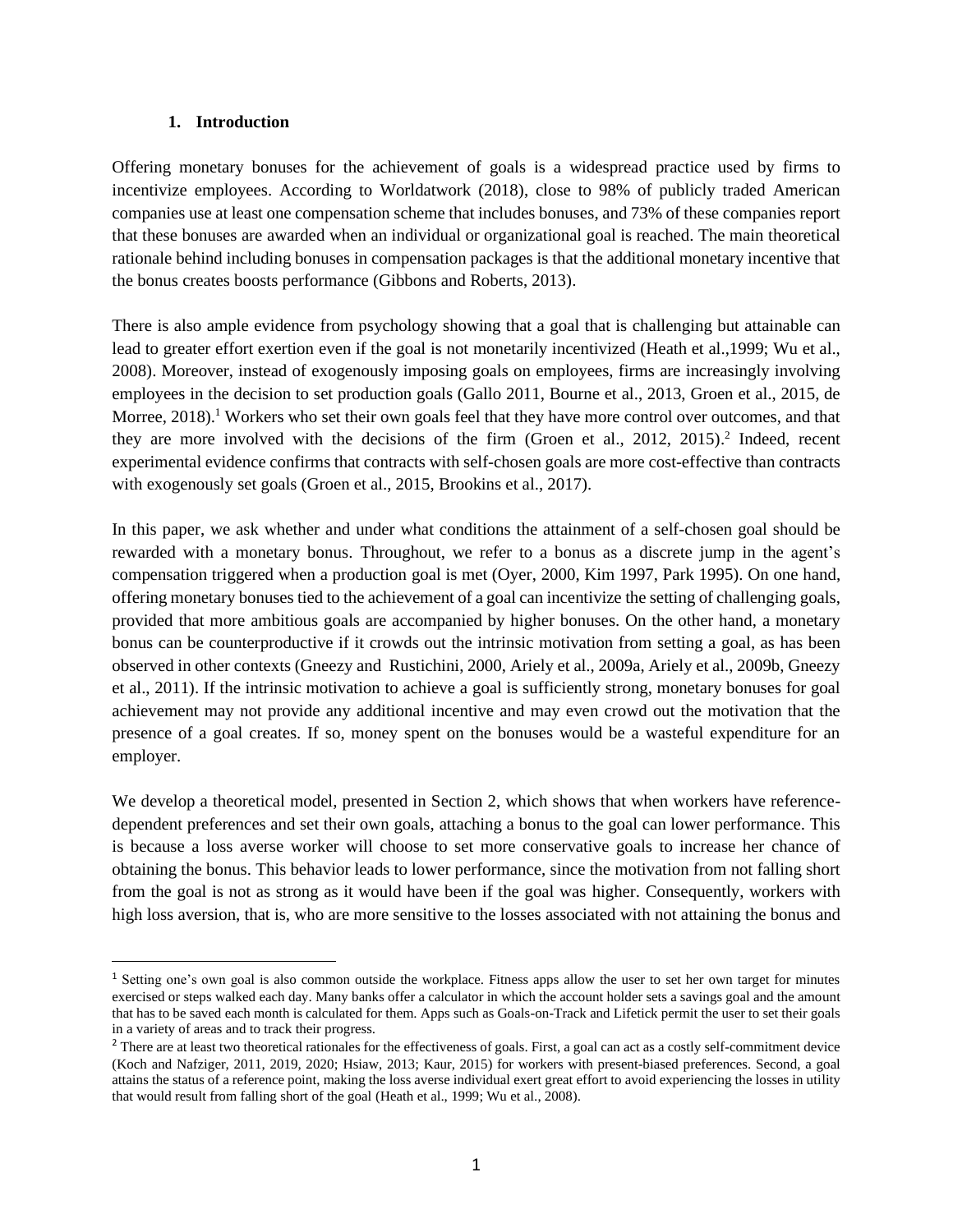## 1. Introduction

Offering monetary bonuses for the achievement of goals is a widespread practice used by firms to incentivize employees. According to Worldatwork (2018), close to 98% of publicly traded American companies use at least one compensation scheme that includes bonuses, and 73% of these companies report that these bonuses are awarded when an individual or organizational goal is reached. The main theoretical rationale behind including bonuses in compensation packages is that the additional monetary incentive that the bonus creates boosts performance (Gibbons and Roberts, 2013).

There is also ample evidence from psychology showing that a goal that is challenging but attainable can lead to greater effort exertion even if the goal is not monetarily incentivized (Heath et al.,1999; Wu et al., 2008). Moreover, instead of exogenously imposing goals on employees, firms are increasingly involving employees in the decision to set production goals (Gallo 2011, Bourne et al., 2013, Groen et al., 2015, de Morree, 2018).[1] Workers who set their own goals feel that they have more control over outcomes, and that they are more involved with the decisions of the firm (Groen et al., 2012, 2015).[2] Indeed, recent experimental evidence confirms that contracts with self-chosen goals are more cost-effective than contracts with exogenously set goals (Groen et al., 2015, Brookins et al., 2017).

In this paper, we ask whether and under what conditions the attainment of a self-chosen goal should be rewarded with a monetary bonus. Throughout, we refer to a bonus as a discrete jump in the agent's compensation triggered when a production goal is met (Oyer, 2000, Kim 1997, Park 1995). On one hand, offering monetary bonuses tied to the achievement of a goal can incentivize the setting of challenging goals, provided that more ambitious goals are accompanied by higher bonuses. On the other hand, a monetary bonus can be counterproductive if it crowds out the intrinsic motivation from setting a goal, as has been observed in other contexts (Gneezy and Rustichini, 2000, Ariely et al., 2009a, Ariely et al., 2009b, Gneezy et al., 2011). If the intrinsic motivation to achieve a goal is sufficiently strong, monetary bonuses for goal achievement may not provide any additional incentive and may even crowd out the motivation that the presence of a goal creates. If so, money spent on the bonuses would be a wasteful expenditure for an employer.

We develop a theoretical model, presented in Section 2, which shows that when workers have reference-dependent preferences and set their own goals, attaching a bonus to the goal can lower performance. This is because a loss averse worker will choose to set more conservative goals to increase her chance of obtaining the bonus. This behavior leads to lower performance, since the motivation from not falling short from the goal is not as strong as it would have been if the goal was higher. Consequently, workers with high loss aversion, that is, who are more sensitive to the losses associated with not attaining the bonus and

[1] Setting one's own goal is also common outside the workplace. Fitness apps allow the user to set her own target for minutes exercised or steps walked each day. Many banks offer a calculator in which the account holder sets a savings goal and the amount that has to be saved each month is calculated for them. Apps such as Goals-on-Track and Lifetick permit the user to set their goals in a variety of areas and to track their progress.

[2] There are at least two theoretical rationales for the effectiveness of goals. First, a goal can act as a costly self-commitment device (Koch and Nafziger, 2011, 2019, 2020; Hsiaw, 2013; Kaur, 2015) for workers with present-biased preferences. Second, a goal attains the status of a reference point, making the loss averse individual exert great effort to avoid experiencing the losses in utility that would result from falling short of the goal (Heath et al., 1999; Wu et al., 2008).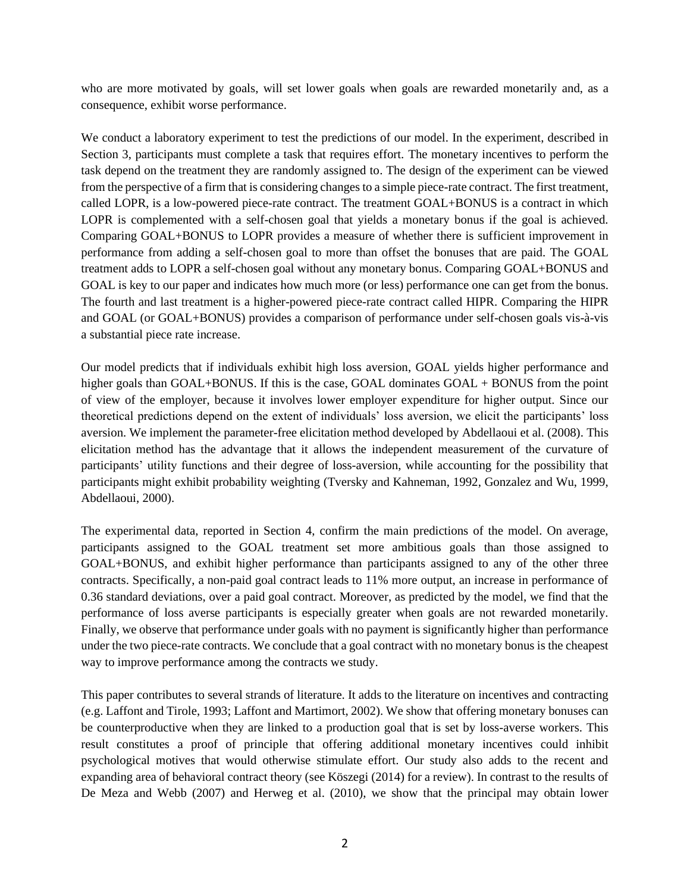who are more motivated by goals, will set lower goals when goals are rewarded monetarily and, as a consequence, exhibit worse performance.

We conduct a laboratory experiment to test the predictions of our model. In the experiment, described in Section 3, participants must complete a task that requires effort. The monetary incentives to perform the task depend on the treatment they are randomly assigned to. The design of the experiment can be viewed from the perspective of a firm that is considering changes to a simple piece-rate contract. The first treatment, called LOPR, is a low-powered piece-rate contract. The treatment GOAL+BONUS is a contract in which LOPR is complemented with a self-chosen goal that yields a monetary bonus if the goal is achieved. Comparing GOAL+BONUS to LOPR provides a measure of whether there is sufficient improvement in performance from adding a self-chosen goal to more than offset the bonuses that are paid. The GOAL treatment adds to LOPR a self-chosen goal without any monetary bonus. Comparing GOAL+BONUS and GOAL is key to our paper and indicates how much more (or less) performance one can get from the bonus. The fourth and last treatment is a higher-powered piece-rate contract called HIPR. Comparing the HIPR and GOAL (or GOAL+BONUS) provides a comparison of performance under self-chosen goals vis-à-vis a substantial piece rate increase.

Our model predicts that if individuals exhibit high loss aversion, GOAL yields higher performance and higher goals than GOAL+BONUS. If this is the case, GOAL dominates GOAL + BONUS from the point of view of the employer, because it involves lower employer expenditure for higher output. Since our theoretical predictions depend on the extent of individuals' loss aversion, we elicit the participants' loss aversion. We implement the parameter-free elicitation method developed by Abdellaoui et al. (2008). This elicitation method has the advantage that it allows the independent measurement of the curvature of participants' utility functions and their degree of loss-aversion, while accounting for the possibility that participants might exhibit probability weighting (Tversky and Kahneman, 1992, Gonzalez and Wu, 1999, Abdellaoui, 2000).

The experimental data, reported in Section 4, confirm the main predictions of the model. On average, participants assigned to the GOAL treatment set more ambitious goals than those assigned to GOAL+BONUS, and exhibit higher performance than participants assigned to any of the other three contracts. Specifically, a non-paid goal contract leads to 11% more output, an increase in performance of 0.36 standard deviations, over a paid goal contract. Moreover, as predicted by the model, we find that the performance of loss averse participants is especially greater when goals are not rewarded monetarily. Finally, we observe that performance under goals with no payment is significantly higher than performance under the two piece-rate contracts. We conclude that a goal contract with no monetary bonus is the cheapest way to improve performance among the contracts we study.

This paper contributes to several strands of literature. It adds to the literature on incentives and contracting (e.g. Laffont and Tirole, 1993; Laffont and Martimort, 2002). We show that offering monetary bonuses can be counterproductive when they are linked to a production goal that is set by loss-averse workers. This result constitutes a proof of principle that offering additional monetary incentives could inhibit psychological motives that would otherwise stimulate effort. Our study also adds to the recent and expanding area of behavioral contract theory (see Köszegi (2014) for a review). In contrast to the results of De Meza and Webb (2007) and Herweg et al. (2010), we show that the principal may obtain lower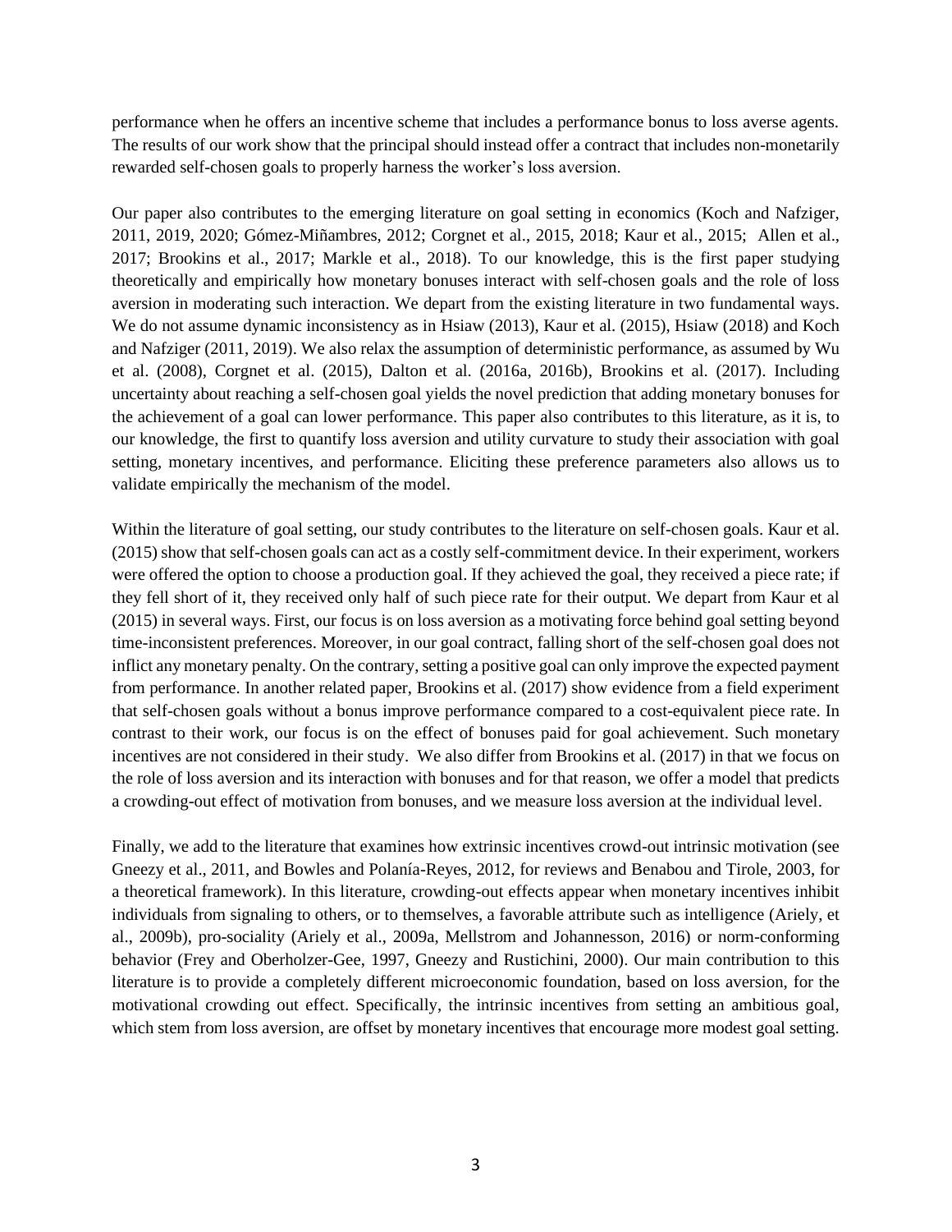performance when he offers an incentive scheme that includes a performance bonus to loss averse agents. The results of our work show that the principal should instead offer a contract that includes non-monetarily rewarded self-chosen goals to properly harness the worker's loss aversion.

Our paper also contributes to the emerging literature on goal setting in economics (Koch and Nafziger, 2011, 2019, 2020; Gómez-Miñambres, 2012; Corgnet et al., 2015, 2018; Kaur et al., 2015; Allen et al., 2017; Brookins et al., 2017; Markle et al., 2018). To our knowledge, this is the first paper studying theoretically and empirically how monetary bonuses interact with self-chosen goals and the role of loss aversion in moderating such interaction. We depart from the existing literature in two fundamental ways. We do not assume dynamic inconsistency as in Hsiaw (2013), Kaur et al. (2015), Hsiaw (2018) and Koch and Nafziger (2011, 2019). We also relax the assumption of deterministic performance, as assumed by Wu et al. (2008), Corgnet et al. (2015), Dalton et al. (2016a, 2016b), Brookins et al. (2017). Including uncertainty about reaching a self-chosen goal yields the novel prediction that adding monetary bonuses for the achievement of a goal can lower performance. This paper also contributes to this literature, as it is, to our knowledge, the first to quantify loss aversion and utility curvature to study their association with goal setting, monetary incentives, and performance. Eliciting these preference parameters also allows us to validate empirically the mechanism of the model.

Within the literature of goal setting, our study contributes to the literature on self-chosen goals. Kaur et al. (2015) show that self-chosen goals can act as a costly self-commitment device. In their experiment, workers were offered the option to choose a production goal. If they achieved the goal, they received a piece rate; if they fell short of it, they received only half of such piece rate for their output. We depart from Kaur et al (2015) in several ways. First, our focus is on loss aversion as a motivating force behind goal setting beyond time-inconsistent preferences. Moreover, in our goal contract, falling short of the self-chosen goal does not inflict any monetary penalty. On the contrary, setting a positive goal can only improve the expected payment from performance. In another related paper, Brookins et al. (2017) show evidence from a field experiment that self-chosen goals without a bonus improve performance compared to a cost-equivalent piece rate. In contrast to their work, our focus is on the effect of bonuses paid for goal achievement. Such monetary incentives are not considered in their study. We also differ from Brookins et al. (2017) in that we focus on the role of loss aversion and its interaction with bonuses and for that reason, we offer a model that predicts a crowding-out effect of motivation from bonuses, and we measure loss aversion at the individual level.

Finally, we add to the literature that examines how extrinsic incentives crowd-out intrinsic motivation (see Gneezy et al., 2011, and Bowles and Polanía-Reyes, 2012, for reviews and Benabou and Tirole, 2003, for a theoretical framework). In this literature, crowding-out effects appear when monetary incentives inhibit individuals from signaling to others, or to themselves, a favorable attribute such as intelligence (Ariely, et al., 2009b), pro-sociality (Ariely et al., 2009a, Mellstrom and Johannesson, 2016) or norm-conforming behavior (Frey and Oberholzer-Gee, 1997, Gneezy and Rustichini, 2000). Our main contribution to this literature is to provide a completely different microeconomic foundation, based on loss aversion, for the motivational crowding out effect. Specifically, the intrinsic incentives from setting an ambitious goal, which stem from loss aversion, are offset by monetary incentives that encourage more modest goal setting.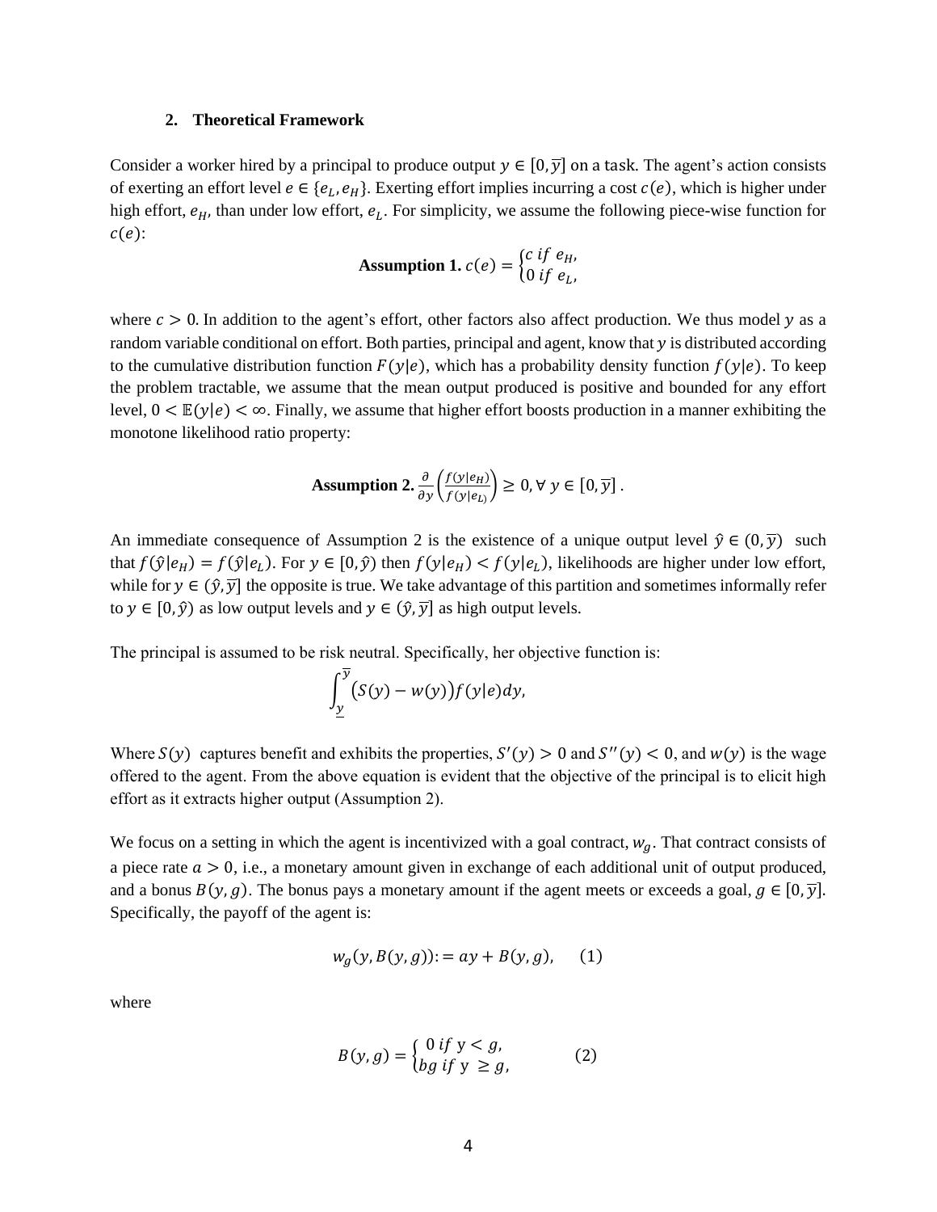## 2. Theoretical Framework

Consider a worker hired by a principal to produce output $y \in [0, \overline{y}]$ on a task. The agent's action consists of exerting an effort level $e \in \{e_L, e_H\}$. Exerting effort implies incurring a cost $c(e)$, which is higher under high effort, $e_H$, than under low effort, $e_L$. For simplicity, we assume the following piece-wise function for $c(e)$:

$$\textbf{Assumption 1. } c(e) = \begin{cases} c \text{ if } e_H, \\ 0 \text{ if } e_L, \end{cases}$$

where $c > 0$. In addition to the agent's effort, other factors also affect production. We thus model $y$ as a random variable conditional on effort. Both parties, principal and agent, know that $y$ is distributed according to the cumulative distribution function $F(y|e)$, which has a probability density function $f(y|e)$. To keep the problem tractable, we assume that the mean output produced is positive and bounded for any effort level, $0 < \mathbb{E}(y|e) < \infty$. Finally, we assume that higher effort boosts production in a manner exhibiting the monotone likelihood ratio property:

$$\textbf{Assumption 2. } \frac{\partial}{\partial y}\left(\frac{f(y|e_H)}{f(y|e_L)}\right) \geq 0, \forall\, y \in [0, \overline{y}]\,.$$

An immediate consequence of Assumption 2 is the existence of a unique output level $\hat{y} \in (0, \overline{y})$ such that $f(\hat{y}|e_H) = f(\hat{y}|e_L)$. For $y \in [0, \hat{y})$ then $f(y|e_H) < f(y|e_L)$, likelihoods are higher under low effort, while for $y \in (\hat{y}, \overline{y}]$ the opposite is true. We take advantage of this partition and sometimes informally refer to $y \in [0, \hat{y})$ as low output levels and $y \in (\hat{y}, \overline{y}]$ as high output levels.

The principal is assumed to be risk neutral. Specifically, her objective function is:

$$\int_{\underline{y}}^{\overline{y}} \big(S(y) - w(y)\big) f(y|e) dy,$$

Where $S(y)$ captures benefit and exhibits the properties, $S'(y) > 0$ and $S''(y) < 0$, and $w(y)$ is the wage offered to the agent. From the above equation is evident that the objective of the principal is to elicit high effort as it extracts higher output (Assumption 2).

We focus on a setting in which the agent is incentivized with a goal contract, $w_g$. That contract consists of a piece rate $a > 0$, i.e., a monetary amount given in exchange of each additional unit of output produced, and a bonus $B(y, g)$. The bonus pays a monetary amount if the agent meets or exceeds a goal, $g \in [0, \overline{y}]$. Specifically, the payoff of the agent is:

$$w_g(y, B(y, g)) := ay + B(y, g), \quad (1)$$

where

$$B(y, g) = \begin{cases} 0 \text{ if } y < g, \\ bg \text{ if } y \geq g, \end{cases} \quad (2)$$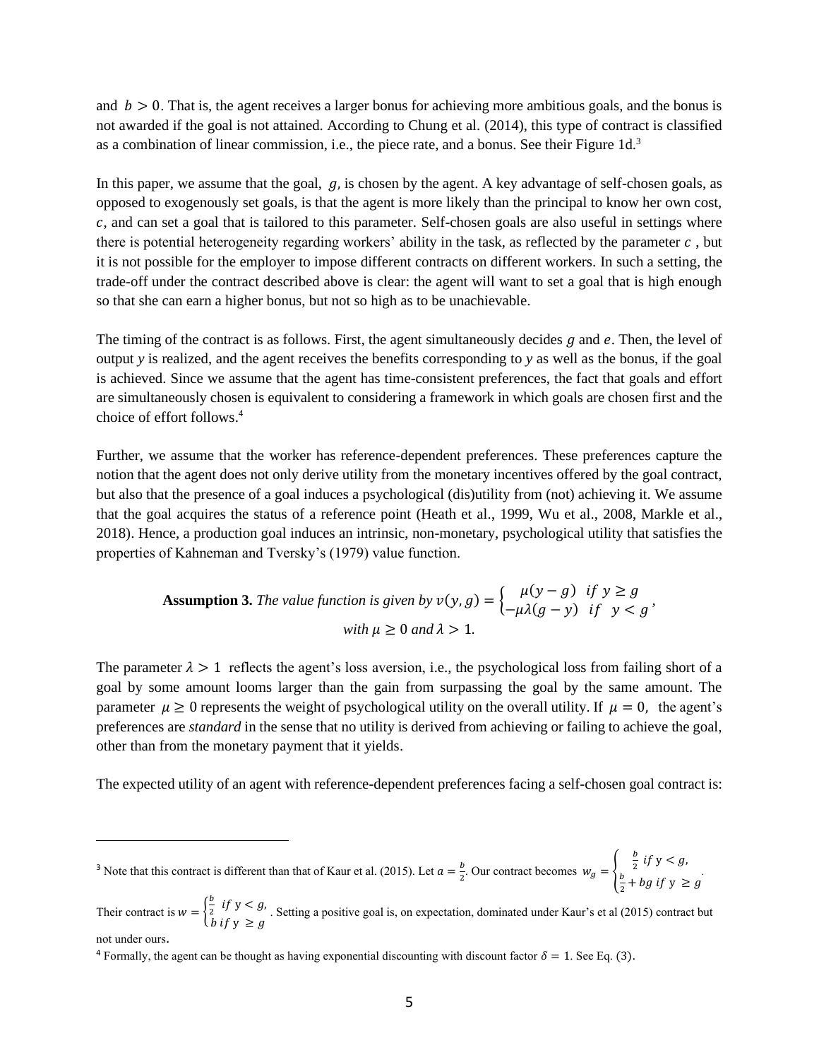and $b > 0$. That is, the agent receives a larger bonus for achieving more ambitious goals, and the bonus is not awarded if the goal is not attained. According to Chung et al. (2014), this type of contract is classified as a combination of linear commission, i.e., the piece rate, and a bonus. See their Figure 1d.[3]

In this paper, we assume that the goal, $g$, is chosen by the agent. A key advantage of self-chosen goals, as opposed to exogenously set goals, is that the agent is more likely than the principal to know her own cost, $c$, and can set a goal that is tailored to this parameter. Self-chosen goals are also useful in settings where there is potential heterogeneity regarding workers' ability in the task, as reflected by the parameter $c$, but it is not possible for the employer to impose different contracts on different workers. In such a setting, the trade-off under the contract described above is clear: the agent will want to set a goal that is high enough so that she can earn a higher bonus, but not so high as to be unachievable.

The timing of the contract is as follows. First, the agent simultaneously decides $g$ and $e$. Then, the level of output $y$ is realized, and the agent receives the benefits corresponding to $y$ as well as the bonus, if the goal is achieved. Since we assume that the agent has time-consistent preferences, the fact that goals and effort are simultaneously chosen is equivalent to considering a framework in which goals are chosen first and the choice of effort follows.[4]

Further, we assume that the worker has reference-dependent preferences. These preferences capture the notion that the agent does not only derive utility from the monetary incentives offered by the goal contract, but also that the presence of a goal induces a psychological (dis)utility from (not) achieving it. We assume that the goal acquires the status of a reference point (Heath et al., 1999, Wu et al., 2008, Markle et al., 2018). Hence, a production goal induces an intrinsic, non-monetary, psychological utility that satisfies the properties of Kahneman and Tversky's (1979) value function.

**Assumption 3.** *The value function is given by* $v(y,g) = \begin{cases} \mu(y-g) & if\ y \geq g \\ -\mu\lambda(g-y) & if\ \ y < g \end{cases}$, *with* $\mu \geq 0$ *and* $\lambda > 1$.

The parameter $\lambda > 1$ reflects the agent's loss aversion, i.e., the psychological loss from failing short of a goal by some amount looms larger than the gain from surpassing the goal by the same amount. The parameter $\mu \geq 0$ represents the weight of psychological utility on the overall utility. If $\mu = 0$, the agent's preferences are *standard* in the sense that no utility is derived from achieving or failing to achieve the goal, other than from the monetary payment that it yields.

The expected utility of an agent with reference-dependent preferences facing a self-chosen goal contract is:

---

[3] Note that this contract is different than that of Kaur et al. (2015). Let $a = \frac{b}{2}$. Our contract becomes $w_g = \begin{cases} \frac{b}{2}\ if\ y < g, \\ \frac{b}{2} + bg\ if\ y\ \geq g \end{cases}$. Their contract is $w = \begin{cases} \frac{b}{2}\ \ if\ y < g, \\ b\ if\ y\ \geq g \end{cases}$. Setting a positive goal is, on expectation, dominated under Kaur's et al (2015) contract but not under ours.

[4] Formally, the agent can be thought as having exponential discounting with discount factor $\delta = 1$. See Eq. (3).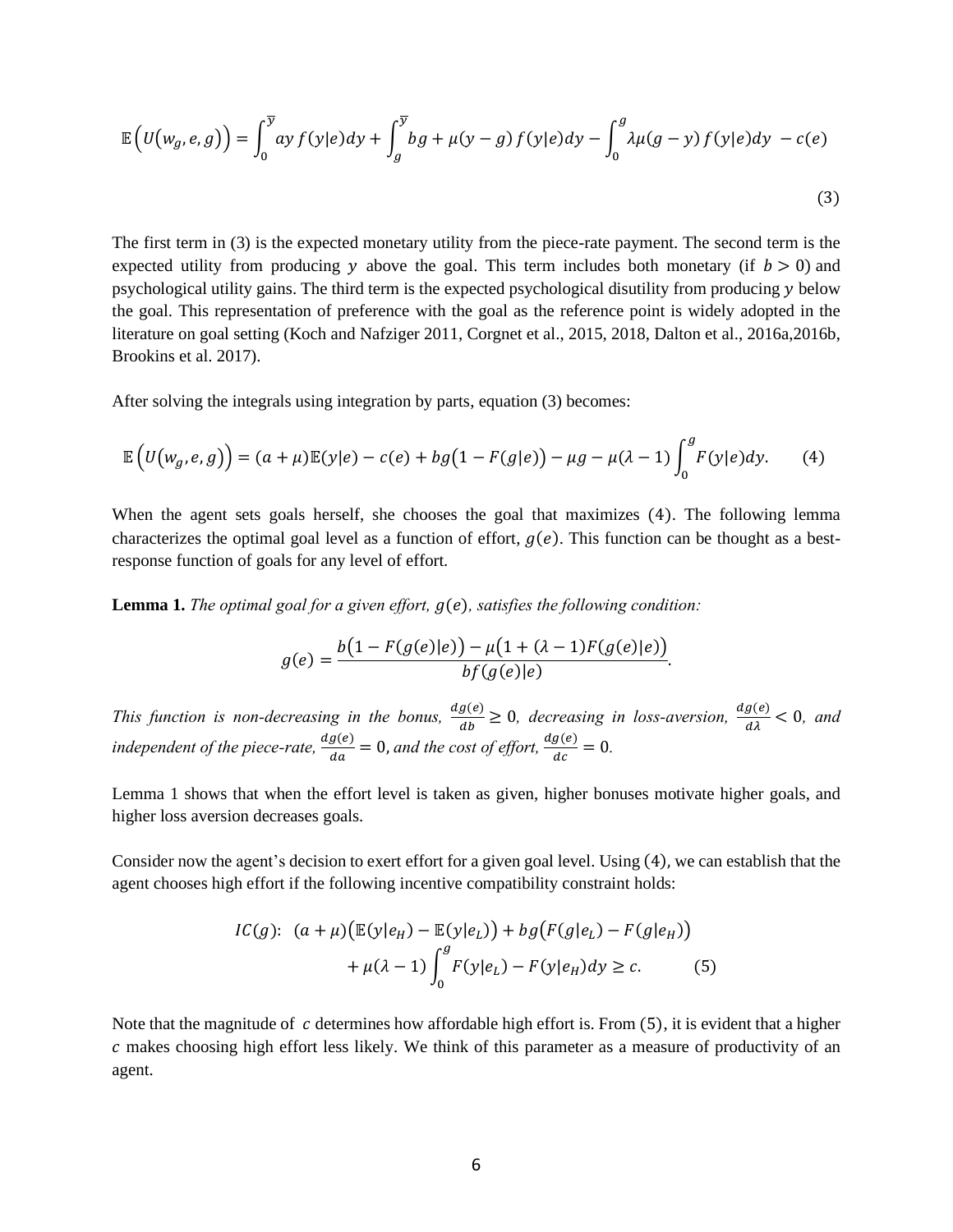$$\mathbb{E}\left(U\left(w_g, e, g\right)\right) = \int_0^{\overline{y}} ay\, f(y|e)dy + \int_g^{\overline{y}} bg + \mu(y-g)\, f(y|e)dy - \int_0^{g} \lambda\mu(g-y)\, f(y|e)dy\; - c(e) \tag{3}$$

The first term in (3) is the expected monetary utility from the piece-rate payment. The second term is the expected utility from producing $y$ above the goal. This term includes both monetary (if $b > 0$) and psychological utility gains. The third term is the expected psychological disutility from producing $y$ below the goal. This representation of preference with the goal as the reference point is widely adopted in the literature on goal setting (Koch and Nafziger 2011, Corgnet et al., 2015, 2018, Dalton et al., 2016a,2016b, Brookins et al. 2017).

After solving the integrals using integration by parts, equation (3) becomes:

$$\mathbb{E}\left(U\left(w_g, e, g\right)\right) = (a+\mu)\mathbb{E}(y|e) - c(e) + bg\left(1 - F(g|e)\right) - \mu g - \mu(\lambda - 1)\int_0^{g} F(y|e)dy. \tag{4}$$

When the agent sets goals herself, she chooses the goal that maximizes $(4)$. The following lemma characterizes the optimal goal level as a function of effort, $g(e)$. This function can be thought as a best-response function of goals for any level of effort.

**Lemma 1.** *The optimal goal for a given effort, $g(e)$, satisfies the following condition:*

$$g(e) = \frac{b\left(1 - F(g(e)|e)\right) - \mu\left(1 + (\lambda - 1)F(g(e)|e)\right)}{bf(g(e)|e)}.$$

*This function is non-decreasing in the bonus, $\frac{dg(e)}{db} \geq 0$, decreasing in loss-aversion, $\frac{dg(e)}{d\lambda} < 0$, and independent of the piece-rate, $\frac{dg(e)}{da} = 0$, and the cost of effort, $\frac{dg(e)}{dc} = 0$.*

Lemma 1 shows that when the effort level is taken as given, higher bonuses motivate higher goals, and higher loss aversion decreases goals.

Consider now the agent's decision to exert effort for a given goal level. Using $(4)$, we can establish that the agent chooses high effort if the following incentive compatibility constraint holds:

$$IC(g){:}\;\; (a+\mu)\left(\mathbb{E}(y|e_H) - \mathbb{E}(y|e_L)\right) + bg\left(F(g|e_L) - F(g|e_H)\right) + \mu(\lambda - 1)\int_0^{g} F(y|e_L) - F(y|e_H)dy \geq c. \tag{5}$$

Note that the magnitude of $c$ determines how affordable high effort is. From $(5)$, it is evident that a higher $c$ makes choosing high effort less likely. We think of this parameter as a measure of productivity of an agent.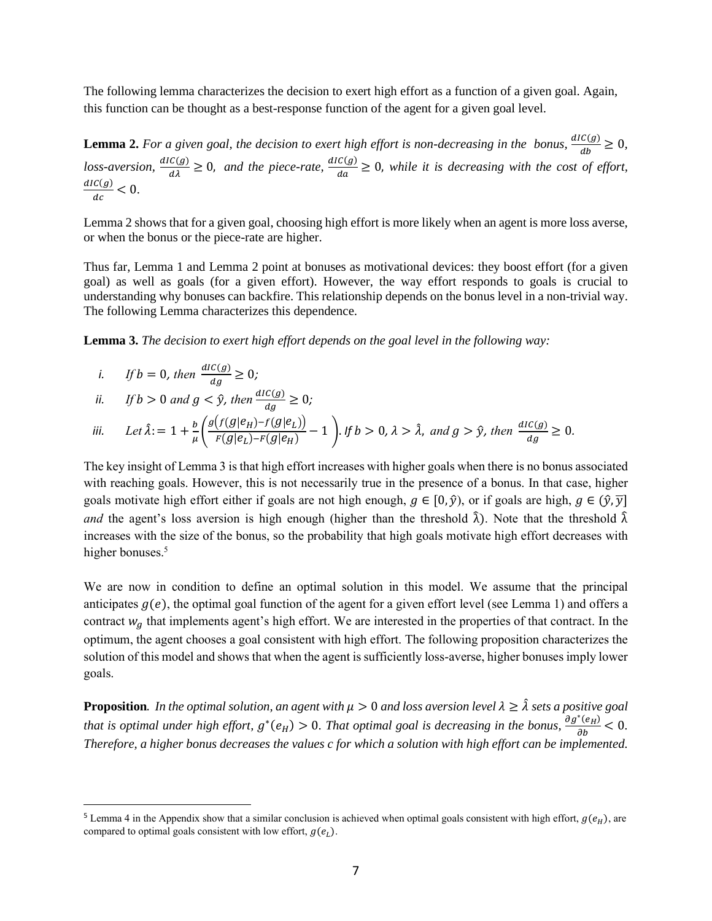The following lemma characterizes the decision to exert high effort as a function of a given goal. Again, this function can be thought as a best-response function of the agent for a given goal level.

**Lemma 2.** *For a given goal, the decision to exert high effort is non-decreasing in the bonus,* $\frac{dIC(g)}{db} \geq 0$*, loss-aversion,* $\frac{dIC(g)}{d\lambda} \geq 0$*, and the piece-rate,* $\frac{dIC(g)}{da} \geq 0$*, while it is decreasing with the cost of effort,* $\frac{dIC(g)}{dc} < 0$.

Lemma 2 shows that for a given goal, choosing high effort is more likely when an agent is more loss averse, or when the bonus or the piece-rate are higher.

Thus far, Lemma 1 and Lemma 2 point at bonuses as motivational devices: they boost effort (for a given goal) as well as goals (for a given effort). However, the way effort responds to goals is crucial to understanding why bonuses can backfire. This relationship depends on the bonus level in a non-trivial way. The following Lemma characterizes this dependence.

**Lemma 3.** *The decision to exert high effort depends on the goal level in the following way:*

*i.* *If* $b = 0$*, then* $\frac{dIC(g)}{dg} \geq 0$*;*

*ii.* *If* $b > 0$ *and* $g < \hat{y}$*, then* $\frac{dIC(g)}{dg} \geq 0$*;*

*iii.* *Let* $\hat{\lambda} := 1 + \frac{b}{\mu}\left(\frac{g\left(f(g|e_H) - f(g|e_L)\right)}{F(g|e_L) - F(g|e_H)} - 1\right)$*. If* $b > 0$*,* $\lambda > \hat{\lambda}$*, and* $g > \hat{y}$*, then* $\frac{dIC(g)}{dg} \geq 0$.

The key insight of Lemma 3 is that high effort increases with higher goals when there is no bonus associated with reaching goals. However, this is not necessarily true in the presence of a bonus. In that case, higher goals motivate high effort either if goals are not high enough, $g \in [0, \hat{y})$, or if goals are high, $g \in (\hat{y}, \overline{y}]$ *and* the agent's loss aversion is high enough (higher than the threshold $\hat{\lambda}$). Note that the threshold $\hat{\lambda}$ increases with the size of the bonus, so the probability that high goals motivate high effort decreases with higher bonuses.[5]

We are now in condition to define an optimal solution in this model. We assume that the principal anticipates $g(e)$, the optimal goal function of the agent for a given effort level (see Lemma 1) and offers a contract $w_g$ that implements agent's high effort. We are interested in the properties of that contract. In the optimum, the agent chooses a goal consistent with high effort. The following proposition characterizes the solution of this model and shows that when the agent is sufficiently loss-averse, higher bonuses imply lower goals.

**Proposition***. In the optimal solution, an agent with* $\mu > 0$ *and loss aversion level* $\lambda \geq \hat{\lambda}$ *sets a positive goal that is optimal under high effort,* $g^*(e_H) > 0$*. That optimal goal is decreasing in the bonus,* $\frac{\partial g^*(e_H)}{\partial b} < 0$*. Therefore, a higher bonus decreases the values c for which a solution with high effort can be implemented.*

[5] Lemma 4 in the Appendix show that a similar conclusion is achieved when optimal goals consistent with high effort, $g(e_H)$, are compared to optimal goals consistent with low effort, $g(e_L)$.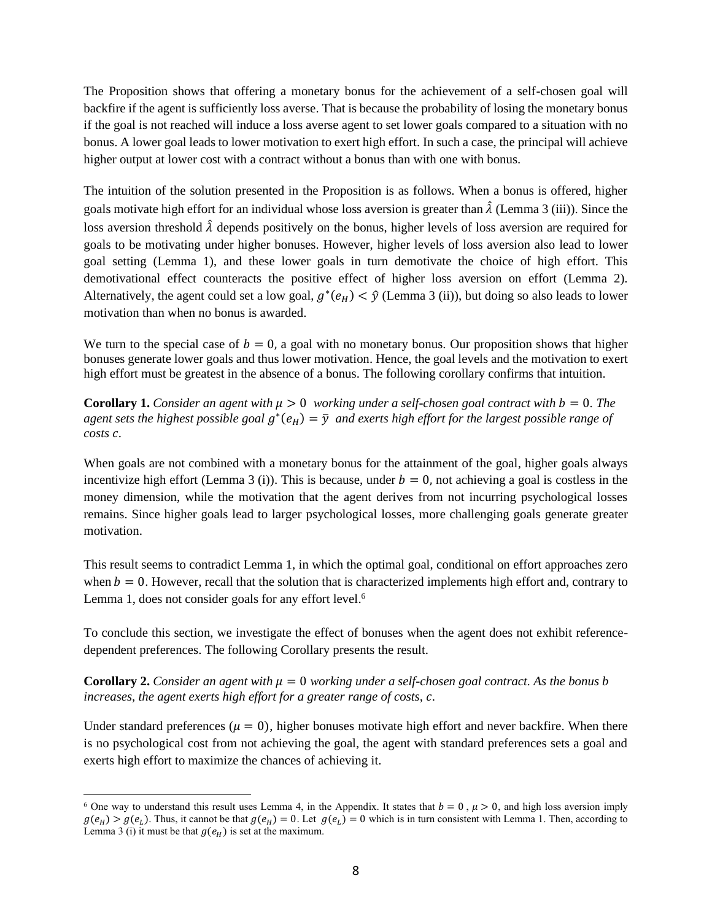The Proposition shows that offering a monetary bonus for the achievement of a self-chosen goal will backfire if the agent is sufficiently loss averse. That is because the probability of losing the monetary bonus if the goal is not reached will induce a loss averse agent to set lower goals compared to a situation with no bonus. A lower goal leads to lower motivation to exert high effort. In such a case, the principal will achieve higher output at lower cost with a contract without a bonus than with one with bonus.

The intuition of the solution presented in the Proposition is as follows. When a bonus is offered, higher goals motivate high effort for an individual whose loss aversion is greater than $\hat{\lambda}$ (Lemma 3 (iii)). Since the loss aversion threshold $\hat{\lambda}$ depends positively on the bonus, higher levels of loss aversion are required for goals to be motivating under higher bonuses. However, higher levels of loss aversion also lead to lower goal setting (Lemma 1), and these lower goals in turn demotivate the choice of high effort. This demotivational effect counteracts the positive effect of higher loss aversion on effort (Lemma 2). Alternatively, the agent could set a low goal, $g^*(e_H) < \hat{y}$ (Lemma 3 (ii)), but doing so also leads to lower motivation than when no bonus is awarded.

We turn to the special case of $b = 0$, a goal with no monetary bonus. Our proposition shows that higher bonuses generate lower goals and thus lower motivation. Hence, the goal levels and the motivation to exert high effort must be greatest in the absence of a bonus. The following corollary confirms that intuition.

**Corollary 1.** *Consider an agent with $\mu > 0$ working under a self-chosen goal contract with $b = 0$. The agent sets the highest possible goal $g^*(e_H) = \bar{y}$ and exerts high effort for the largest possible range of costs $c$.*

When goals are not combined with a monetary bonus for the attainment of the goal, higher goals always incentivize high effort (Lemma 3 (i)). This is because, under $b = 0$, not achieving a goal is costless in the money dimension, while the motivation that the agent derives from not incurring psychological losses remains. Since higher goals lead to larger psychological losses, more challenging goals generate greater motivation.

This result seems to contradict Lemma 1, in which the optimal goal, conditional on effort approaches zero when $b = 0$. However, recall that the solution that is characterized implements high effort and, contrary to Lemma 1, does not consider goals for any effort level.[6]

To conclude this section, we investigate the effect of bonuses when the agent does not exhibit reference-dependent preferences. The following Corollary presents the result.

**Corollary 2.** *Consider an agent with $\mu = 0$ working under a self-chosen goal contract. As the bonus $b$ increases, the agent exerts high effort for a greater range of costs, $c$.*

Under standard preferences ($\mu = 0$), higher bonuses motivate high effort and never backfire. When there is no psychological cost from not achieving the goal, the agent with standard preferences sets a goal and exerts high effort to maximize the chances of achieving it.

---

[6] One way to understand this result uses Lemma 4, in the Appendix. It states that $b = 0$ , $\mu > 0$, and high loss aversion imply $g(e_H) > g(e_L)$. Thus, it cannot be that $g(e_H) = 0$. Let $g(e_L) = 0$ which is in turn consistent with Lemma 1. Then, according to Lemma 3 (i) it must be that $g(e_H)$ is set at the maximum.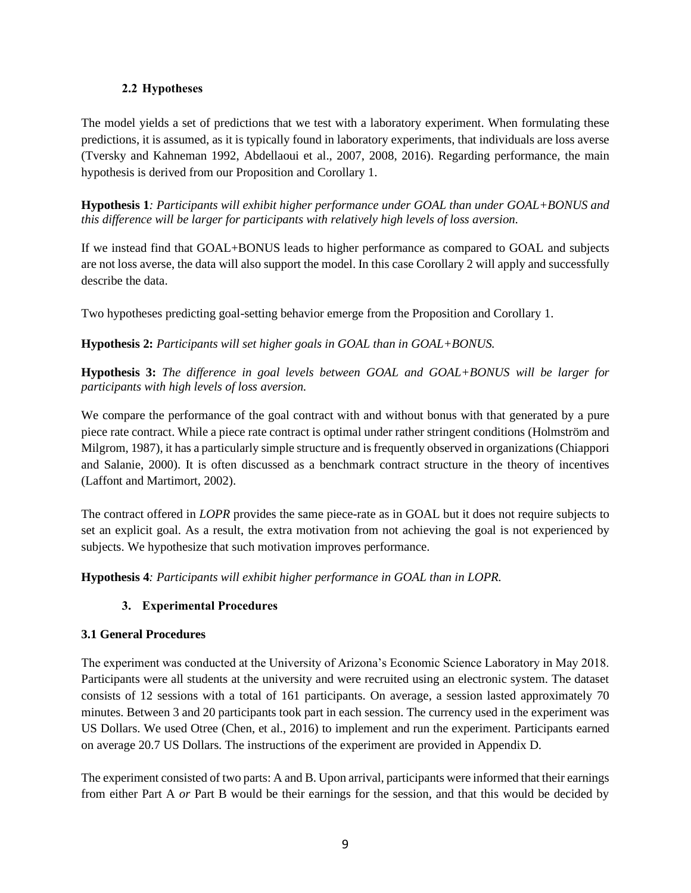### 2.2 Hypotheses

The model yields a set of predictions that we test with a laboratory experiment. When formulating these predictions, it is assumed, as it is typically found in laboratory experiments, that individuals are loss averse (Tversky and Kahneman 1992, Abdellaoui et al., 2007, 2008, 2016). Regarding performance, the main hypothesis is derived from our Proposition and Corollary 1.

**Hypothesis 1***: Participants will exhibit higher performance under GOAL than under GOAL+BONUS and this difference will be larger for participants with relatively high levels of loss aversion.*

If we instead find that GOAL+BONUS leads to higher performance as compared to GOAL and subjects are not loss averse, the data will also support the model. In this case Corollary 2 will apply and successfully describe the data.

Two hypotheses predicting goal-setting behavior emerge from the Proposition and Corollary 1.

**Hypothesis 2:** *Participants will set higher goals in GOAL than in GOAL+BONUS.*

**Hypothesis 3:** *The difference in goal levels between GOAL and GOAL+BONUS will be larger for participants with high levels of loss aversion.*

We compare the performance of the goal contract with and without bonus with that generated by a pure piece rate contract. While a piece rate contract is optimal under rather stringent conditions (Holmström and Milgrom, 1987), it has a particularly simple structure and is frequently observed in organizations (Chiappori and Salanie, 2000). It is often discussed as a benchmark contract structure in the theory of incentives (Laffont and Martimort, 2002).

The contract offered in *LOPR* provides the same piece-rate as in GOAL but it does not require subjects to set an explicit goal. As a result, the extra motivation from not achieving the goal is not experienced by subjects. We hypothesize that such motivation improves performance.

**Hypothesis 4***: Participants will exhibit higher performance in GOAL than in LOPR.*

## 3. Experimental Procedures

### 3.1 General Procedures

The experiment was conducted at the University of Arizona's Economic Science Laboratory in May 2018. Participants were all students at the university and were recruited using an electronic system. The dataset consists of 12 sessions with a total of 161 participants. On average, a session lasted approximately 70 minutes. Between 3 and 20 participants took part in each session. The currency used in the experiment was US Dollars. We used Otree (Chen, et al., 2016) to implement and run the experiment. Participants earned on average 20.7 US Dollars. The instructions of the experiment are provided in Appendix D.

The experiment consisted of two parts: A and B. Upon arrival, participants were informed that their earnings from either Part A *or* Part B would be their earnings for the session, and that this would be decided by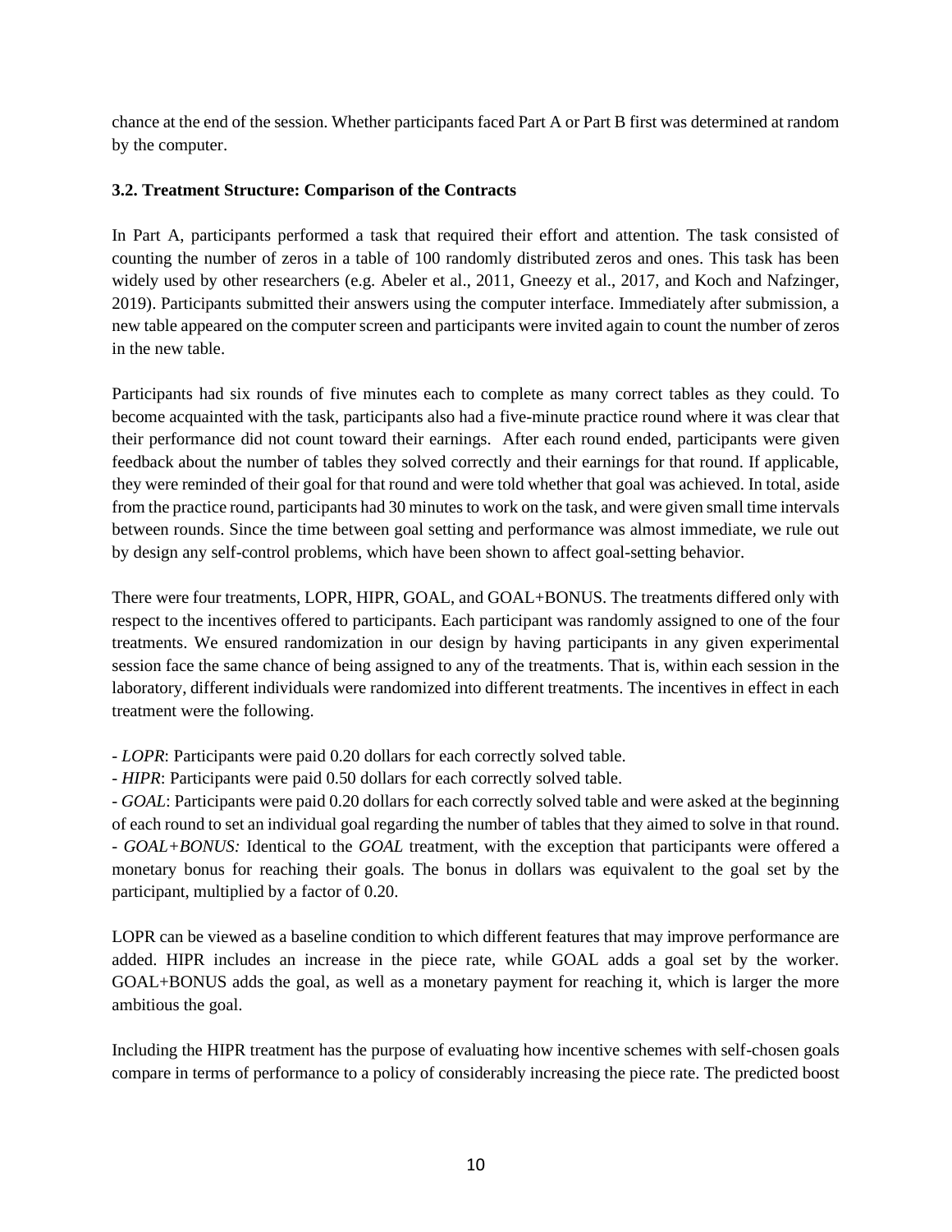chance at the end of the session. Whether participants faced Part A or Part B first was determined at random by the computer.

### 3.2. Treatment Structure: Comparison of the Contracts

In Part A, participants performed a task that required their effort and attention. The task consisted of counting the number of zeros in a table of 100 randomly distributed zeros and ones. This task has been widely used by other researchers (e.g. Abeler et al., 2011, Gneezy et al., 2017, and Koch and Nafzinger, 2019). Participants submitted their answers using the computer interface. Immediately after submission, a new table appeared on the computer screen and participants were invited again to count the number of zeros in the new table.

Participants had six rounds of five minutes each to complete as many correct tables as they could. To become acquainted with the task, participants also had a five-minute practice round where it was clear that their performance did not count toward their earnings. After each round ended, participants were given feedback about the number of tables they solved correctly and their earnings for that round. If applicable, they were reminded of their goal for that round and were told whether that goal was achieved. In total, aside from the practice round, participants had 30 minutes to work on the task, and were given small time intervals between rounds. Since the time between goal setting and performance was almost immediate, we rule out by design any self-control problems, which have been shown to affect goal-setting behavior.

There were four treatments, LOPR, HIPR, GOAL, and GOAL+BONUS. The treatments differed only with respect to the incentives offered to participants. Each participant was randomly assigned to one of the four treatments. We ensured randomization in our design by having participants in any given experimental session face the same chance of being assigned to any of the treatments. That is, within each session in the laboratory, different individuals were randomized into different treatments. The incentives in effect in each treatment were the following.

- *LOPR*: Participants were paid 0.20 dollars for each correctly solved table.
- *HIPR*: Participants were paid 0.50 dollars for each correctly solved table.
- *GOAL*: Participants were paid 0.20 dollars for each correctly solved table and were asked at the beginning of each round to set an individual goal regarding the number of tables that they aimed to solve in that round.
- *GOAL+BONUS:* Identical to the *GOAL* treatment, with the exception that participants were offered a monetary bonus for reaching their goals. The bonus in dollars was equivalent to the goal set by the participant, multiplied by a factor of 0.20.

LOPR can be viewed as a baseline condition to which different features that may improve performance are added. HIPR includes an increase in the piece rate, while GOAL adds a goal set by the worker. GOAL+BONUS adds the goal, as well as a monetary payment for reaching it, which is larger the more ambitious the goal.

Including the HIPR treatment has the purpose of evaluating how incentive schemes with self-chosen goals compare in terms of performance to a policy of considerably increasing the piece rate. The predicted boost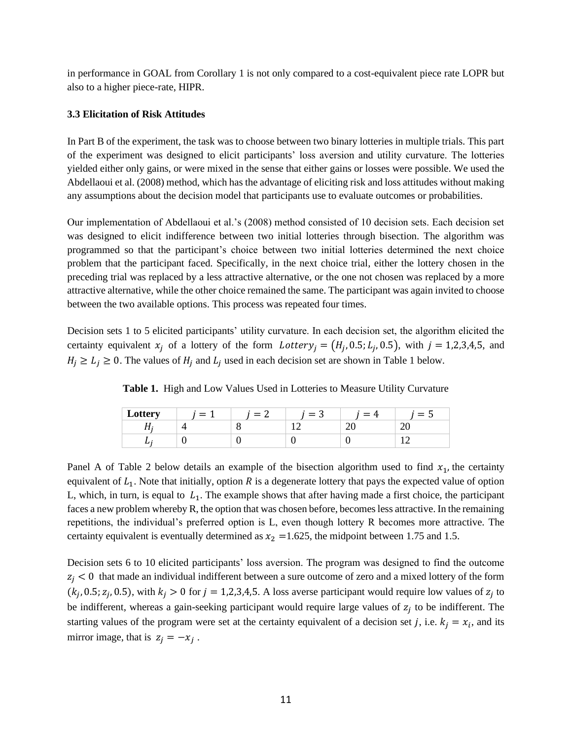in performance in GOAL from Corollary 1 is not only compared to a cost-equivalent piece rate LOPR but also to a higher piece-rate, HIPR.

### 3.3 Elicitation of Risk Attitudes

In Part B of the experiment, the task was to choose between two binary lotteries in multiple trials. This part of the experiment was designed to elicit participants' loss aversion and utility curvature. The lotteries yielded either only gains, or were mixed in the sense that either gains or losses were possible. We used the Abdellaoui et al. (2008) method, which has the advantage of eliciting risk and loss attitudes without making any assumptions about the decision model that participants use to evaluate outcomes or probabilities.

Our implementation of Abdellaoui et al.'s (2008) method consisted of 10 decision sets. Each decision set was designed to elicit indifference between two initial lotteries through bisection. The algorithm was programmed so that the participant's choice between two initial lotteries determined the next choice problem that the participant faced. Specifically, in the next choice trial, either the lottery chosen in the preceding trial was replaced by a less attractive alternative, or the one not chosen was replaced by a more attractive alternative, while the other choice remained the same. The participant was again invited to choose between the two available options. This process was repeated four times.

Decision sets 1 to 5 elicited participants' utility curvature. In each decision set, the algorithm elicited the certainty equivalent $x_j$ of a lottery of the form $Lottery_j = (H_j, 0.5; L_j, 0.5)$, with $j = 1,2,3,4,5$, and $H_j \geq L_j \geq 0$. The values of $H_j$ and $L_j$ used in each decision set are shown in Table 1 below.

**Table 1.** High and Low Values Used in Lotteries to Measure Utility Curvature

| **Lottery** | $j = 1$ | $j = 2$ | $j = 3$ | $j = 4$ | $j = 5$ |
|---|---|---|---|---|---|
| $H_j$ | 4 | 8 | 12 | 20 | 20 |
| $L_j$ | 0 | 0 | 0 | 0 | 12 |

Panel A of Table 2 below details an example of the bisection algorithm used to find $x_1$, the certainty equivalent of $L_1$. Note that initially, option $R$ is a degenerate lottery that pays the expected value of option L, which, in turn, is equal to $L_1$. The example shows that after having made a first choice, the participant faces a new problem whereby R, the option that was chosen before, becomes less attractive. In the remaining repetitions, the individual's preferred option is L, even though lottery R becomes more attractive. The certainty equivalent is eventually determined as $x_2 = 1.625$, the midpoint between 1.75 and 1.5.

Decision sets 6 to 10 elicited participants' loss aversion. The program was designed to find the outcome $z_j < 0$ that made an individual indifferent between a sure outcome of zero and a mixed lottery of the form $(k_j, 0.5; z_j, 0.5)$, with $k_j > 0$ for $j = 1,2,3,4,5$. A loss averse participant would require low values of $z_j$ to be indifferent, whereas a gain-seeking participant would require large values of $z_j$ to be indifferent. The starting values of the program were set at the certainty equivalent of a decision set $j$, i.e. $k_j = x_i$, and its mirror image, that is $z_j = -x_j$ .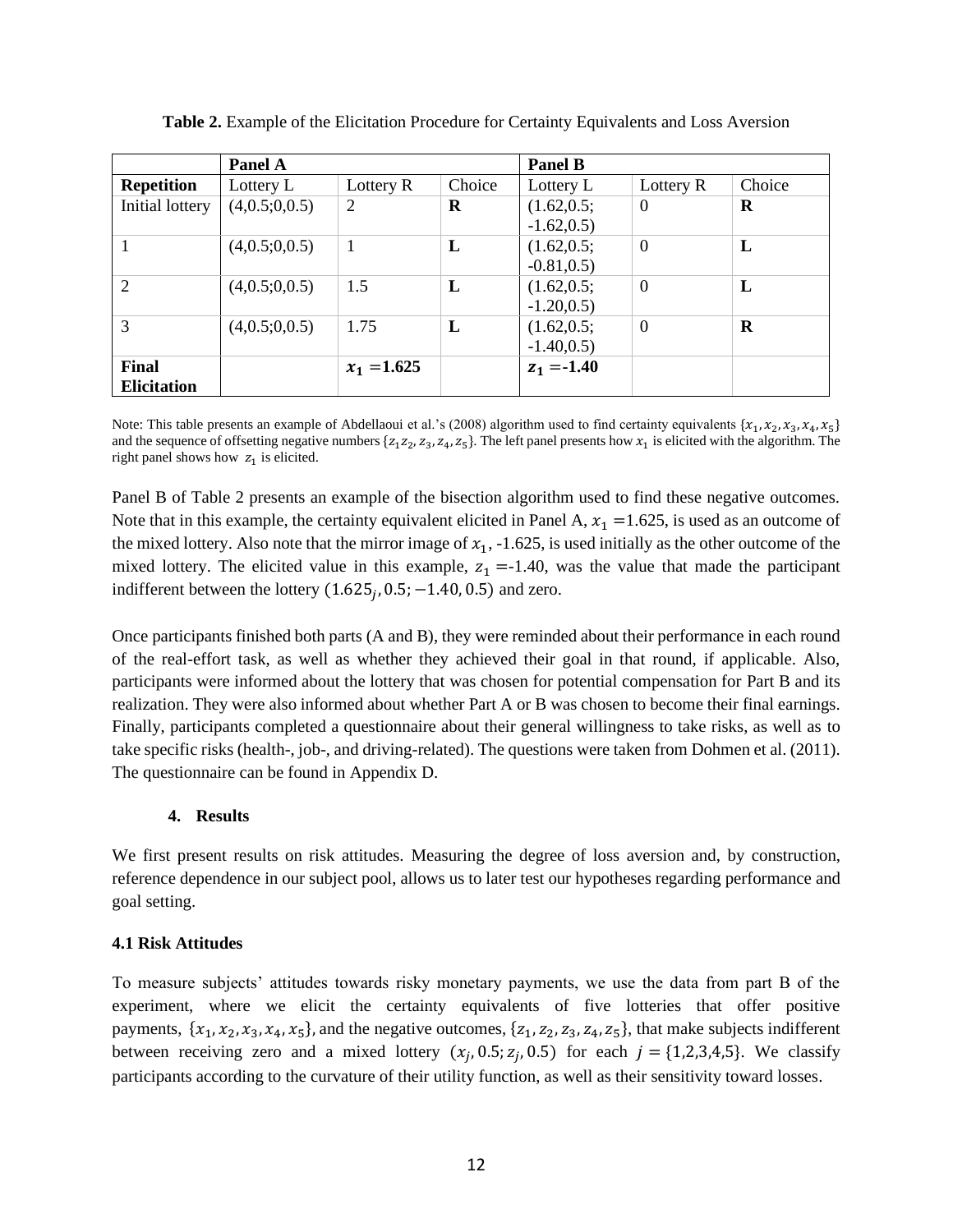**Table 2.** Example of the Elicitation Procedure for Certainty Equivalents and Loss Aversion

| | Panel A | | | Panel B | | |
|---|---|---|---|---|---|---|
| **Repetition** | Lottery L | Lottery R | Choice | Lottery L | Lottery R | Choice |
| Initial lottery | (4,0.5;0,0.5) | 2 | **R** | (1.62,0.5; -1.62,0.5) | 0 | **R** |
| 1 | (4,0.5;0,0.5) | 1 | **L** | (1.62,0.5; -0.81,0.5) | 0 | **L** |
| 2 | (4,0.5;0,0.5) | 1.5 | **L** | (1.62,0.5; -1.20,0.5) | 0 | **L** |
| 3 | (4,0.5;0,0.5) | 1.75 | **L** | (1.62,0.5; -1.40,0.5) | 0 | **R** |
| **Final Elicitation** | | $\boldsymbol{x_1}$ **=1.625** | | $\boldsymbol{z_1}$ **=-1.40** | | |

Note: This table presents an example of Abdellaoui et al.'s (2008) algorithm used to find certainty equivalents $\{x_1, x_2, x_3, x_4, x_5\}$ and the sequence of offsetting negative numbers $\{z_1 z_2, z_3, z_4, z_5\}$. The left panel presents how $x_1$ is elicited with the algorithm. The right panel shows how $z_1$ is elicited.

Panel B of Table 2 presents an example of the bisection algorithm used to find these negative outcomes. Note that in this example, the certainty equivalent elicited in Panel A, $x_1$ =1.625, is used as an outcome of the mixed lottery. Also note that the mirror image of $x_1$, -1.625, is used initially as the other outcome of the mixed lottery. The elicited value in this example, $z_1$ =-1.40, was the value that made the participant indifferent between the lottery $(1.625_j, 0.5; -1.40, 0.5)$ and zero.

Once participants finished both parts (A and B), they were reminded about their performance in each round of the real-effort task, as well as whether they achieved their goal in that round, if applicable. Also, participants were informed about the lottery that was chosen for potential compensation for Part B and its realization. They were also informed about whether Part A or B was chosen to become their final earnings. Finally, participants completed a questionnaire about their general willingness to take risks, as well as to take specific risks (health-, job-, and driving-related). The questions were taken from Dohmen et al. (2011). The questionnaire can be found in Appendix D.

## 4. Results

We first present results on risk attitudes. Measuring the degree of loss aversion and, by construction, reference dependence in our subject pool, allows us to later test our hypotheses regarding performance and goal setting.

### 4.1 Risk Attitudes

To measure subjects' attitudes towards risky monetary payments, we use the data from part B of the experiment, where we elicit the certainty equivalents of five lotteries that offer positive payments, $\{x_1, x_2, x_3, x_4, x_5\}$, and the negative outcomes, $\{z_1, z_2, z_3, z_4, z_5\}$, that make subjects indifferent between receiving zero and a mixed lottery $(x_j, 0.5; z_j, 0.5)$ for each $j = \{1,2,3,4,5\}$. We classify participants according to the curvature of their utility function, as well as their sensitivity toward losses.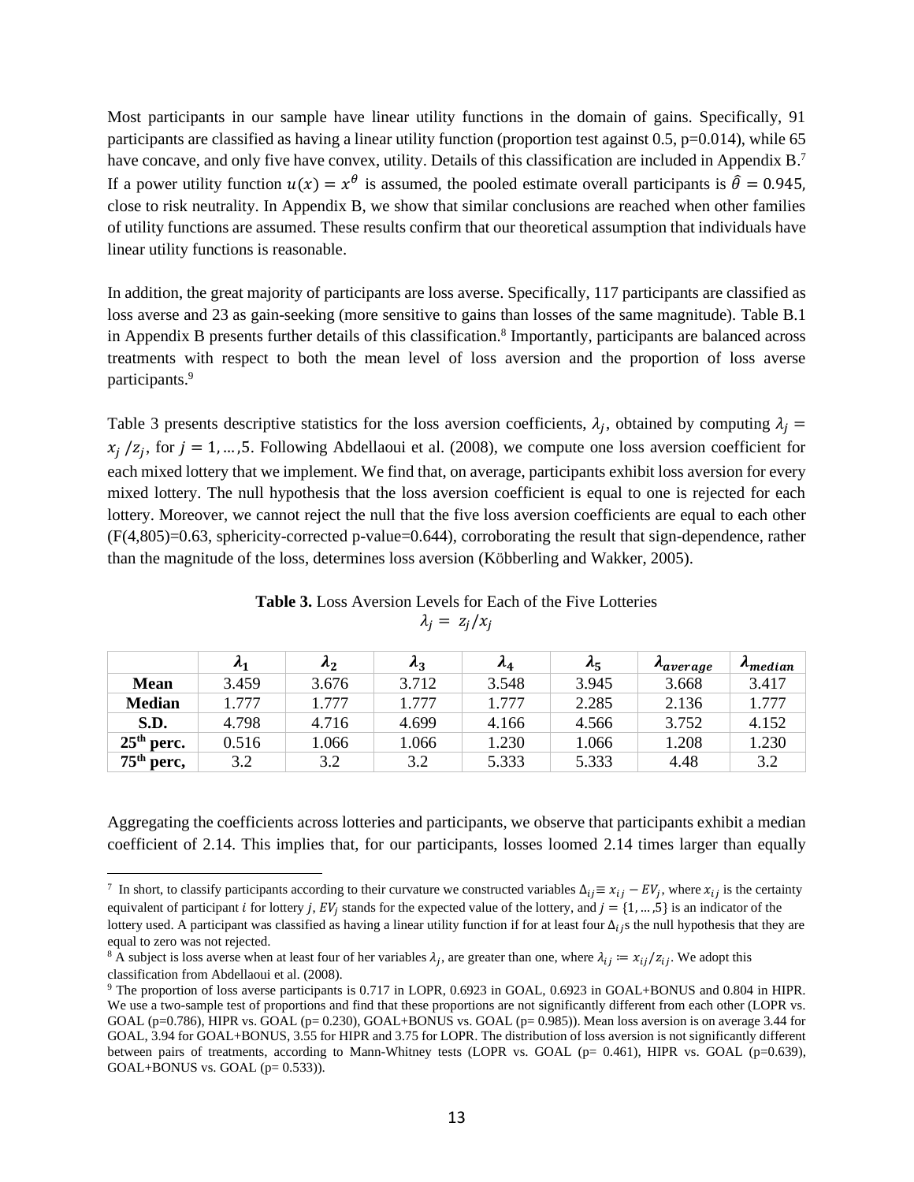Most participants in our sample have linear utility functions in the domain of gains. Specifically, 91 participants are classified as having a linear utility function (proportion test against 0.5, p=0.014), while 65 have concave, and only five have convex, utility. Details of this classification are included in Appendix B.[7] If a power utility function $u(x) = x^{\theta}$ is assumed, the pooled estimate overall participants is $\hat{\theta} = 0.945$, close to risk neutrality. In Appendix B, we show that similar conclusions are reached when other families of utility functions are assumed. These results confirm that our theoretical assumption that individuals have linear utility functions is reasonable.

In addition, the great majority of participants are loss averse. Specifically, 117 participants are classified as loss averse and 23 as gain-seeking (more sensitive to gains than losses of the same magnitude). Table B.1 in Appendix B presents further details of this classification.[8] Importantly, participants are balanced across treatments with respect to both the mean level of loss aversion and the proportion of loss averse participants.[9]

Table 3 presents descriptive statistics for the loss aversion coefficients, $\lambda_j$, obtained by computing $\lambda_j = x_j / z_j$, for $j = 1, \ldots, 5$. Following Abdellaoui et al. (2008), we compute one loss aversion coefficient for each mixed lottery that we implement. We find that, on average, participants exhibit loss aversion for every mixed lottery. The null hypothesis that the loss aversion coefficient is equal to one is rejected for each lottery. Moreover, we cannot reject the null that the five loss aversion coefficients are equal to each other (F(4,805)=0.63, sphericity-corrected p-value=0.644), corroborating the result that sign-dependence, rather than the magnitude of the loss, determines loss aversion (Köbberling and Wakker, 2005).

**Table 3.** Loss Aversion Levels for Each of the Five Lotteries
$\lambda_j = z_j / x_j$

| | $\lambda_1$ | $\lambda_2$ | $\lambda_3$ | $\lambda_4$ | $\lambda_5$ | $\lambda_{average}$ | $\lambda_{median}$ |
|---|---|---|---|---|---|---|---|
| **Mean** | 3.459 | 3.676 | 3.712 | 3.548 | 3.945 | 3.668 | 3.417 |
| **Median** | 1.777 | 1.777 | 1.777 | 1.777 | 2.285 | 2.136 | 1.777 |
| **S.D.** | 4.798 | 4.716 | 4.699 | 4.166 | 4.566 | 3.752 | 4.152 |
| **25th perc.** | 0.516 | 1.066 | 1.066 | 1.230 | 1.066 | 1.208 | 1.230 |
| **75th perc,** | 3.2 | 3.2 | 3.2 | 5.333 | 5.333 | 4.48 | 3.2 |

Aggregating the coefficients across lotteries and participants, we observe that participants exhibit a median coefficient of 2.14. This implies that, for our participants, losses loomed 2.14 times larger than equally

---

[7] In short, to classify participants according to their curvature we constructed variables $\Delta_{ij} \equiv x_{ij} - EV_j$, where $x_{ij}$ is the certainty equivalent of participant $i$ for lottery $j$, $EV_j$ stands for the expected value of the lottery, and $j = \{1, \ldots, 5\}$ is an indicator of the lottery used. A participant was classified as having a linear utility function if for at least four $\Delta_{ij}$s the null hypothesis that they are equal to zero was not rejected.

[8] A subject is loss averse when at least four of her variables $\lambda_j$, are greater than one, where $\lambda_{ij} := x_{ij}/z_{ij}$. We adopt this classification from Abdellaoui et al. (2008).

[9] The proportion of loss averse participants is 0.717 in LOPR, 0.6923 in GOAL, 0.6923 in GOAL+BONUS and 0.804 in HIPR. We use a two-sample test of proportions and find that these proportions are not significantly different from each other (LOPR vs. GOAL (p=0.786), HIPR vs. GOAL (p= 0.230), GOAL+BONUS vs. GOAL (p= 0.985)). Mean loss aversion is on average 3.44 for GOAL, 3.94 for GOAL+BONUS, 3.55 for HIPR and 3.75 for LOPR. The distribution of loss aversion is not significantly different between pairs of treatments, according to Mann-Whitney tests (LOPR vs. GOAL (p= 0.461), HIPR vs. GOAL (p=0.639), GOAL+BONUS vs. GOAL (p= 0.533)).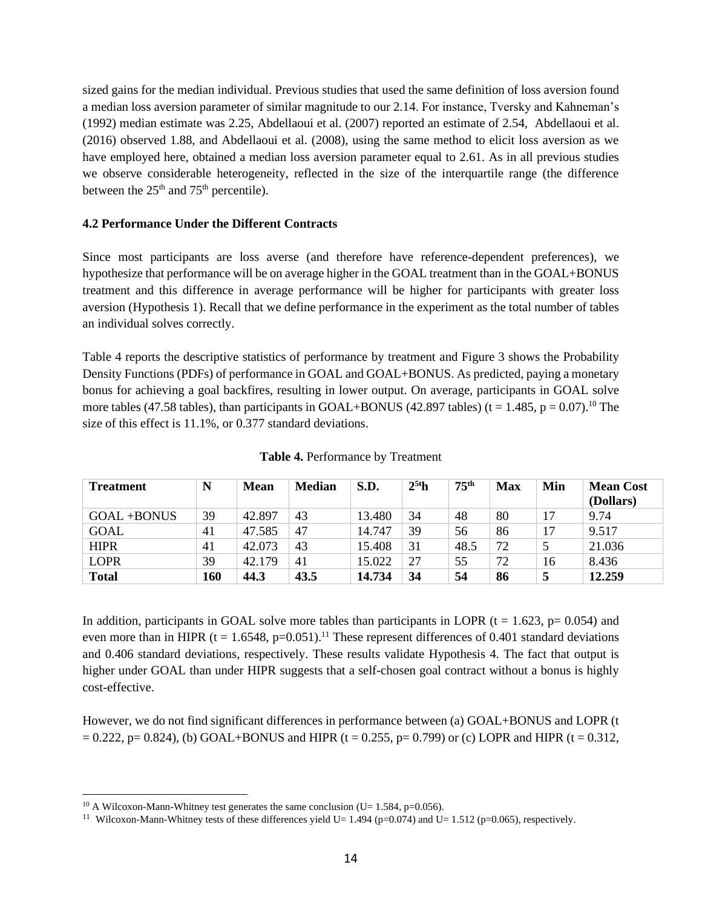sized gains for the median individual. Previous studies that used the same definition of loss aversion found a median loss aversion parameter of similar magnitude to our 2.14. For instance, Tversky and Kahneman's (1992) median estimate was 2.25, Abdellaoui et al. (2007) reported an estimate of 2.54, Abdellaoui et al. (2016) observed 1.88, and Abdellaoui et al. (2008), using the same method to elicit loss aversion as we have employed here, obtained a median loss aversion parameter equal to 2.61. As in all previous studies we observe considerable heterogeneity, reflected in the size of the interquartile range (the difference between the 25th and 75th percentile).

### 4.2 Performance Under the Different Contracts

Since most participants are loss averse (and therefore have reference-dependent preferences), we hypothesize that performance will be on average higher in the GOAL treatment than in the GOAL+BONUS treatment and this difference in average performance will be higher for participants with greater loss aversion (Hypothesis 1). Recall that we define performance in the experiment as the total number of tables an individual solves correctly.

Table 4 reports the descriptive statistics of performance by treatment and Figure 3 shows the Probability Density Functions (PDFs) of performance in GOAL and GOAL+BONUS. As predicted, paying a monetary bonus for achieving a goal backfires, resulting in lower output. On average, participants in GOAL solve more tables (47.58 tables), than participants in GOAL+BONUS (42.897 tables) ($t = 1.485$, $p = 0.07$).[10] The size of this effect is 11.1%, or 0.377 standard deviations.

**Table 4.** Performance by Treatment

| Treatment | N | Mean | Median | S.D. | 25th | 75th | Max | Min | Mean Cost (Dollars) |
|---|---|---|---|---|---|---|---|---|---|
| GOAL +BONUS | 39 | 42.897 | 43 | 13.480 | 34 | 48 | 80 | 17 | 9.74 |
| GOAL | 41 | 47.585 | 47 | 14.747 | 39 | 56 | 86 | 17 | 9.517 |
| HIPR | 41 | 42.073 | 43 | 15.408 | 31 | 48.5 | 72 | 5 | 21.036 |
| LOPR | 39 | 42.179 | 41 | 15.022 | 27 | 55 | 72 | 16 | 8.436 |
| **Total** | **160** | **44.3** | **43.5** | **14.734** | **34** | **54** | **86** | **5** | **12.259** |

In addition, participants in GOAL solve more tables than participants in LOPR ($t = 1.623$, $p = 0.054$) and even more than in HIPR ($t = 1.6548$, $p = 0.051$).[11] These represent differences of 0.401 standard deviations and 0.406 standard deviations, respectively. These results validate Hypothesis 4. The fact that output is higher under GOAL than under HIPR suggests that a self-chosen goal contract without a bonus is highly cost-effective.

However, we do not find significant differences in performance between (a) GOAL+BONUS and LOPR ($t = 0.222$, $p = 0.824$), (b) GOAL+BONUS and HIPR ($t = 0.255$, $p = 0.799$) or (c) LOPR and HIPR ($t = 0.312$,

---

[10] A Wilcoxon-Mann-Whitney test generates the same conclusion ($U = 1.584$, $p = 0.056$).

[11] Wilcoxon-Mann-Whitney tests of these differences yield $U = 1.494$ ($p = 0.074$) and $U = 1.512$ ($p = 0.065$), respectively.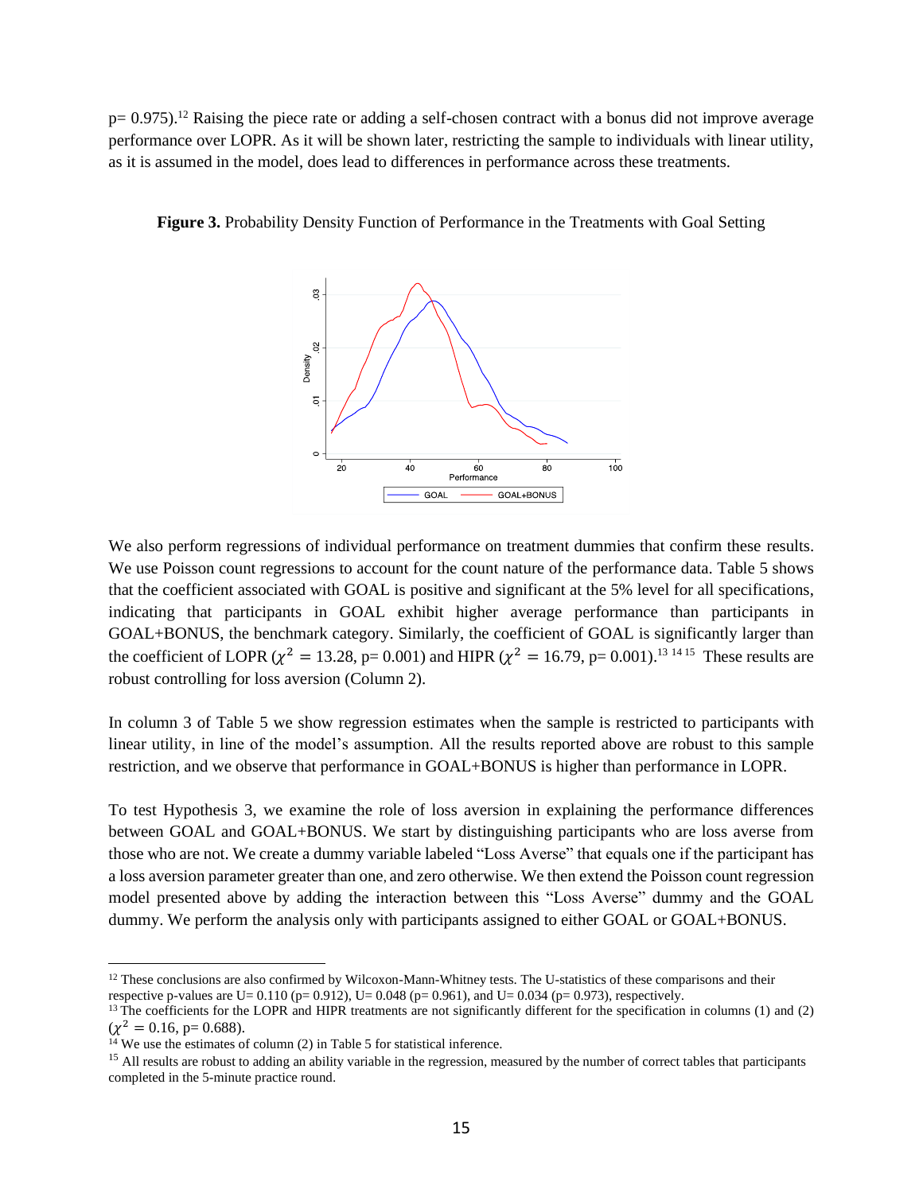p= 0.975).[12] Raising the piece rate or adding a self-chosen contract with a bonus did not improve average performance over LOPR. As it will be shown later, restricting the sample to individuals with linear utility, as it is assumed in the model, does lead to differences in performance across these treatments.

**Figure 3.** Probability Density Function of Performance in the Treatments with Goal Setting

We also perform regressions of individual performance on treatment dummies that confirm these results. We use Poisson count regressions to account for the count nature of the performance data. Table 5 shows that the coefficient associated with GOAL is positive and significant at the 5% level for all specifications, indicating that participants in GOAL exhibit higher average performance than participants in GOAL+BONUS, the benchmark category. Similarly, the coefficient of GOAL is significantly larger than the coefficient of LOPR ($\chi^2 = 13.28$, p= 0.001) and HIPR ($\chi^2 = 16.79$, p= 0.001).[13] [14] [15] These results are robust controlling for loss aversion (Column 2).

In column 3 of Table 5 we show regression estimates when the sample is restricted to participants with linear utility, in line of the model's assumption. All the results reported above are robust to this sample restriction, and we observe that performance in GOAL+BONUS is higher than performance in LOPR.

To test Hypothesis 3, we examine the role of loss aversion in explaining the performance differences between GOAL and GOAL+BONUS. We start by distinguishing participants who are loss averse from those who are not. We create a dummy variable labeled "Loss Averse" that equals one if the participant has a loss aversion parameter greater than one, and zero otherwise. We then extend the Poisson count regression model presented above by adding the interaction between this "Loss Averse" dummy and the GOAL dummy. We perform the analysis only with participants assigned to either GOAL or GOAL+BONUS.

[12] These conclusions are also confirmed by Wilcoxon-Mann-Whitney tests. The U-statistics of these comparisons and their respective p-values are U= 0.110 (p= 0.912), U= 0.048 (p= 0.961), and U= 0.034 (p= 0.973), respectively.

[13] The coefficients for the LOPR and HIPR treatments are not significantly different for the specification in columns (1) and (2) ($\chi^2 = 0.16$, p= 0.688).

[14] We use the estimates of column (2) in Table 5 for statistical inference.

[15] All results are robust to adding an ability variable in the regression, measured by the number of correct tables that participants completed in the 5-minute practice round.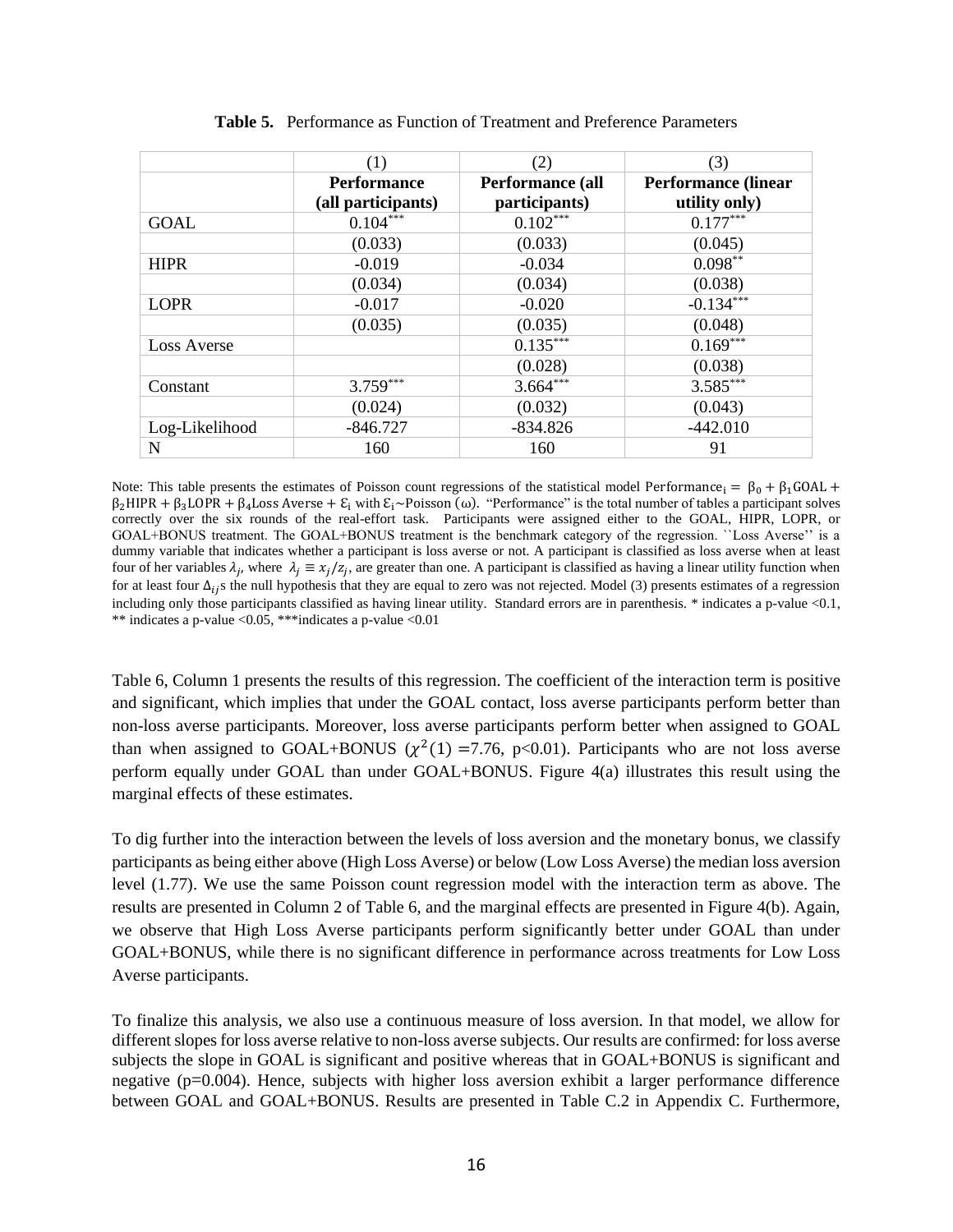**Table 5.** Performance as Function of Treatment and Preference Parameters

| | (1) | (2) | (3) |
|---|---|---|---|
| | **Performance (all participants)** | **Performance (all participants)** | **Performance (linear utility only)** |
| GOAL | 0.104*** | 0.102*** | 0.177*** |
| | (0.033) | (0.033) | (0.045) |
| HIPR | -0.019 | -0.034 | 0.098** |
| | (0.034) | (0.034) | (0.038) |
| LOPR | -0.017 | -0.020 | -0.134*** |
| | (0.035) | (0.035) | (0.048) |
| Loss Averse | | 0.135*** | 0.169*** |
| | | (0.028) | (0.038) |
| Constant | 3.759*** | 3.664*** | 3.585*** |
| | (0.024) | (0.032) | (0.043) |
| Log-Likelihood | -846.727 | -834.826 | -442.010 |
| N | 160 | 160 | 91 |

Note: This table presents the estimates of Poisson count regressions of the statistical model $\text{Performance}_i = \beta_0 + \beta_1\text{GOAL} + \beta_2\text{HIPR} + \beta_3\text{LOPR} + \beta_4\text{Loss Averse} + \varepsilon_i$ with $\varepsilon_i \sim \text{Poisson}\,(\omega)$. "Performance" is the total number of tables a participant solves correctly over the six rounds of the real-effort task. Participants were assigned either to the GOAL, HIPR, LOPR, or GOAL+BONUS treatment. The GOAL+BONUS treatment is the benchmark category of the regression. ``Loss Averse'' is a dummy variable that indicates whether a participant is loss averse or not. A participant is classified as loss averse when at least four of her variables $\lambda_j$, where $\lambda_j \equiv x_j/z_j$, are greater than one. A participant is classified as having a linear utility function when for at least four $\Delta_{ij}$s the null hypothesis that they are equal to zero was not rejected. Model (3) presents estimates of a regression including only those participants classified as having linear utility. Standard errors are in parenthesis. * indicates a p-value <0.1, ** indicates a p-value <0.05, ***indicates a p-value <0.01

Table 6, Column 1 presents the results of this regression. The coefficient of the interaction term is positive and significant, which implies that under the GOAL contact, loss averse participants perform better than non-loss averse participants. Moreover, loss averse participants perform better when assigned to GOAL than when assigned to GOAL+BONUS ($\chi^2(1)$ =7.76, p<0.01). Participants who are not loss averse perform equally under GOAL than under GOAL+BONUS. Figure 4(a) illustrates this result using the marginal effects of these estimates.

To dig further into the interaction between the levels of loss aversion and the monetary bonus, we classify participants as being either above (High Loss Averse) or below (Low Loss Averse) the median loss aversion level (1.77). We use the same Poisson count regression model with the interaction term as above. The results are presented in Column 2 of Table 6, and the marginal effects are presented in Figure 4(b). Again, we observe that High Loss Averse participants perform significantly better under GOAL than under GOAL+BONUS, while there is no significant difference in performance across treatments for Low Loss Averse participants.

To finalize this analysis, we also use a continuous measure of loss aversion. In that model, we allow for different slopes for loss averse relative to non-loss averse subjects. Our results are confirmed: for loss averse subjects the slope in GOAL is significant and positive whereas that in GOAL+BONUS is significant and negative (p=0.004). Hence, subjects with higher loss aversion exhibit a larger performance difference between GOAL and GOAL+BONUS. Results are presented in Table C.2 in Appendix C. Furthermore,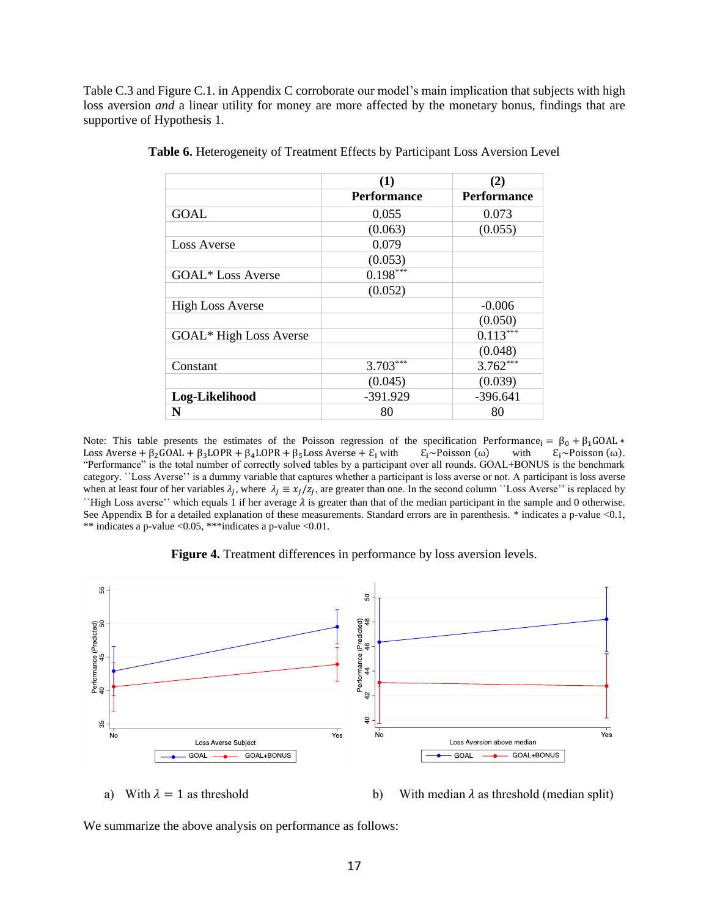Table C.3 and Figure C.1. in Appendix C corroborate our model's main implication that subjects with high loss aversion *and* a linear utility for money are more affected by the monetary bonus, findings that are supportive of Hypothesis 1.

**Table 6.** Heterogeneity of Treatment Effects by Participant Loss Aversion Level

| | (1) | (2) |
|---|---|---|
| | **Performance** | **Performance** |
| GOAL | 0.055 | 0.073 |
| | (0.063) | (0.055) |
| Loss Averse | 0.079 | |
| | (0.053) | |
| GOAL* Loss Averse | 0.198*** | |
| | (0.052) | |
| High Loss Averse | | -0.006 |
| | | (0.050) |
| GOAL* High Loss Averse | | 0.113*** |
| | | (0.048) |
| Constant | 3.703*** | 3.762*** |
| | (0.045) | (0.039) |
| **Log-Likelihood** | -391.929 | -396.641 |
| **N** | 80 | 80 |

Note: This table presents the estimates of the Poisson regression of the specification $\text{Performance}_i = \beta_0 + \beta_1 \text{GOAL} * \text{Loss Averse} + \beta_2 \text{GOAL} + \beta_3 \text{LOPR} + \beta_4 \text{LOPR} + \beta_5 \text{Loss Averse} + \mathcal{E}_i$ with $\mathcal{E}_i \sim \text{Poisson}(\omega)$ with $\mathcal{E}_i \sim \text{Poisson}(\omega)$. "Performance" is the total number of correctly solved tables by a participant over all rounds. GOAL+BONUS is the benchmark category. ``Loss Averse'' is a dummy variable that captures whether a participant is loss averse or not. A participant is loss averse when at least four of her variables $\lambda_j$, where $\lambda_j \equiv x_j/z_j$, are greater than one. In the second column ``Loss Averse'' is replaced by ``High Loss averse'' which equals 1 if her average $\lambda$ is greater than that of the median participant in the sample and 0 otherwise. See Appendix B for a detailed explanation of these measurements. Standard errors are in parenthesis. * indicates a p-value <0.1, ** indicates a p-value <0.05, ***indicates a p-value <0.01.

**Figure 4.** Treatment differences in performance by loss aversion levels.

a) With $\lambda = 1$ as threshold

b) With median $\lambda$ as threshold (median split)

We summarize the above analysis on performance as follows: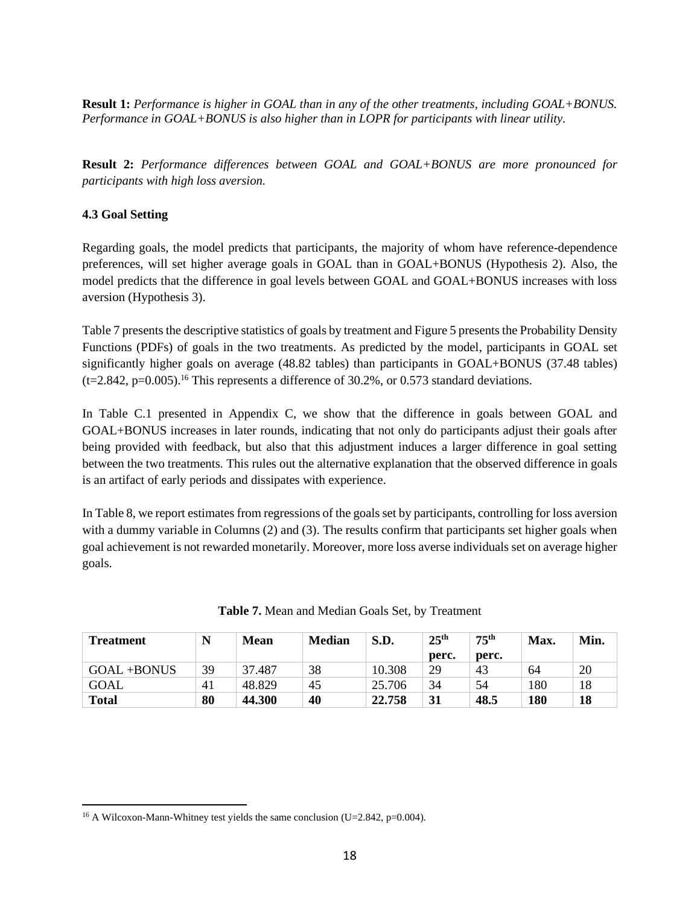**Result 1:** *Performance is higher in GOAL than in any of the other treatments, including GOAL+BONUS. Performance in GOAL+BONUS is also higher than in LOPR for participants with linear utility.*

**Result 2:** *Performance differences between GOAL and GOAL+BONUS are more pronounced for participants with high loss aversion.*

### 4.3 Goal Setting

Regarding goals, the model predicts that participants, the majority of whom have reference-dependence preferences, will set higher average goals in GOAL than in GOAL+BONUS (Hypothesis 2). Also, the model predicts that the difference in goal levels between GOAL and GOAL+BONUS increases with loss aversion (Hypothesis 3).

Table 7 presents the descriptive statistics of goals by treatment and Figure 5 presents the Probability Density Functions (PDFs) of goals in the two treatments. As predicted by the model, participants in GOAL set significantly higher goals on average (48.82 tables) than participants in GOAL+BONUS (37.48 tables) ($t=2.842$, $p=0.005$).[16] This represents a difference of 30.2%, or 0.573 standard deviations.

In Table C.1 presented in Appendix C, we show that the difference in goals between GOAL and GOAL+BONUS increases in later rounds, indicating that not only do participants adjust their goals after being provided with feedback, but also that this adjustment induces a larger difference in goal setting between the two treatments. This rules out the alternative explanation that the observed difference in goals is an artifact of early periods and dissipates with experience.

In Table 8, we report estimates from regressions of the goals set by participants, controlling for loss aversion with a dummy variable in Columns (2) and (3). The results confirm that participants set higher goals when goal achievement is not rewarded monetarily. Moreover, more loss averse individuals set on average higher goals.

**Table 7.** Mean and Median Goals Set, by Treatment

| **Treatment** | **N** | **Mean** | **Median** | **S.D.** | **25th perc.** | **75th perc.** | **Max.** | **Min.** |
|---|---|---|---|---|---|---|---|---|
| GOAL +BONUS | 39 | 37.487 | 38 | 10.308 | 29 | 43 | 64 | 20 |
| GOAL | 41 | 48.829 | 45 | 25.706 | 34 | 54 | 180 | 18 |
| **Total** | **80** | **44.300** | **40** | **22.758** | **31** | **48.5** | **180** | **18** |

[16] A Wilcoxon-Mann-Whitney test yields the same conclusion ($U=2.842$, $p=0.004$).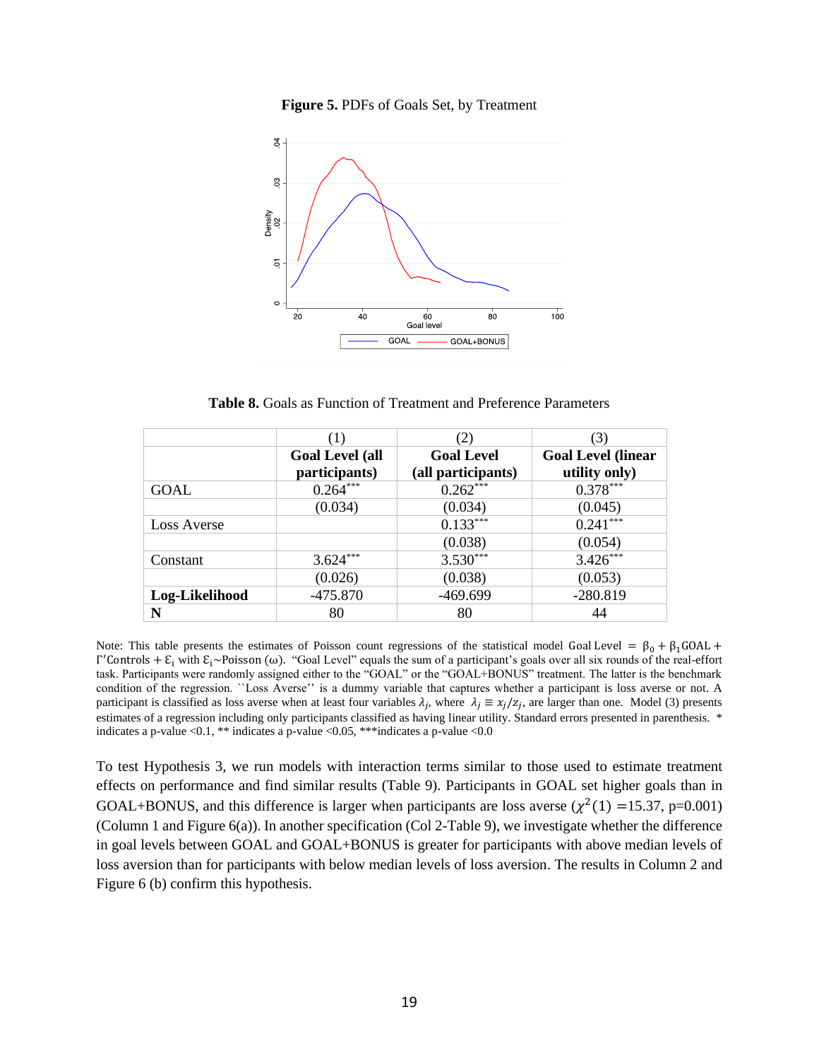**Figure 5.** PDFs of Goals Set, by Treatment

**Table 8.** Goals as Function of Treatment and Preference Parameters

| | (1) Goal Level (all participants) | (2) Goal Level (all participants) | (3) Goal Level (linear utility only) |
|---|---|---|---|
| GOAL | 0.264*** | 0.262*** | 0.378*** |
| | (0.034) | (0.034) | (0.045) |
| Loss Averse | | 0.133*** | 0.241*** |
| | | (0.038) | (0.054) |
| Constant | 3.624*** | 3.530*** | 3.426*** |
| | (0.026) | (0.038) | (0.053) |
| **Log-Likelihood** | -475.870 | -469.699 | -280.819 |
| **N** | 80 | 80 | 44 |

Note: This table presents the estimates of Poisson count regressions of the statistical model $\text{Goal Level} = \beta_0 + \beta_1 \text{GOAL} + \Gamma' \text{Controls} + \mathcal{E}_i$ with $\mathcal{E}_i \sim \text{Poisson}(\omega)$. "Goal Level" equals the sum of a participant's goals over all six rounds of the real-effort task. Participants were randomly assigned either to the "GOAL" or the "GOAL+BONUS" treatment. The latter is the benchmark condition of the regression. ``Loss Averse'' is a dummy variable that captures whether a participant is loss averse or not. A participant is classified as loss averse when at least four variables $\lambda_j$, where $\lambda_j \equiv x_j/z_j$, are larger than one. Model (3) presents estimates of a regression including only participants classified as having linear utility. Standard errors presented in parenthesis. * indicates a p-value <0.1, ** indicates a p-value <0.05, ***indicates a p-value <0.0

To test Hypothesis 3, we run models with interaction terms similar to those used to estimate treatment effects on performance and find similar results (Table 9). Participants in GOAL set higher goals than in GOAL+BONUS, and this difference is larger when participants are loss averse ($\chi^2(1)$ =15.37, p=0.001) (Column 1 and Figure 6(a)). In another specification (Col 2-Table 9), we investigate whether the difference in goal levels between GOAL and GOAL+BONUS is greater for participants with above median levels of loss aversion than for participants with below median levels of loss aversion. The results in Column 2 and Figure 6 (b) confirm this hypothesis.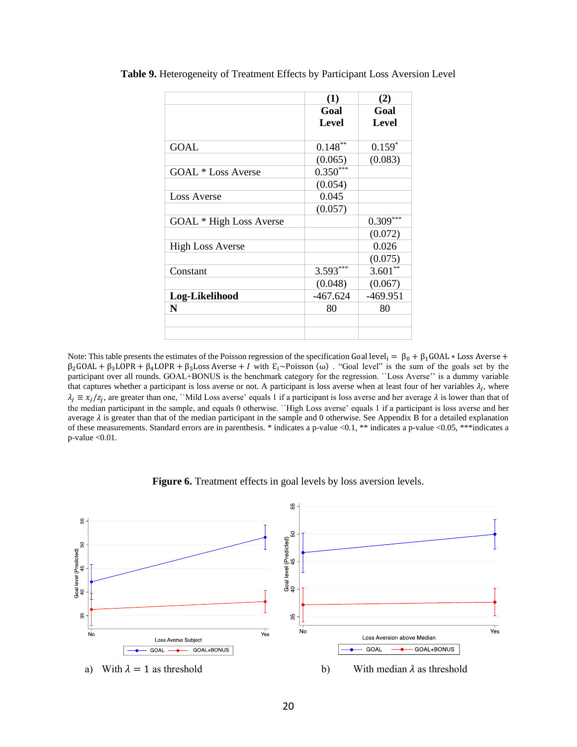**Table 9.** Heterogeneity of Treatment Effects by Participant Loss Aversion Level

| | (1) Goal Level | (2) Goal Level |
|---|---|---|
| GOAL | 0.148** | 0.159* |
| | (0.065) | (0.083) |
| GOAL * Loss Averse | 0.350*** | |
| | (0.054) | |
| Loss Averse | 0.045 | |
| | (0.057) | |
| GOAL * High Loss Averse | | 0.309*** |
| | | (0.072) |
| High Loss Averse | | 0.026 |
| | | (0.075) |
| Constant | 3.593*** | 3.601** |
| | (0.048) | (0.067) |
| **Log-Likelihood** | -467.624 | -469.951 |
| **N** | 80 | 80 |

Note: This table presents the estimates of the Poisson regression of the specification $\text{Goal level}_i = \beta_0 + \beta_1 \text{GOAL} * \text{Loss Averse} + \beta_2 \text{GOAL} + \beta_3 \text{LOPR} + \beta_4 \text{LOPR} + \beta_5 \text{Loss Averse} + I$ with $\mathcal{E}_i \sim \text{Poisson}\ (\omega)$ . "Goal level" is the sum of the goals set by the participant over all rounds. GOAL+BONUS is the benchmark category for the regression. ``Loss Averse'' is a dummy variable that captures whether a participant is loss averse or not. A participant is loss averse when at least four of her variables $\lambda_j$, where $\lambda_j \equiv x_j/z_j$, are greater than one, ``Mild Loss averse' equals 1 if a participant is loss averse and her average $\lambda$ is lower than that of the median participant in the sample, and equals 0 otherwise. ``High Loss averse' equals 1 if a participant is loss averse and her average $\lambda$ is greater than that of the median participant in the sample and 0 otherwise. See Appendix B for a detailed explanation of these measurements. Standard errors are in parenthesis. * indicates a p-value <0.1, ** indicates a p-value <0.05, ***indicates a p-value <0.01.

**Figure 6.** Treatment effects in goal levels by loss aversion levels.

a) With $\lambda = 1$ as threshold

b) With median $\lambda$ as threshold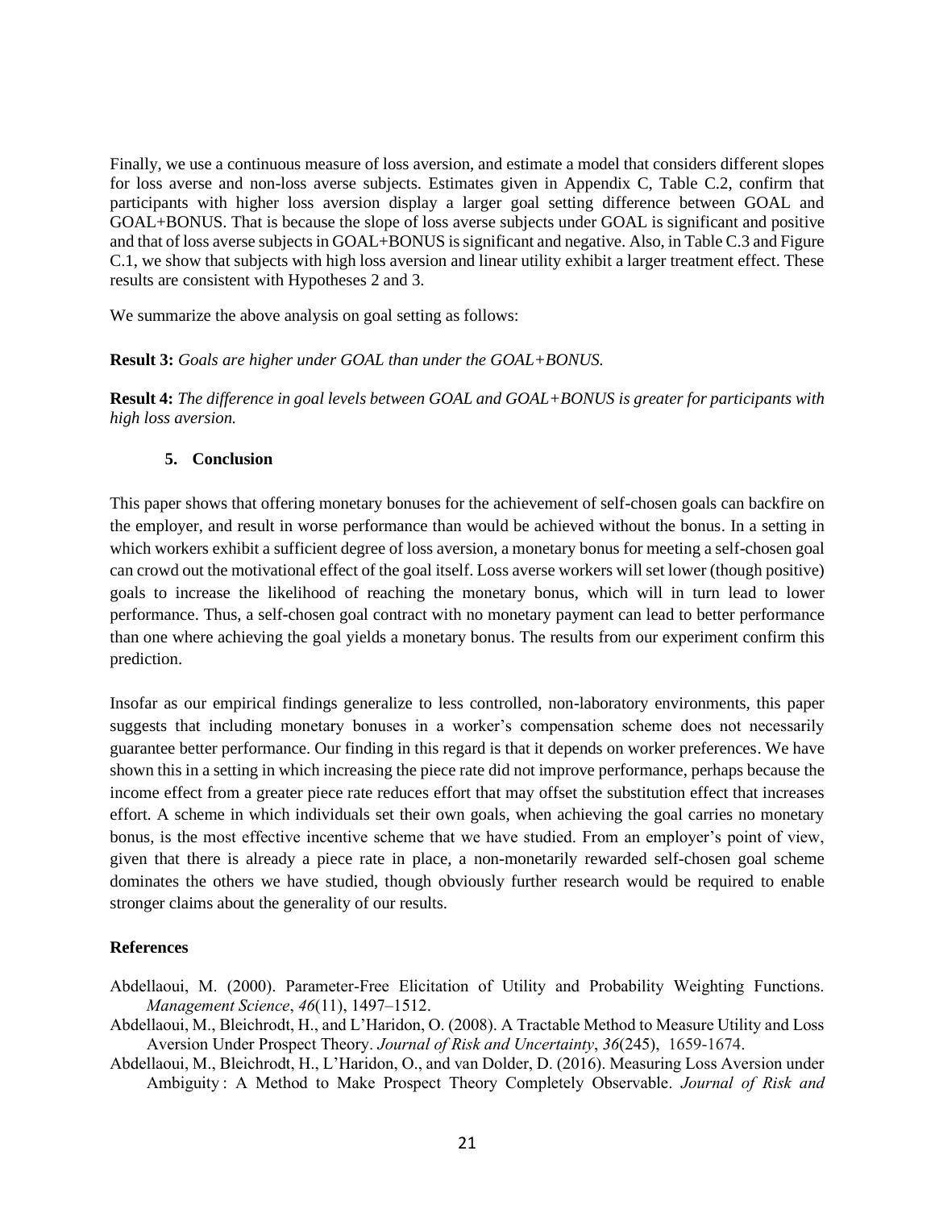Finally, we use a continuous measure of loss aversion, and estimate a model that considers different slopes for loss averse and non-loss averse subjects. Estimates given in Appendix C, Table C.2, confirm that participants with higher loss aversion display a larger goal setting difference between GOAL and GOAL+BONUS. That is because the slope of loss averse subjects under GOAL is significant and positive and that of loss averse subjects in GOAL+BONUS is significant and negative. Also, in Table C.3 and Figure C.1, we show that subjects with high loss aversion and linear utility exhibit a larger treatment effect. These results are consistent with Hypotheses 2 and 3.

We summarize the above analysis on goal setting as follows:

**Result 3:** *Goals are higher under GOAL than under the GOAL+BONUS.*

**Result 4:** *The difference in goal levels between GOAL and GOAL+BONUS is greater for participants with high loss aversion.*

## 5. Conclusion

This paper shows that offering monetary bonuses for the achievement of self-chosen goals can backfire on the employer, and result in worse performance than would be achieved without the bonus. In a setting in which workers exhibit a sufficient degree of loss aversion, a monetary bonus for meeting a self-chosen goal can crowd out the motivational effect of the goal itself. Loss averse workers will set lower (though positive) goals to increase the likelihood of reaching the monetary bonus, which will in turn lead to lower performance. Thus, a self-chosen goal contract with no monetary payment can lead to better performance than one where achieving the goal yields a monetary bonus. The results from our experiment confirm this prediction.

Insofar as our empirical findings generalize to less controlled, non-laboratory environments, this paper suggests that including monetary bonuses in a worker's compensation scheme does not necessarily guarantee better performance. Our finding in this regard is that it depends on worker preferences. We have shown this in a setting in which increasing the piece rate did not improve performance, perhaps because the income effect from a greater piece rate reduces effort that may offset the substitution effect that increases effort. A scheme in which individuals set their own goals, when achieving the goal carries no monetary bonus, is the most effective incentive scheme that we have studied. From an employer's point of view, given that there is already a piece rate in place, a non-monetarily rewarded self-chosen goal scheme dominates the others we have studied, though obviously further research would be required to enable stronger claims about the generality of our results.

## References

Abdellaoui, M. (2000). Parameter-Free Elicitation of Utility and Probability Weighting Functions. *Management Science*, *46*(11), 1497–1512.

Abdellaoui, M., Bleichrodt, H., and L'Haridon, O. (2008). A Tractable Method to Measure Utility and Loss Aversion Under Prospect Theory. *Journal of Risk and Uncertainty*, *36*(245), 1659-1674.

Abdellaoui, M., Bleichrodt, H., L'Haridon, O., and van Dolder, D. (2016). Measuring Loss Aversion under Ambiguity : A Method to Make Prospect Theory Completely Observable. *Journal of Risk and*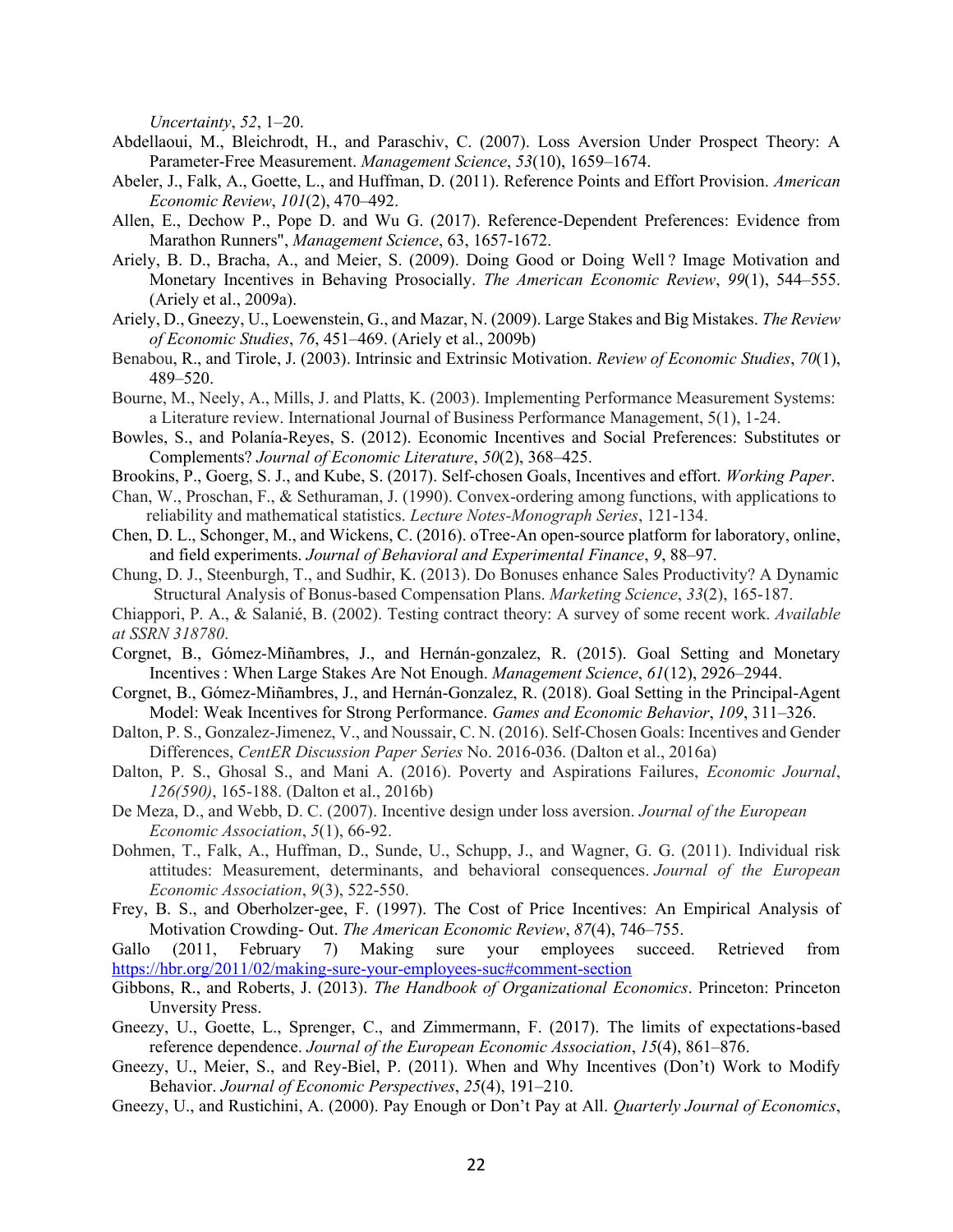*Uncertainty*, *52*, 1–20.

Abdellaoui, M., Bleichrodt, H., and Paraschiv, C. (2007). Loss Aversion Under Prospect Theory: A Parameter-Free Measurement. *Management Science*, *53*(10), 1659–1674.

Abeler, J., Falk, A., Goette, L., and Huffman, D. (2011). Reference Points and Effort Provision. *American Economic Review*, *101*(2), 470–492.

Allen, E., Dechow P., Pope D. and Wu G. (2017). Reference-Dependent Preferences: Evidence from Marathon Runners", *Management Science*, 63, 1657-1672.

Ariely, B. D., Bracha, A., and Meier, S. (2009). Doing Good or Doing Well ? Image Motivation and Monetary Incentives in Behaving Prosocially. *The American Economic Review*, *99*(1), 544–555. (Ariely et al., 2009a).

Ariely, D., Gneezy, U., Loewenstein, G., and Mazar, N. (2009). Large Stakes and Big Mistakes. *The Review of Economic Studies*, *76*, 451–469. (Ariely et al., 2009b)

Benabou, R., and Tirole, J. (2003). Intrinsic and Extrinsic Motivation. *Review of Economic Studies*, *70*(1), 489–520.

Bourne, M., Neely, A., Mills, J. and Platts, K. (2003). Implementing Performance Measurement Systems: a Literature review. International Journal of Business Performance Management, 5(1), 1-24.

Bowles, S., and Polanía-Reyes, S. (2012). Economic Incentives and Social Preferences: Substitutes or Complements? *Journal of Economic Literature*, *50*(2), 368–425.

Brookins, P., Goerg, S. J., and Kube, S. (2017). Self-chosen Goals, Incentives and effort. *Working Paper*.

Chan, W., Proschan, F., & Sethuraman, J. (1990). Convex-ordering among functions, with applications to reliability and mathematical statistics. *Lecture Notes-Monograph Series*, 121-134.

Chen, D. L., Schonger, M., and Wickens, C. (2016). oTree-An open-source platform for laboratory, online, and field experiments. *Journal of Behavioral and Experimental Finance*, *9*, 88–97.

Chung, D. J., Steenburgh, T., and Sudhir, K. (2013). Do Bonuses enhance Sales Productivity? A Dynamic Structural Analysis of Bonus-based Compensation Plans. *Marketing Science*, *33*(2), 165-187.

Chiappori, P. A., & Salanié, B. (2002). Testing contract theory: A survey of some recent work. *Available at SSRN 318780*.

Corgnet, B., Gómez-Miñambres, J., and Hernán-gonzalez, R. (2015). Goal Setting and Monetary Incentives : When Large Stakes Are Not Enough. *Management Science*, *61*(12), 2926–2944.

Corgnet, B., Gómez-Miñambres, J., and Hernán-Gonzalez, R. (2018). Goal Setting in the Principal-Agent Model: Weak Incentives for Strong Performance. *Games and Economic Behavior*, *109*, 311–326.

Dalton, P. S., Gonzalez-Jimenez, V., and Noussair, C. N. (2016). Self-Chosen Goals: Incentives and Gender Differences, *CentER Discussion Paper Series* No. 2016-036. (Dalton et al., 2016a)

Dalton, P. S., Ghosal S., and Mani A. (2016). Poverty and Aspirations Failures, *Economic Journal*, *126(590)*, 165-188. (Dalton et al., 2016b)

De Meza, D., and Webb, D. C. (2007). Incentive design under loss aversion. *Journal of the European Economic Association*, *5*(1), 66-92.

Dohmen, T., Falk, A., Huffman, D., Sunde, U., Schupp, J., and Wagner, G. G. (2011). Individual risk attitudes: Measurement, determinants, and behavioral consequences. *Journal of the European Economic Association*, *9*(3), 522-550.

Frey, B. S., and Oberholzer-gee, F. (1997). The Cost of Price Incentives: An Empirical Analysis of Motivation Crowding- Out. *The American Economic Review*, *87*(4), 746–755.

Gallo (2011, February 7) Making sure your employees succeed. Retrieved from https://hbr.org/2011/02/making-sure-your-employees-suc#comment-section

Gibbons, R., and Roberts, J. (2013). *The Handbook of Organizational Economics*. Princeton: Princeton Unversity Press.

Gneezy, U., Goette, L., Sprenger, C., and Zimmermann, F. (2017). The limits of expectations-based reference dependence. *Journal of the European Economic Association*, *15*(4), 861–876.

Gneezy, U., Meier, S., and Rey-Biel, P. (2011). When and Why Incentives (Don't) Work to Modify Behavior. *Journal of Economic Perspectives*, *25*(4), 191–210.

Gneezy, U., and Rustichini, A. (2000). Pay Enough or Don't Pay at All. *Quarterly Journal of Economics*,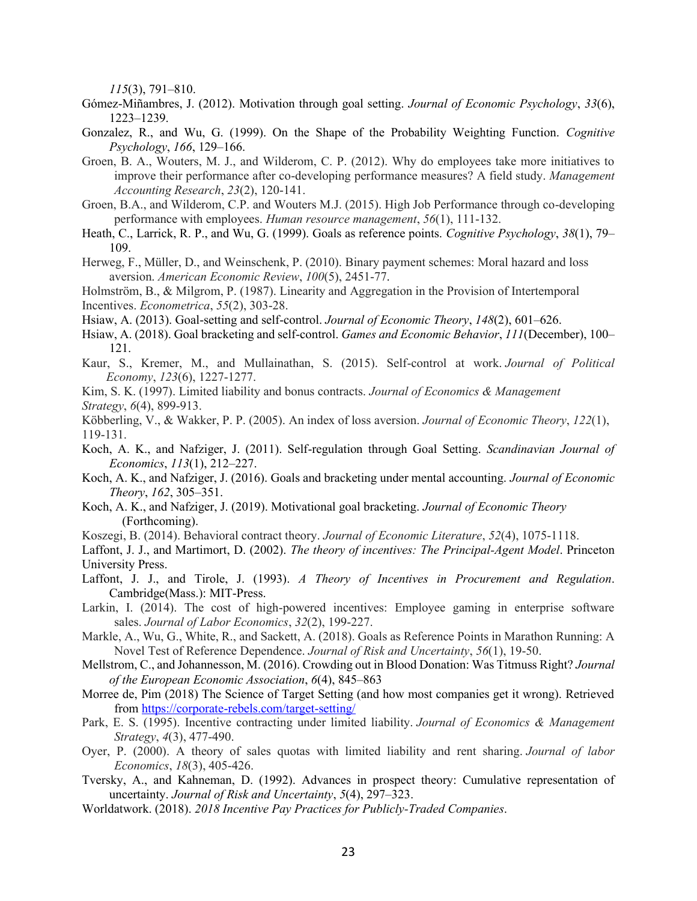*115*(3), 791–810.

Gómez-Miñambres, J. (2012). Motivation through goal setting. *Journal of Economic Psychology*, *33*(6), 1223–1239.

Gonzalez, R., and Wu, G. (1999). On the Shape of the Probability Weighting Function. *Cognitive Psychology*, *166*, 129–166.

Groen, B. A., Wouters, M. J., and Wilderom, C. P. (2012). Why do employees take more initiatives to improve their performance after co-developing performance measures? A field study. *Management Accounting Research*, *23*(2), 120-141.

Groen, B.A., and Wilderom, C.P. and Wouters M.J. (2015). High Job Performance through co-developing performance with employees. *Human resource management*, *56*(1), 111-132.

Heath, C., Larrick, R. P., and Wu, G. (1999). Goals as reference points. *Cognitive Psychology*, *38*(1), 79–109.

Herweg, F., Müller, D., and Weinschenk, P. (2010). Binary payment schemes: Moral hazard and loss aversion. *American Economic Review*, *100*(5), 2451-77.

Holmström, B., & Milgrom, P. (1987). Linearity and Aggregation in the Provision of Intertemporal Incentives. *Econometrica*, *55*(2), 303-28.

Hsiaw, A. (2013). Goal-setting and self-control. *Journal of Economic Theory*, *148*(2), 601–626.

Hsiaw, A. (2018). Goal bracketing and self-control. *Games and Economic Behavior*, *111*(December), 100–121.

Kaur, S., Kremer, M., and Mullainathan, S. (2015). Self-control at work. *Journal of Political Economy*, *123*(6), 1227-1277.

Kim, S. K. (1997). Limited liability and bonus contracts. *Journal of Economics & Management Strategy*, *6*(4), 899-913.

Köbberling, V., & Wakker, P. P. (2005). An index of loss aversion. *Journal of Economic Theory*, *122*(1), 119-131.

Koch, A. K., and Nafziger, J. (2011). Self-regulation through Goal Setting. *Scandinavian Journal of Economics*, *113*(1), 212–227.

Koch, A. K., and Nafziger, J. (2016). Goals and bracketing under mental accounting. *Journal of Economic Theory*, *162*, 305–351.

Koch, A. K., and Nafziger, J. (2019). Motivational goal bracketing. *Journal of Economic Theory* (Forthcoming).

Koszegi, B. (2014). Behavioral contract theory. *Journal of Economic Literature*, *52*(4), 1075-1118.

Laffont, J. J., and Martimort, D. (2002). *The theory of incentives: The Principal-Agent Model*. Princeton University Press.

Laffont, J. J., and Tirole, J. (1993). *A Theory of Incentives in Procurement and Regulation*. Cambridge(Mass.): MIT-Press.

Larkin, I. (2014). The cost of high-powered incentives: Employee gaming in enterprise software sales. *Journal of Labor Economics*, *32*(2), 199-227.

Markle, A., Wu, G., White, R., and Sackett, A. (2018). Goals as Reference Points in Marathon Running: A Novel Test of Reference Dependence. *Journal of Risk and Uncertainty*, *56*(1), 19-50.

Mellstrom, C., and Johannesson, M. (2016). Crowding out in Blood Donation: Was Titmuss Right? *Journal of the European Economic Association*, *6*(4), 845–863

Morree de, Pim (2018) The Science of Target Setting (and how most companies get it wrong). Retrieved from https://corporate-rebels.com/target-setting/

Park, E. S. (1995). Incentive contracting under limited liability. *Journal of Economics & Management Strategy*, *4*(3), 477-490.

Oyer, P. (2000). A theory of sales quotas with limited liability and rent sharing. *Journal of labor Economics*, *18*(3), 405-426.

Tversky, A., and Kahneman, D. (1992). Advances in prospect theory: Cumulative representation of uncertainty. *Journal of Risk and Uncertainty*, *5*(4), 297–323.

Worldatwork. (2018). *2018 Incentive Pay Practices for Publicly-Traded Companies*.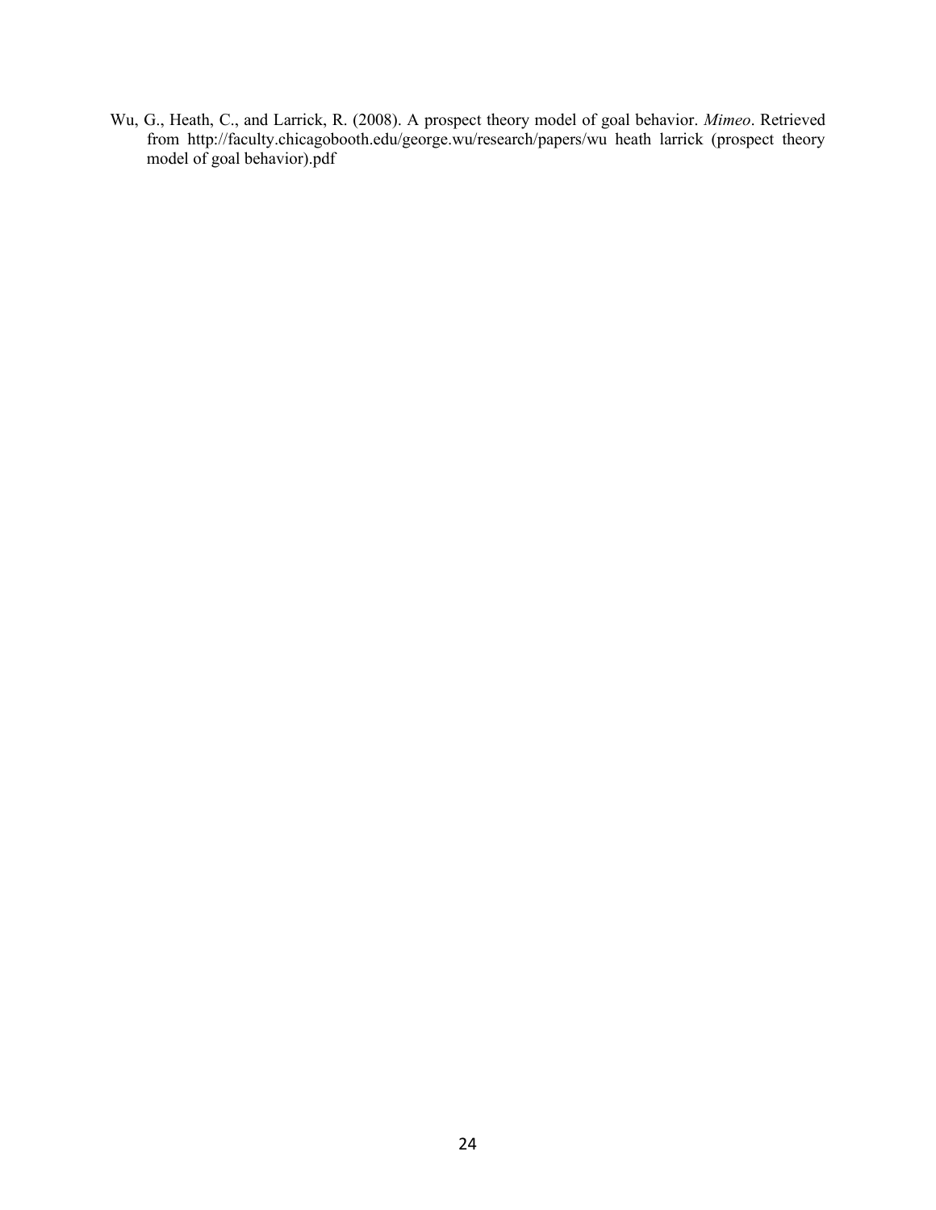Wu, G., Heath, C., and Larrick, R. (2008). A prospect theory model of goal behavior. *Mimeo*. Retrieved from http://faculty.chicagobooth.edu/george.wu/research/papers/wu heath larrick (prospect theory model of goal behavior).pdf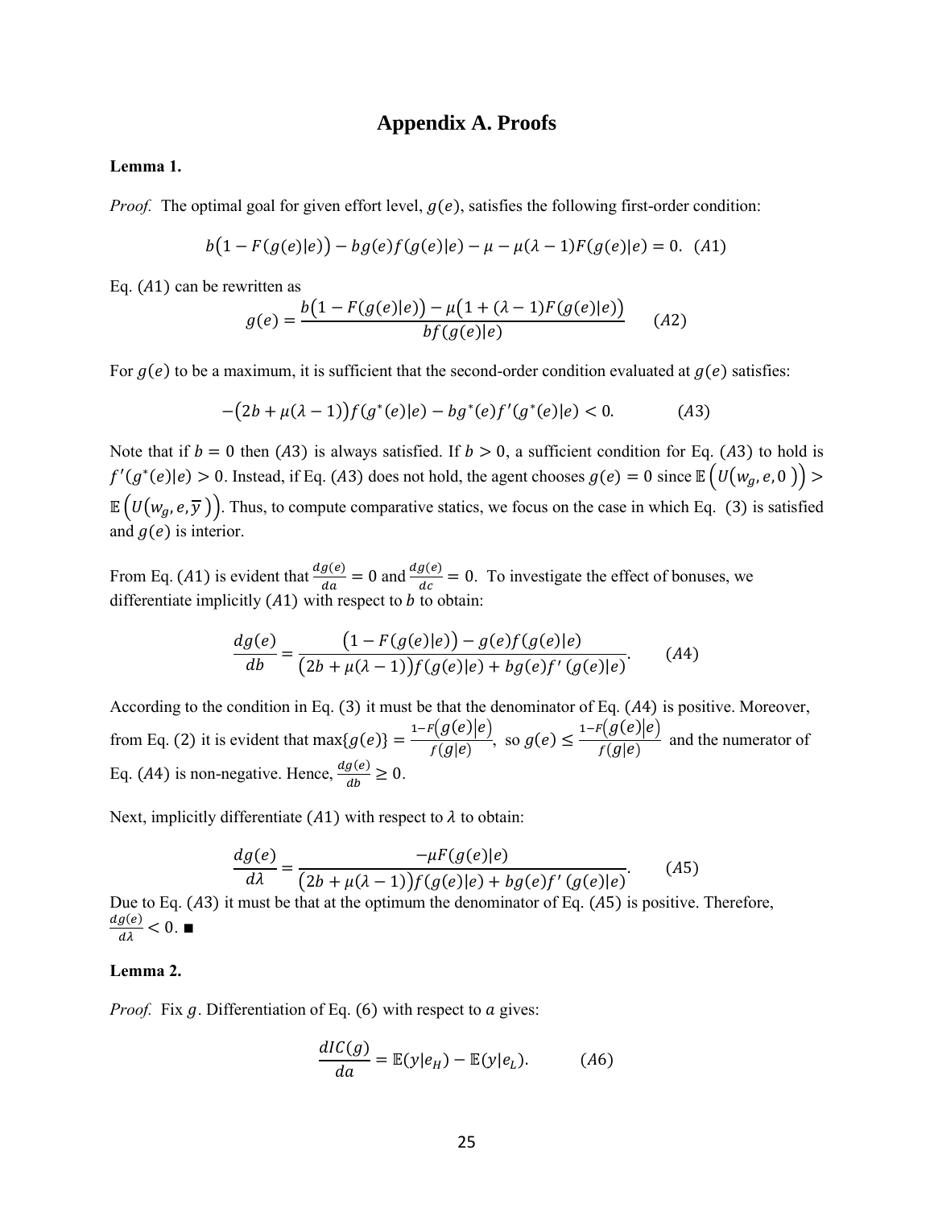# Appendix A. Proofs

**Lemma 1.**

*Proof.* The optimal goal for given effort level, $g(e)$, satisfies the following first-order condition:

$$b\big(1 - F(g(e)|e)\big) - bg(e)f(g(e)|e) - \mu - \mu(\lambda - 1)F(g(e)|e) = 0. \quad (A1)$$

Eq. $(A1)$ can be rewritten as

$$g(e) = \frac{b\big(1 - F(g(e)|e)\big) - \mu\big(1 + (\lambda - 1)F(g(e)|e)\big)}{bf(g(e)|e)} \qquad (A2)$$

For $g(e)$ to be a maximum, it is sufficient that the second-order condition evaluated at $g(e)$ satisfies:

$$-\big(2b + \mu(\lambda - 1)\big)f(g^*(e)|e) - bg^*(e)f'(g^*(e)|e) < 0. \qquad (A3)$$

Note that if $b = 0$ then $(A3)$ is always satisfied. If $b > 0$, a sufficient condition for Eq. $(A3)$ to hold is $f'(g^*(e)|e) > 0$. Instead, if Eq. $(A3)$ does not hold, the agent chooses $g(e) = 0$ since $\mathbb{E}\left(U\big(w_g, e, 0\big)\right) > \mathbb{E}\left(U\big(w_g, e, \overline{y}\big)\right)$. Thus, to compute comparative statics, we focus on the case in which Eq. (3) is satisfied and $g(e)$ is interior.

From Eq. $(A1)$ is evident that $\frac{dg(e)}{da} = 0$ and $\frac{dg(e)}{dc} = 0$. To investigate the effect of bonuses, we differentiate implicitly $(A1)$ with respect to $b$ to obtain:

$$\frac{dg(e)}{db} = \frac{\big(1 - F(g(e)|e)\big) - g(e)f(g(e)|e)}{\big(2b + \mu(\lambda - 1)\big)f(g(e)|e) + bg(e)f'(g(e)|e)}. \qquad (A4)$$

According to the condition in Eq. (3) it must be that the denominator of Eq. $(A4)$ is positive. Moreover, from Eq. (2) it is evident that $\max\{g(e)\} = \frac{1-F\left(g(e)|e\right)}{f(g|e)}$, so $g(e) \leq \frac{1-F\left(g(e)|e\right)}{f(g|e)}$ and the numerator of Eq. $(A4)$ is non-negative. Hence, $\frac{dg(e)}{db} \geq 0$.

Next, implicitly differentiate $(A1)$ with respect to $\lambda$ to obtain:

$$\frac{dg(e)}{d\lambda} = \frac{-\mu F(g(e)|e)}{\big(2b + \mu(\lambda - 1)\big)f(g(e)|e) + bg(e)f'(g(e)|e)}. \qquad (A5)$$

Due to Eq. $(A3)$ it must be that at the optimum the denominator of Eq. $(A5)$ is positive. Therefore, $\frac{dg(e)}{d\lambda} < 0$. ∎

**Lemma 2.**

*Proof.* Fix $g$. Differentiation of Eq. (6) with respect to $a$ gives:

$$\frac{dIC(g)}{da} = \mathbb{E}(y|e_H) - \mathbb{E}(y|e_L). \qquad (A6)$$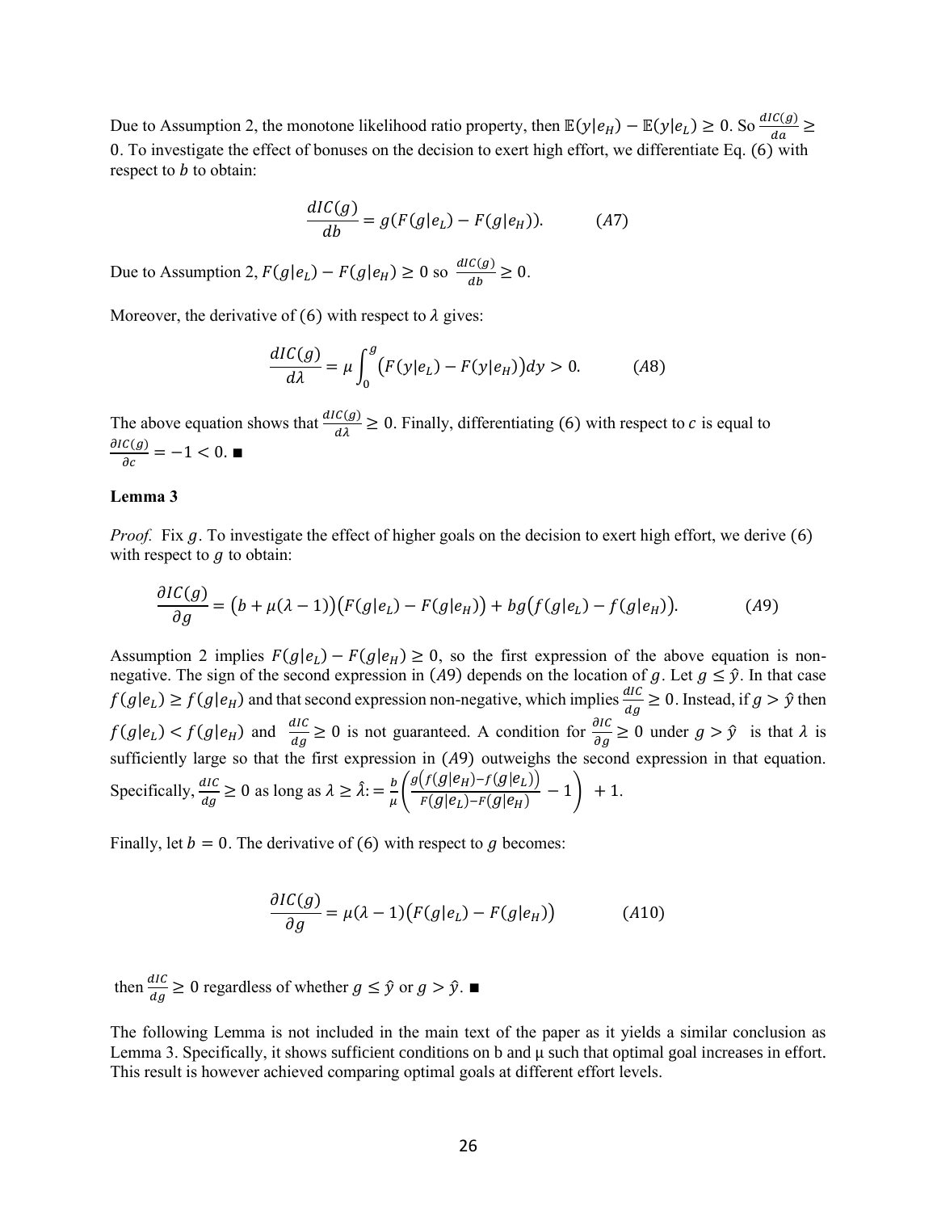Due to Assumption 2, the monotone likelihood ratio property, then $\mathbb{E}(y|e_H) - \mathbb{E}(y|e_L) \geq 0$. So $\frac{dIC(g)}{da} \geq 0$. To investigate the effect of bonuses on the decision to exert high effort, we differentiate Eq. (6) with respect to $b$ to obtain:

$$\frac{dIC(g)}{db} = g(F(g|e_L) - F(g|e_H)). \qquad (A7)$$

Due to Assumption 2, $F(g|e_L) - F(g|e_H) \geq 0$ so $\frac{dIC(g)}{db} \geq 0$.

Moreover, the derivative of (6) with respect to $\lambda$ gives:

$$\frac{dIC(g)}{d\lambda} = \mu \int_0^g \left(F(y|e_L) - F(y|e_H)\right) dy > 0. \qquad (A8)$$

The above equation shows that $\frac{dIC(g)}{d\lambda} \geq 0$. Finally, differentiating (6) with respect to $c$ is equal to $\frac{\partial IC(g)}{\partial c} = -1 < 0$. ■

**Lemma 3**

*Proof.* Fix $g$. To investigate the effect of higher goals on the decision to exert high effort, we derive (6) with respect to $g$ to obtain:

$$\frac{\partial IC(g)}{\partial g} = \left(b + \mu(\lambda - 1)\right)\left(F(g|e_L) - F(g|e_H)\right) + bg\left(f(g|e_L) - f(g|e_H)\right). \qquad (A9)$$

Assumption 2 implies $F(g|e_L) - F(g|e_H) \geq 0$, so the first expression of the above equation is non-negative. The sign of the second expression in $(A9)$ depends on the location of $g$. Let $g \leq \hat{y}$. In that case $f(g|e_L) \geq f(g|e_H)$ and that second expression non-negative, which implies $\frac{dIC}{dg} \geq 0$. Instead, if $g > \hat{y}$ then $f(g|e_L) < f(g|e_H)$ and $\frac{dIC}{dg} \geq 0$ is not guaranteed. A condition for $\frac{\partial IC}{\partial g} \geq 0$ under $g > \hat{y}$ is that $\lambda$ is sufficiently large so that the first expression in $(A9)$ outweighs the second expression in that equation. Specifically, $\frac{dIC}{dg} \geq 0$ as long as $\lambda \geq \hat{\lambda} := \frac{b}{\mu}\left(\frac{g\left(f(g|e_H) - f(g|e_L)\right)}{F(g|e_L) - F(g|e_H)} - 1\right) + 1$.

Finally, let $b = 0$. The derivative of (6) with respect to $g$ becomes:

$$\frac{\partial IC(g)}{\partial g} = \mu(\lambda - 1)\left(F(g|e_L) - F(g|e_H)\right) \qquad (A10)$$

then $\frac{dIC}{dg} \geq 0$ regardless of whether $g \leq \hat{y}$ or $g > \hat{y}$. ■

The following Lemma is not included in the main text of the paper as it yields a similar conclusion as Lemma 3. Specifically, it shows sufficient conditions on b and μ such that optimal goal increases in effort. This result is however achieved comparing optimal goals at different effort levels.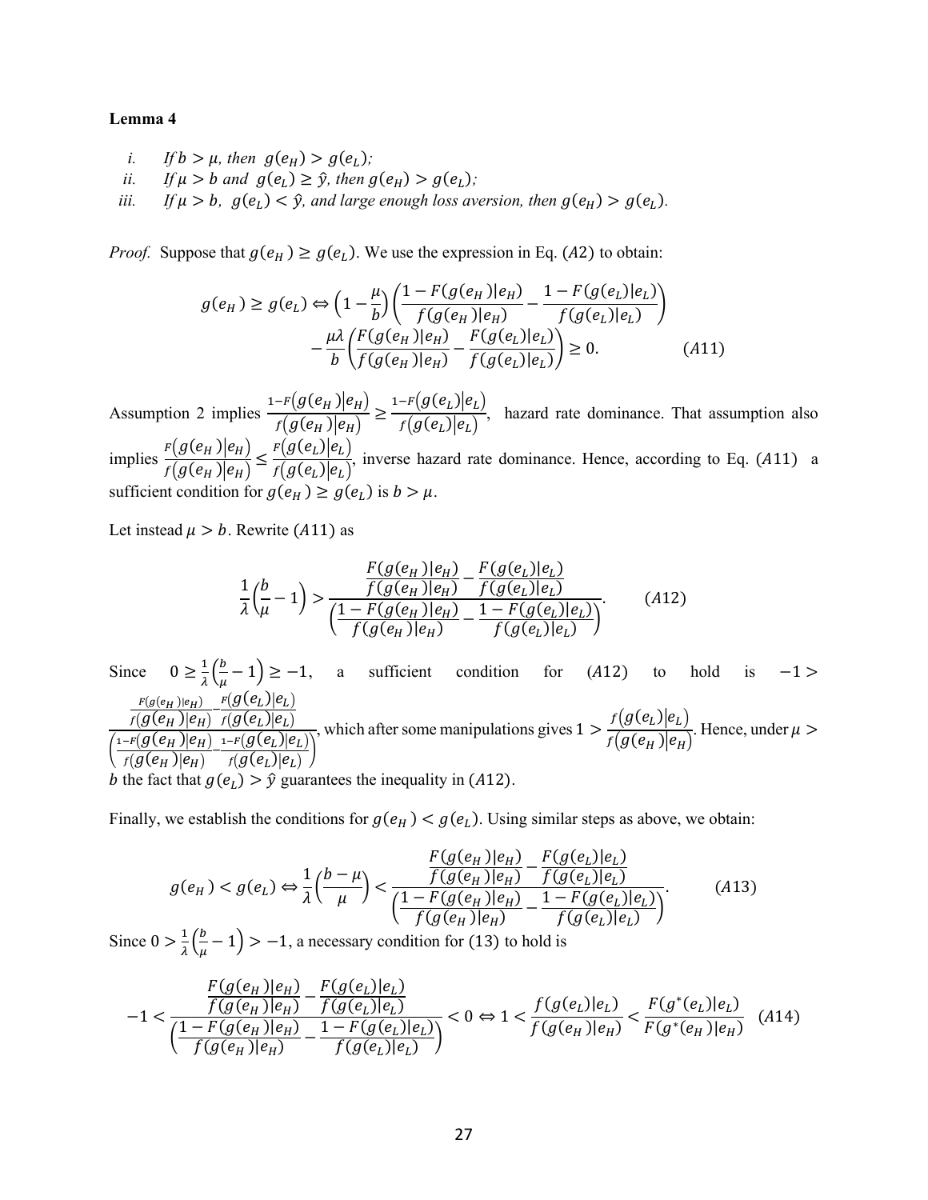**Lemma 4**

*i.* *If $b > \mu$, then $g(e_H) > g(e_L)$;*

*ii.* *If $\mu > b$ and $g(e_L) \geq \hat{y}$, then $g(e_H) > g(e_L)$;*

*iii.* *If $\mu > b$, $g(e_L) < \hat{y}$, and large enough loss aversion, then $g(e_H) > g(e_L)$.*

*Proof.* Suppose that $g(e_H) \geq g(e_L)$. We use the expression in Eq. $(A2)$ to obtain:

$$g(e_H) \geq g(e_L) \Leftrightarrow \left(1 - \frac{\mu}{b}\right)\left(\frac{1 - F(g(e_H)|e_H)}{f(g(e_H)|e_H)} - \frac{1 - F(g(e_L)|e_L)}{f(g(e_L)|e_L)}\right) - \frac{\mu\lambda}{b}\left(\frac{F(g(e_H)|e_H)}{f(g(e_H)|e_H)} - \frac{F(g(e_L)|e_L)}{f(g(e_L)|e_L)}\right) \geq 0. \qquad (A11)$$

Assumption 2 implies $\frac{1-F(g(e_H)|e_H)}{f(g(e_H)|e_H)} \geq \frac{1-F(g(e_L)|e_L)}{f(g(e_L)|e_L)}$, hazard rate dominance. That assumption also implies $\frac{F(g(e_H)|e_H)}{f(g(e_H)|e_H)} \leq \frac{F(g(e_L)|e_L)}{f(g(e_L)|e_L)}$, inverse hazard rate dominance. Hence, according to Eq. $(A11)$ a sufficient condition for $g(e_H) \geq g(e_L)$ is $b > \mu$.

Let instead $\mu > b$. Rewrite $(A11)$ as

$$\frac{1}{\lambda}\left(\frac{b}{\mu} - 1\right) > \frac{\frac{F(g(e_H)|e_H)}{f(g(e_H)|e_H)} - \frac{F(g(e_L)|e_L)}{f(g(e_L)|e_L)}}{\left(\frac{1 - F(g(e_H)|e_H)}{f(g(e_H)|e_H)} - \frac{1 - F(g(e_L)|e_L)}{f(g(e_L)|e_L)}\right)}. \qquad (A12)$$

Since $0 \geq \frac{1}{\lambda}\left(\frac{b}{\mu} - 1\right) \geq -1$, a sufficient condition for $(A12)$ to hold is $-1 > \frac{\frac{F(g(e_H)|e_H)}{f(g(e_H)|e_H)} - \frac{F(g(e_L)|e_L)}{f(g(e_L)|e_L)}}{\left(\frac{1-F(g(e_H)|e_H)}{f(g(e_H)|e_H)} - \frac{1-F(g(e_L)|e_L)}{f(g(e_L)|e_L)}\right)}$, which after some manipulations gives $1 > \frac{f(g(e_L)|e_L)}{f(g(e_H)|e_H)}$. Hence, under $\mu > b$ the fact that $g(e_L) > \hat{y}$ guarantees the inequality in $(A12)$.

Finally, we establish the conditions for $g(e_H) < g(e_L)$. Using similar steps as above, we obtain:

$$g(e_H) < g(e_L) \Leftrightarrow \frac{1}{\lambda}\left(\frac{b - \mu}{\mu}\right) < \frac{\frac{F(g(e_H)|e_H)}{f(g(e_H)|e_H)} - \frac{F(g(e_L)|e_L)}{f(g(e_L)|e_L)}}{\left(\frac{1 - F(g(e_H)|e_H)}{f(g(e_H)|e_H)} - \frac{1 - F(g(e_L)|e_L)}{f(g(e_L)|e_L)}\right)}. \qquad (A13)$$

Since $0 > \frac{1}{\lambda}\left(\frac{b}{\mu} - 1\right) > -1$, a necessary condition for (13) to hold is

$$-1 < \frac{\frac{F(g(e_H)|e_H)}{f(g(e_H)|e_H)} - \frac{F(g(e_L)|e_L)}{f(g(e_L)|e_L)}}{\left(\frac{1 - F(g(e_H)|e_H)}{f(g(e_H)|e_H)} - \frac{1 - F(g(e_L)|e_L)}{f(g(e_L)|e_L)}\right)} < 0 \Leftrightarrow 1 < \frac{f(g(e_L)|e_L)}{f(g(e_H)|e_H)} < \frac{F(g^*(e_L)|e_L)}{F(g^*(e_H)|e_H)} \quad (A14)$$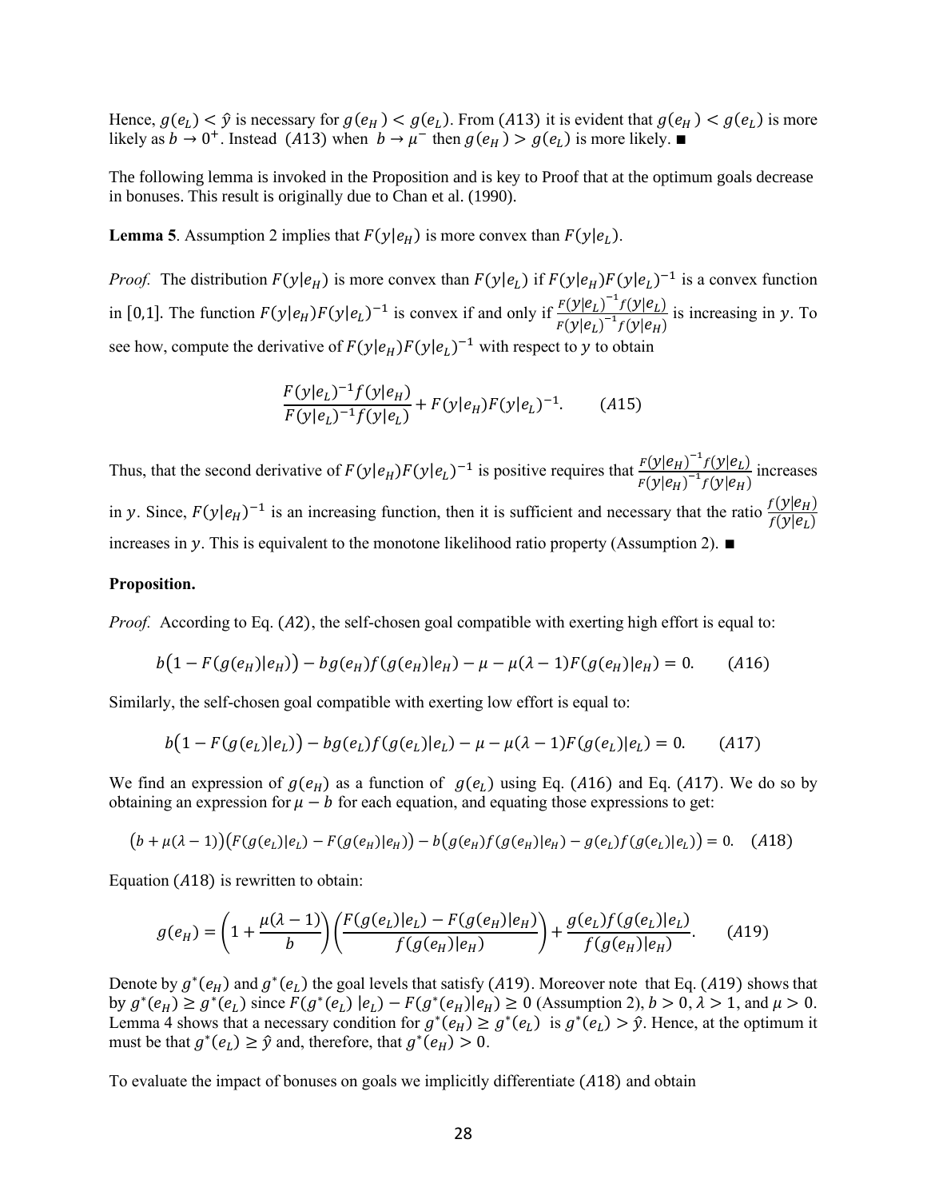Hence, $g(e_L) < \hat{y}$ is necessary for $g(e_H) < g(e_L)$. From $(A13)$ it is evident that $g(e_H) < g(e_L)$ is more likely as $b \to 0^+$. Instead $(A13)$ when $b \to \mu^-$ then $g(e_H) > g(e_L)$ is more likely. ∎

The following lemma is invoked in the Proposition and is key to Proof that at the optimum goals decrease in bonuses. This result is originally due to Chan et al. (1990).

**Lemma 5**. Assumption 2 implies that $F(y|e_H)$ is more convex than $F(y|e_L)$.

*Proof.* The distribution $F(y|e_H)$ is more convex than $F(y|e_L)$ if $F(y|e_H)F(y|e_L)^{-1}$ is a convex function in $[0,1]$. The function $F(y|e_H)F(y|e_L)^{-1}$ is convex if and only if $\frac{F(y|e_L)^{-1}f(y|e_L)}{F(y|e_L)^{-1}f(y|e_H)}$ is increasing in $y$. To see how, compute the derivative of $F(y|e_H)F(y|e_L)^{-1}$ with respect to $y$ to obtain

$$\frac{F(y|e_L)^{-1}f(y|e_H)}{F(y|e_L)^{-1}f(y|e_L)} + F(y|e_H)F(y|e_L)^{-1}. \qquad (A15)$$

Thus, that the second derivative of $F(y|e_H)F(y|e_L)^{-1}$ is positive requires that $\frac{F(y|e_H)^{-1}f(y|e_L)}{F(y|e_H)^{-1}f(y|e_H)}$ increases in $y$. Since, $F(y|e_H)^{-1}$ is an increasing function, then it is sufficient and necessary that the ratio $\frac{f(y|e_H)}{f(y|e_L)}$ increases in $y$. This is equivalent to the monotone likelihood ratio property (Assumption 2). ∎

**Proposition.**

*Proof.* According to Eq. $(A2)$, the self-chosen goal compatible with exerting high effort is equal to:

$$b\big(1 - F(g(e_H)|e_H)\big) - bg(e_H)f(g(e_H)|e_H) - \mu - \mu(\lambda - 1)F(g(e_H)|e_H) = 0. \qquad (A16)$$

Similarly, the self-chosen goal compatible with exerting low effort is equal to:

$$b\big(1 - F(g(e_L)|e_L)\big) - bg(e_L)f(g(e_L)|e_L) - \mu - \mu(\lambda - 1)F(g(e_L)|e_L) = 0. \qquad (A17)$$

We find an expression of $g(e_H)$ as a function of $g(e_L)$ using Eq. $(A16)$ and Eq. $(A17)$. We do so by obtaining an expression for $\mu - b$ for each equation, and equating those expressions to get:

$$\big(b + \mu(\lambda - 1)\big)\big(F(g(e_L)|e_L) - F(g(e_H)|e_H)\big) - b\big(g(e_H)f(g(e_H)|e_H) - g(e_L)f(g(e_L)|e_L)\big) = 0. \quad (A18)$$

Equation $(A18)$ is rewritten to obtain:

$$g(e_H) = \left(1 + \frac{\mu(\lambda - 1)}{b}\right)\left(\frac{F(g(e_L)|e_L) - F(g(e_H)|e_H)}{f(g(e_H)|e_H)}\right) + \frac{g(e_L)f(g(e_L)|e_L)}{f(g(e_H)|e_H)}. \qquad (A19)$$

Denote by $g^*(e_H)$ and $g^*(e_L)$ the goal levels that satisfy $(A19)$. Moreover note that Eq. $(A19)$ shows that by $g^*(e_H) \geq g^*(e_L)$ since $F(g^*(e_L)\,|e_L) - F(g^*(e_H)|e_H) \geq 0$ (Assumption 2), $b > 0$, $\lambda > 1$, and $\mu > 0$. Lemma 4 shows that a necessary condition for $g^*(e_H) \geq g^*(e_L)$ is $g^*(e_L) > \hat{y}$. Hence, at the optimum it must be that $g^*(e_L) \geq \hat{y}$ and, therefore, that $g^*(e_H) > 0$.

To evaluate the impact of bonuses on goals we implicitly differentiate $(A18)$ and obtain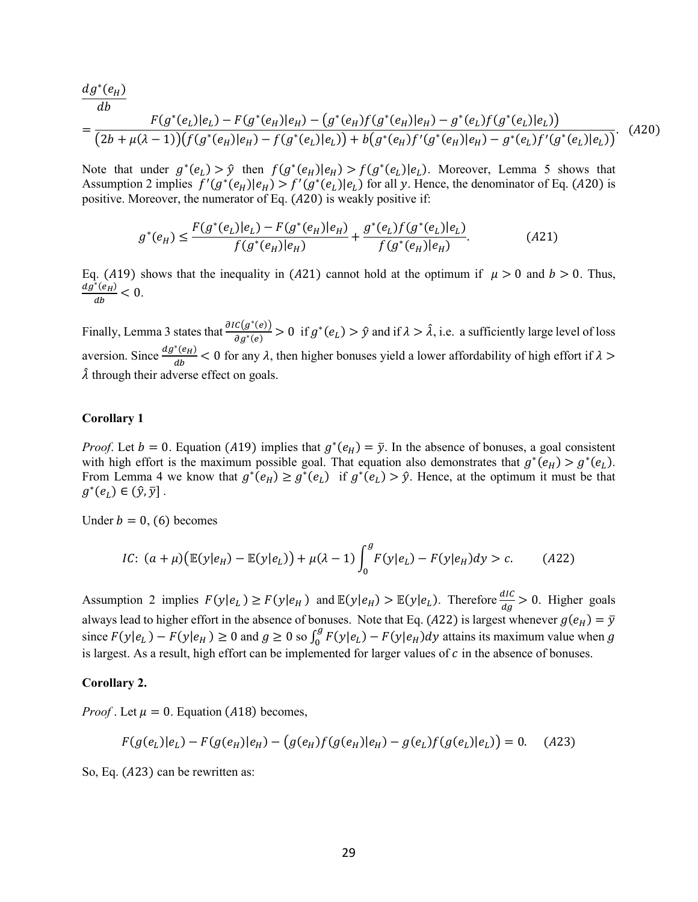$$
\frac{dg^*(e_H)}{db} = \frac{F(g^*(e_L)|e_L) - F(g^*(e_H)|e_H) - \left(g^*(e_H)f(g^*(e_H)|e_H) - g^*(e_L)f(g^*(e_L)|e_L)\right)}{\left(2b+\mu(\lambda-1)\right)\left(f(g^*(e_H)|e_H) - f(g^*(e_L)|e_L)\right) + b\left(g^*(e_H)f'(g^*(e_H)|e_H) - g^*(e_L)f'(g^*(e_L)|e_L)\right)}. \quad (A20)
$$

Note that under $g^*(e_L) > \hat{y}$ then $f(g^*(e_H)|e_H) > f(g^*(e_L)|e_L)$. Moreover, Lemma 5 shows that Assumption 2 implies $f'(g^*(e_H)|e_H) > f'(g^*(e_L)|e_L)$ for all $y$. Hence, the denominator of Eq. $(A20)$ is positive. Moreover, the numerator of Eq. $(A20)$ is weakly positive if:

$$
g^*(e_H) \leq \frac{F(g^*(e_L)|e_L) - F(g^*(e_H)|e_H)}{f(g^*(e_H)|e_H)} + \frac{g^*(e_L)f(g^*(e_L)|e_L)}{f(g^*(e_H)|e_H)}. \quad (A21)
$$

Eq. $(A19)$ shows that the inequality in $(A21)$ cannot hold at the optimum if $\mu > 0$ and $b > 0$. Thus, $\frac{dg^*(e_H)}{db} < 0$.

Finally, Lemma 3 states that $\frac{\partial IC(g^*(e))}{\partial g^*(e)} > 0$ if $g^*(e_L) > \hat{y}$ and if $\lambda > \hat{\lambda}$, i.e. a sufficiently large level of loss aversion. Since $\frac{dg^*(e_H)}{db} < 0$ for any $\lambda$, then higher bonuses yield a lower affordability of high effort if $\lambda > \hat{\lambda}$ through their adverse effect on goals.

**Corollary 1**

*Proof*. Let $b = 0$. Equation $(A19)$ implies that $g^*(e_H) = \bar{y}$. In the absence of bonuses, a goal consistent with high effort is the maximum possible goal. That equation also demonstrates that $g^*(e_H) > g^*(e_L)$. From Lemma 4 we know that $g^*(e_H) \geq g^*(e_L)$ if $g^*(e_L) > \hat{y}$. Hence, at the optimum it must be that $g^*(e_L) \in (\hat{y}, \bar{y}]$.

Under $b = 0$, (6) becomes

$$
IC\colon\ (a+\mu)\left(\mathbb{E}(y|e_H) - \mathbb{E}(y|e_L)\right) + \mu(\lambda-1)\int_0^g F(y|e_L) - F(y|e_H)dy > c. \quad (A22)
$$

Assumption 2 implies $F(y|e_L) \geq F(y|e_H)$ and $\mathbb{E}(y|e_H) > \mathbb{E}(y|e_L)$. Therefore $\frac{dIC}{dg} > 0$. Higher goals always lead to higher effort in the absence of bonuses. Note that Eq. $(A22)$ is largest whenever $g(e_H) = \bar{y}$ since $F(y|e_L) - F(y|e_H) \geq 0$ and $g \geq 0$ so $\int_0^g F(y|e_L) - F(y|e_H)dy$ attains its maximum value when $g$ is largest. As a result, high effort can be implemented for larger values of $c$ in the absence of bonuses.

**Corollary 2.**

*Proof*. Let $\mu = 0$. Equation $(A18)$ becomes,

$$
F(g(e_L)|e_L) - F(g(e_H)|e_H) - \left(g(e_H)f(g(e_H)|e_H) - g(e_L)f(g(e_L)|e_L)\right) = 0. \quad (A23)
$$

So, Eq. $(A23)$ can be rewritten as: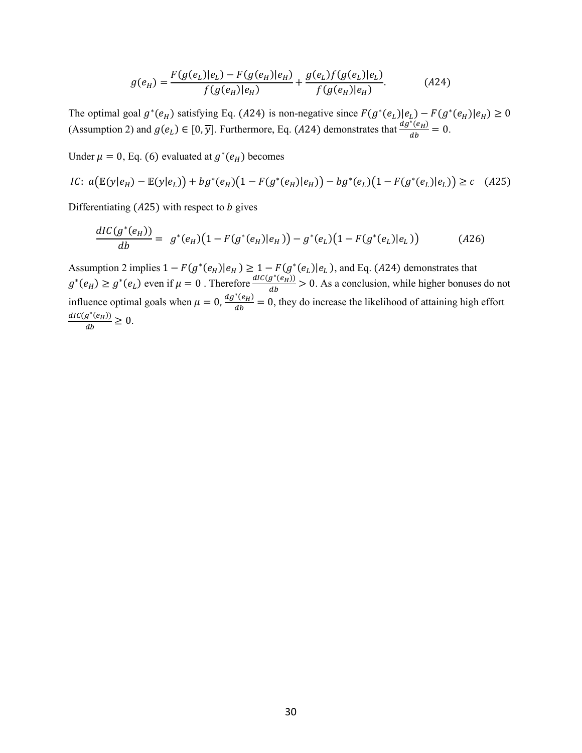$$g(e_H) = \frac{F(g(e_L)|e_L) - F(g(e_H)|e_H)}{f(g(e_H)|e_H)} + \frac{g(e_L)f(g(e_L)|e_L)}{f(g(e_H)|e_H)}. \qquad (A24)$$

The optimal goal $g^*(e_H)$ satisfying Eq. $(A24)$ is non-negative since $F(g^*(e_L)|e_L) - F(g^*(e_H)|e_H) \geq 0$ (Assumption 2) and $g(e_L) \in [0, \overline{y}]$. Furthermore, Eq. $(A24)$ demonstrates that $\frac{dg^*(e_H)}{db} = 0$.

Under $\mu = 0$, Eq. (6) evaluated at $g^*(e_H)$ becomes

$$IC\text{: } a\big(\mathbb{E}(y|e_H) - \mathbb{E}(y|e_L)\big) + bg^*(e_H)\big(1 - F(g^*(e_H)|e_H)\big) - bg^*(e_L)\big(1 - F(g^*(e_L)|e_L)\big) \geq c \quad (A25)$$

Differentiating $(A25)$ with respect to $b$ gives

$$\frac{dIC(g^*(e_H))}{db} = g^*(e_H)\big(1 - F(g^*(e_H)|e_H)\big) - g^*(e_L)\big(1 - F(g^*(e_L)|e_L)\big) \qquad (A26)$$

Assumption 2 implies $1 - F(g^*(e_H)|e_H) \geq 1 - F(g^*(e_L)|e_L)$, and Eq. $(A24)$ demonstrates that $g^*(e_H) \geq g^*(e_L)$ even if $\mu = 0$. Therefore $\frac{dIC(g^*(e_H))}{db} > 0$. As a conclusion, while higher bonuses do not influence optimal goals when $\mu = 0$, $\frac{dg^*(e_H)}{db} = 0$, they do increase the likelihood of attaining high effort $\frac{dIC(g^*(e_H))}{db} \geq 0$.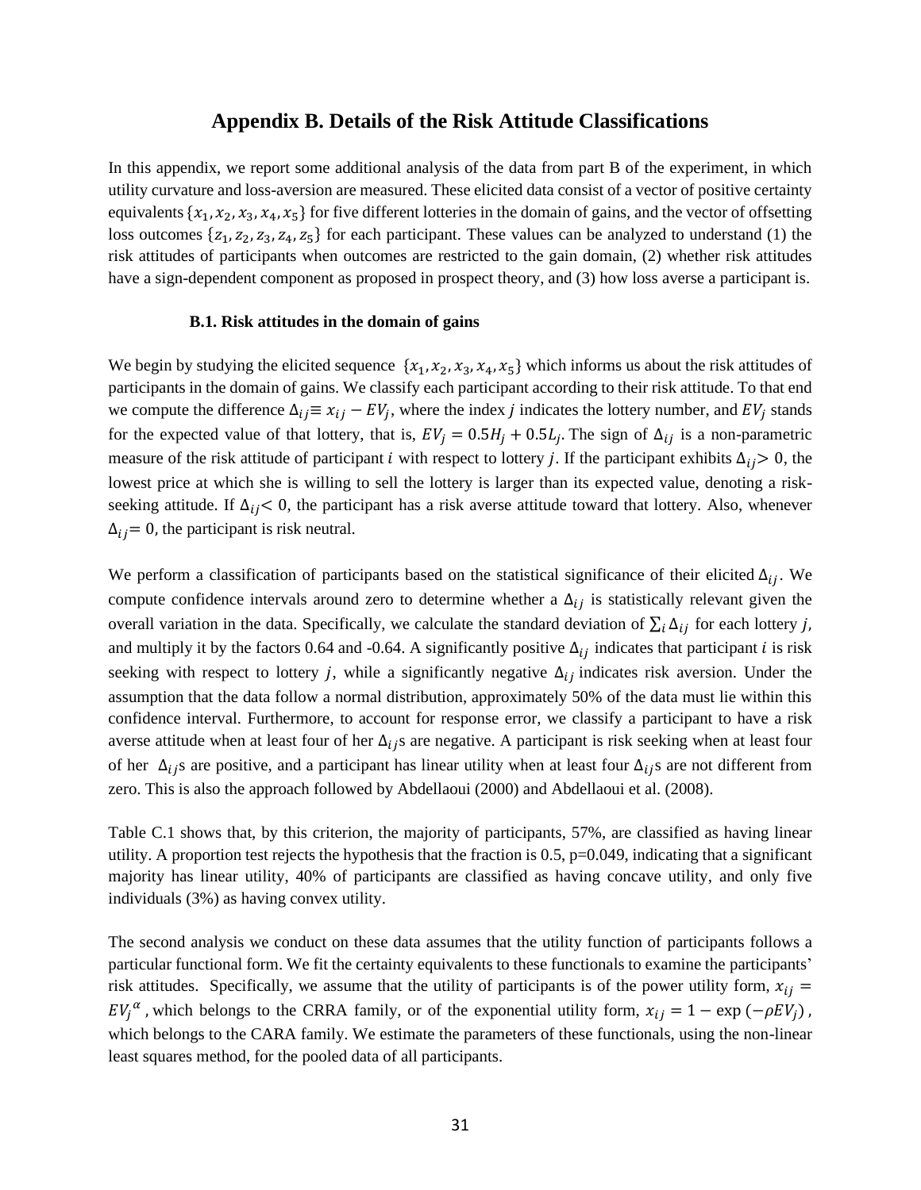## Appendix B. Details of the Risk Attitude Classifications

In this appendix, we report some additional analysis of the data from part B of the experiment, in which utility curvature and loss-aversion are measured. These elicited data consist of a vector of positive certainty equivalents $\{x_1, x_2, x_3, x_4, x_5\}$ for five different lotteries in the domain of gains, and the vector of offsetting loss outcomes $\{z_1, z_2, z_3, z_4, z_5\}$ for each participant. These values can be analyzed to understand (1) the risk attitudes of participants when outcomes are restricted to the gain domain, (2) whether risk attitudes have a sign-dependent component as proposed in prospect theory, and (3) how loss averse a participant is.

### B.1. Risk attitudes in the domain of gains

We begin by studying the elicited sequence $\{x_1, x_2, x_3, x_4, x_5\}$ which informs us about the risk attitudes of participants in the domain of gains. We classify each participant according to their risk attitude. To that end we compute the difference $\Delta_{ij} \equiv x_{ij} - EV_j$, where the index $j$ indicates the lottery number, and $EV_j$ stands for the expected value of that lottery, that is, $EV_j = 0.5H_j + 0.5L_j$. The sign of $\Delta_{ij}$ is a non-parametric measure of the risk attitude of participant $i$ with respect to lottery $j$. If the participant exhibits $\Delta_{ij} > 0$, the lowest price at which she is willing to sell the lottery is larger than its expected value, denoting a risk-seeking attitude. If $\Delta_{ij} < 0$, the participant has a risk averse attitude toward that lottery. Also, whenever $\Delta_{ij} = 0$, the participant is risk neutral.

We perform a classification of participants based on the statistical significance of their elicited $\Delta_{ij}$. We compute confidence intervals around zero to determine whether a $\Delta_{ij}$ is statistically relevant given the overall variation in the data. Specifically, we calculate the standard deviation of $\sum_i \Delta_{ij}$ for each lottery $j$, and multiply it by the factors 0.64 and -0.64. A significantly positive $\Delta_{ij}$ indicates that participant $i$ is risk seeking with respect to lottery $j$, while a significantly negative $\Delta_{ij}$ indicates risk aversion. Under the assumption that the data follow a normal distribution, approximately 50% of the data must lie within this confidence interval. Furthermore, to account for response error, we classify a participant to have a risk averse attitude when at least four of her $\Delta_{ij}$s are negative. A participant is risk seeking when at least four of her $\Delta_{ij}$s are positive, and a participant has linear utility when at least four $\Delta_{ij}$s are not different from zero. This is also the approach followed by Abdellaoui (2000) and Abdellaoui et al. (2008).

Table C.1 shows that, by this criterion, the majority of participants, 57%, are classified as having linear utility. A proportion test rejects the hypothesis that the fraction is 0.5, p=0.049, indicating that a significant majority has linear utility, 40% of participants are classified as having concave utility, and only five individuals (3%) as having convex utility.

The second analysis we conduct on these data assumes that the utility function of participants follows a particular functional form. We fit the certainty equivalents to these functionals to examine the participants' risk attitudes. Specifically, we assume that the utility of participants is of the power utility form, $x_{ij} = EV_j^{\alpha}$, which belongs to the CRRA family, or of the exponential utility form, $x_{ij} = 1 - \exp(-\rho EV_j)$, which belongs to the CARA family. We estimate the parameters of these functionals, using the non-linear least squares method, for the pooled data of all participants.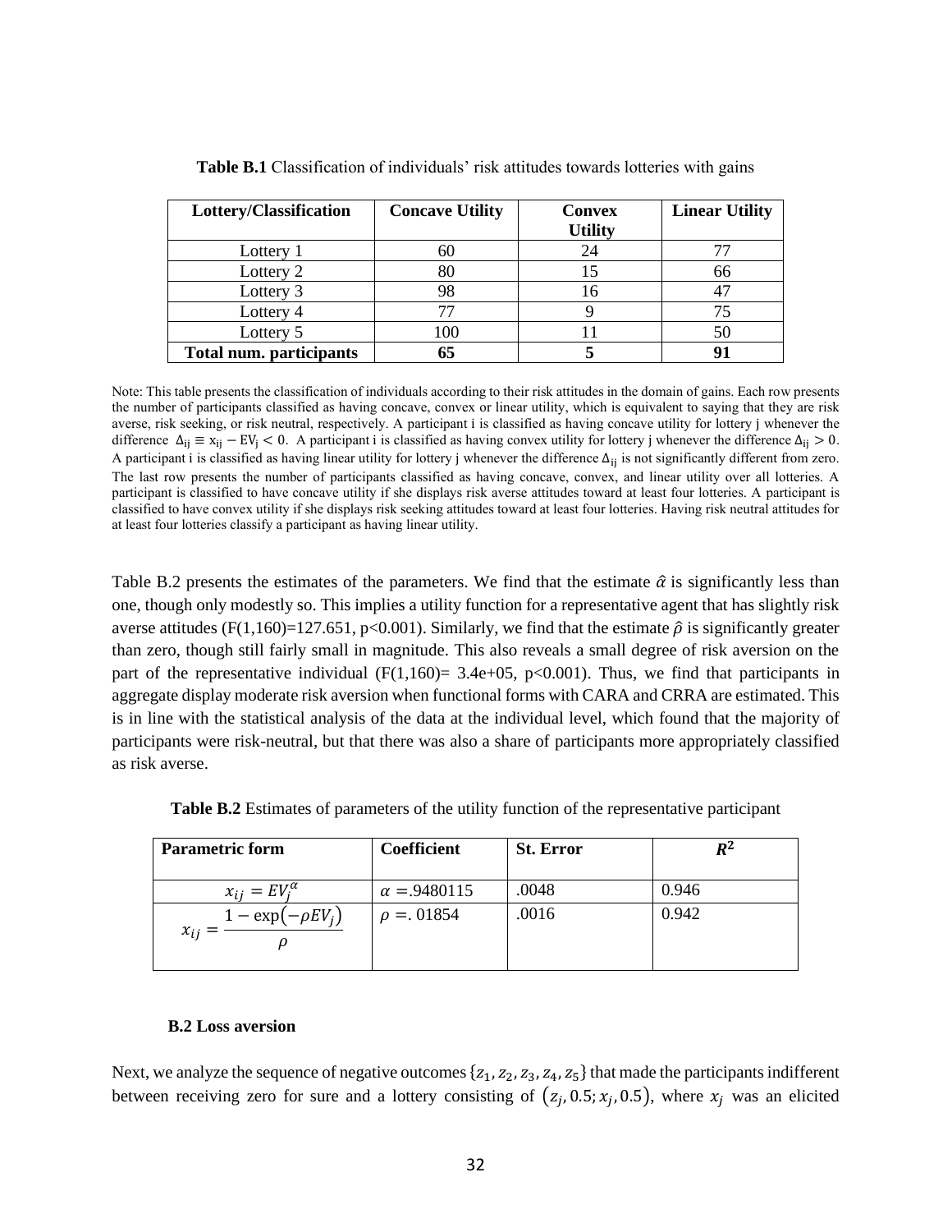**Table B.1** Classification of individuals' risk attitudes towards lotteries with gains

| Lottery/Classification | Concave Utility | Convex Utility | Linear Utility |
|---|---|---|---|
| Lottery 1 | 60 | 24 | 77 |
| Lottery 2 | 80 | 15 | 66 |
| Lottery 3 | 98 | 16 | 47 |
| Lottery 4 | 77 | 9 | 75 |
| Lottery 5 | 100 | 11 | 50 |
| **Total num. participants** | **65** | **5** | **91** |

Note: This table presents the classification of individuals according to their risk attitudes in the domain of gains. Each row presents the number of participants classified as having concave, convex or linear utility, which is equivalent to saying that they are risk averse, risk seeking, or risk neutral, respectively. A participant i is classified as having concave utility for lottery j whenever the difference $\Delta_{ij} \equiv x_{ij} - EV_j < 0$. A participant i is classified as having convex utility for lottery j whenever the difference $\Delta_{ij} > 0$. A participant i is classified as having linear utility for lottery j whenever the difference $\Delta_{ij}$ is not significantly different from zero. The last row presents the number of participants classified as having concave, convex, and linear utility over all lotteries. A participant is classified to have concave utility if she displays risk averse attitudes toward at least four lotteries. A participant is classified to have convex utility if she displays risk seeking attitudes toward at least four lotteries. Having risk neutral attitudes for at least four lotteries classify a participant as having linear utility.

Table B.2 presents the estimates of the parameters. We find that the estimate $\hat{\alpha}$ is significantly less than one, though only modestly so. This implies a utility function for a representative agent that has slightly risk averse attitudes ($F(1,160)=127.651$, $p<0.001$). Similarly, we find that the estimate $\hat{\rho}$ is significantly greater than zero, though still fairly small in magnitude. This also reveals a small degree of risk aversion on the part of the representative individual ($F(1,160)= 3.4e+05$, $p<0.001$). Thus, we find that participants in aggregate display moderate risk aversion when functional forms with CARA and CRRA are estimated. This is in line with the statistical analysis of the data at the individual level, which found that the majority of participants were risk-neutral, but that there was also a share of participants more appropriately classified as risk averse.

**Table B.2** Estimates of parameters of the utility function of the representative participant

| Parametric form | Coefficient | St. Error | $R^2$ |
|---|---|---|---|
| $x_{ij} = EV_j^{\alpha}$ | $\alpha = .9480115$ | .0048 | 0.946 |
| $x_{ij} = \dfrac{1-\exp(-\rho EV_j)}{\rho}$ | $\rho = .01854$ | .0016 | 0.942 |

### B.2 Loss aversion

Next, we analyze the sequence of negative outcomes $\{z_1, z_2, z_3, z_4, z_5\}$ that made the participants indifferent between receiving zero for sure and a lottery consisting of $(z_j, 0.5; x_j, 0.5)$, where $x_j$ was an elicited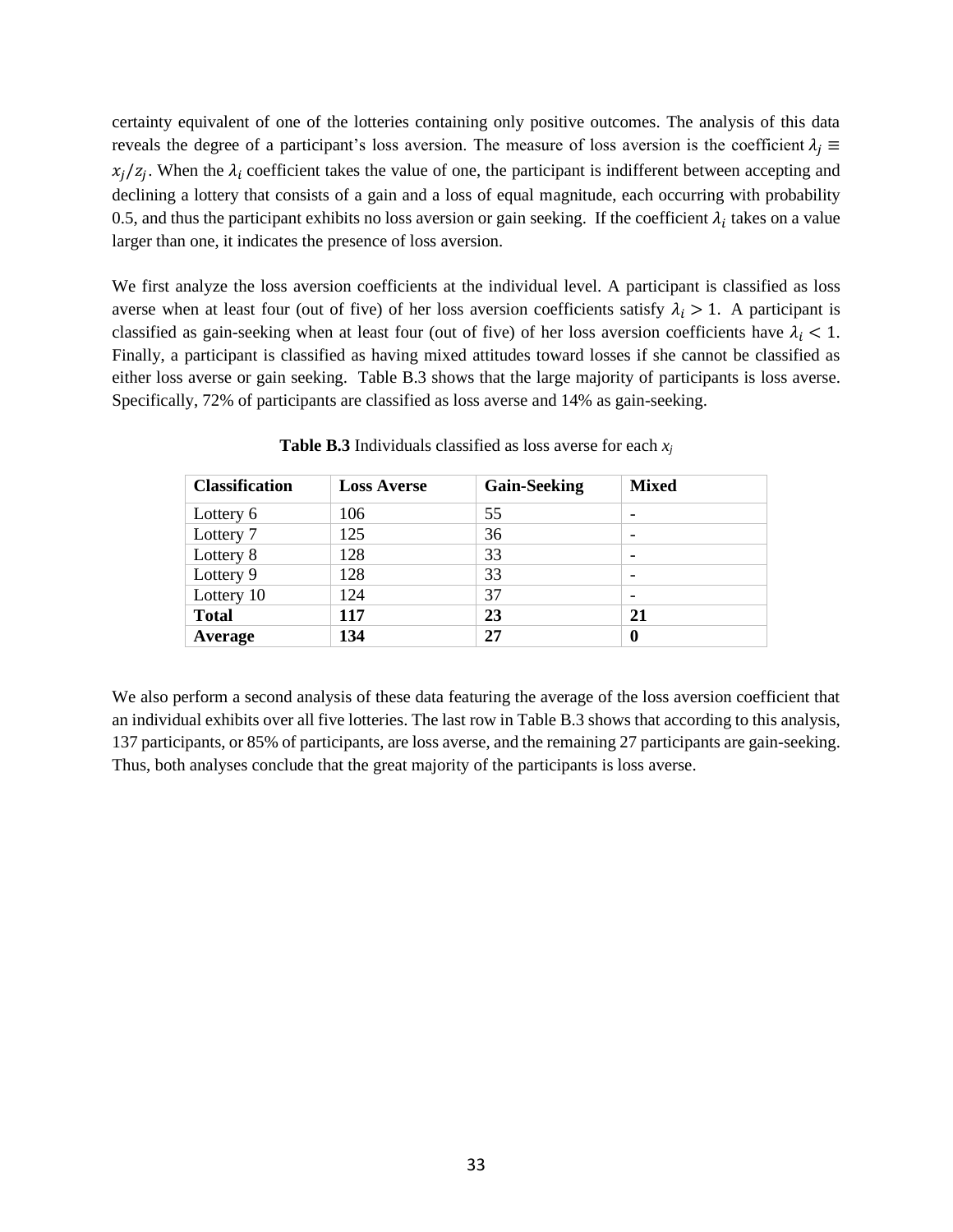certainty equivalent of one of the lotteries containing only positive outcomes. The analysis of this data reveals the degree of a participant's loss aversion. The measure of loss aversion is the coefficient $\lambda_j \equiv x_j/z_j$. When the $\lambda_i$ coefficient takes the value of one, the participant is indifferent between accepting and declining a lottery that consists of a gain and a loss of equal magnitude, each occurring with probability 0.5, and thus the participant exhibits no loss aversion or gain seeking. If the coefficient $\lambda_i$ takes on a value larger than one, it indicates the presence of loss aversion.

We first analyze the loss aversion coefficients at the individual level. A participant is classified as loss averse when at least four (out of five) of her loss aversion coefficients satisfy $\lambda_i > 1$. A participant is classified as gain-seeking when at least four (out of five) of her loss aversion coefficients have $\lambda_i < 1$. Finally, a participant is classified as having mixed attitudes toward losses if she cannot be classified as either loss averse or gain seeking. Table B.3 shows that the large majority of participants is loss averse. Specifically, 72% of participants are classified as loss averse and 14% as gain-seeking.

**Table B.3** Individuals classified as loss averse for each $x_j$

| **Classification** | **Loss Averse** | **Gain-Seeking** | **Mixed** |
|---|---|---|---|
| Lottery 6 | 106 | 55 | - |
| Lottery 7 | 125 | 36 | - |
| Lottery 8 | 128 | 33 | - |
| Lottery 9 | 128 | 33 | - |
| Lottery 10 | 124 | 37 | - |
| **Total** | **117** | **23** | **21** |
| **Average** | **134** | **27** | **0** |

We also perform a second analysis of these data featuring the average of the loss aversion coefficient that an individual exhibits over all five lotteries. The last row in Table B.3 shows that according to this analysis, 137 participants, or 85% of participants, are loss averse, and the remaining 27 participants are gain-seeking. Thus, both analyses conclude that the great majority of the participants is loss averse.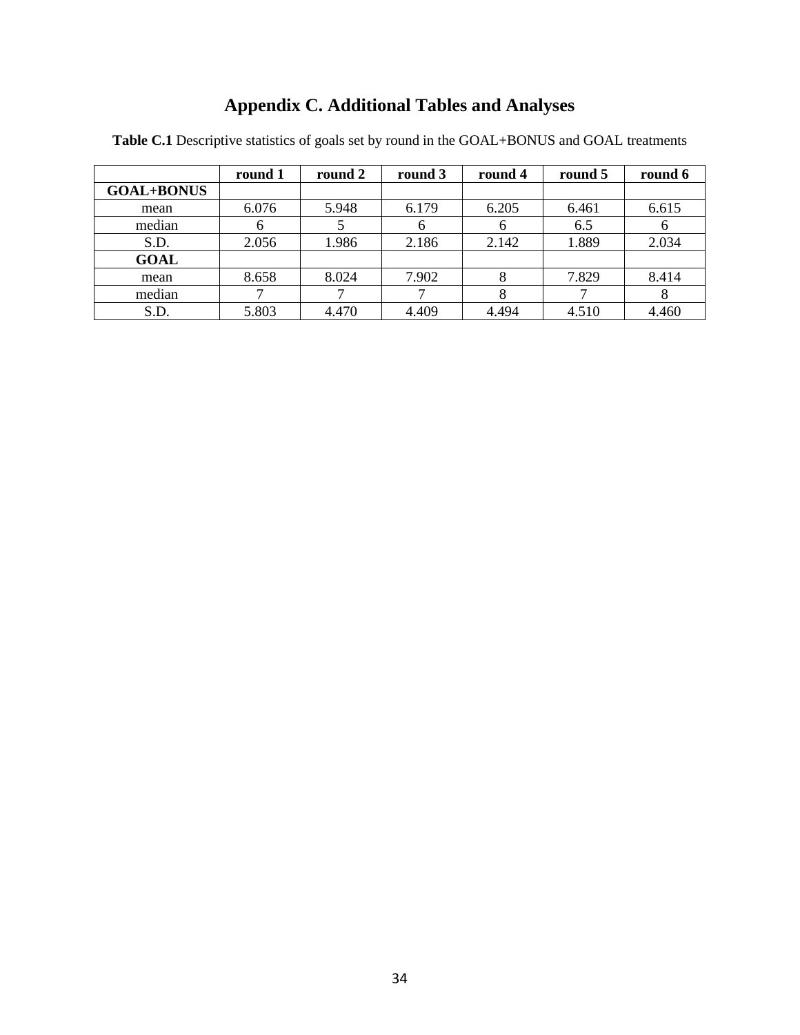# Appendix C. Additional Tables and Analyses

**Table C.1** Descriptive statistics of goals set by round in the GOAL+BONUS and GOAL treatments

| | round 1 | round 2 | round 3 | round 4 | round 5 | round 6 |
|---|---|---|---|---|---|---|
| **GOAL+BONUS** | | | | | | |
| mean | 6.076 | 5.948 | 6.179 | 6.205 | 6.461 | 6.615 |
| median | 6 | 5 | 6 | 6 | 6.5 | 6 |
| S.D. | 2.056 | 1.986 | 2.186 | 2.142 | 1.889 | 2.034 |
| **GOAL** | | | | | | |
| mean | 8.658 | 8.024 | 7.902 | 8 | 7.829 | 8.414 |
| median | 7 | 7 | 7 | 8 | 7 | 8 |
| S.D. | 5.803 | 4.470 | 4.409 | 4.494 | 4.510 | 4.460 |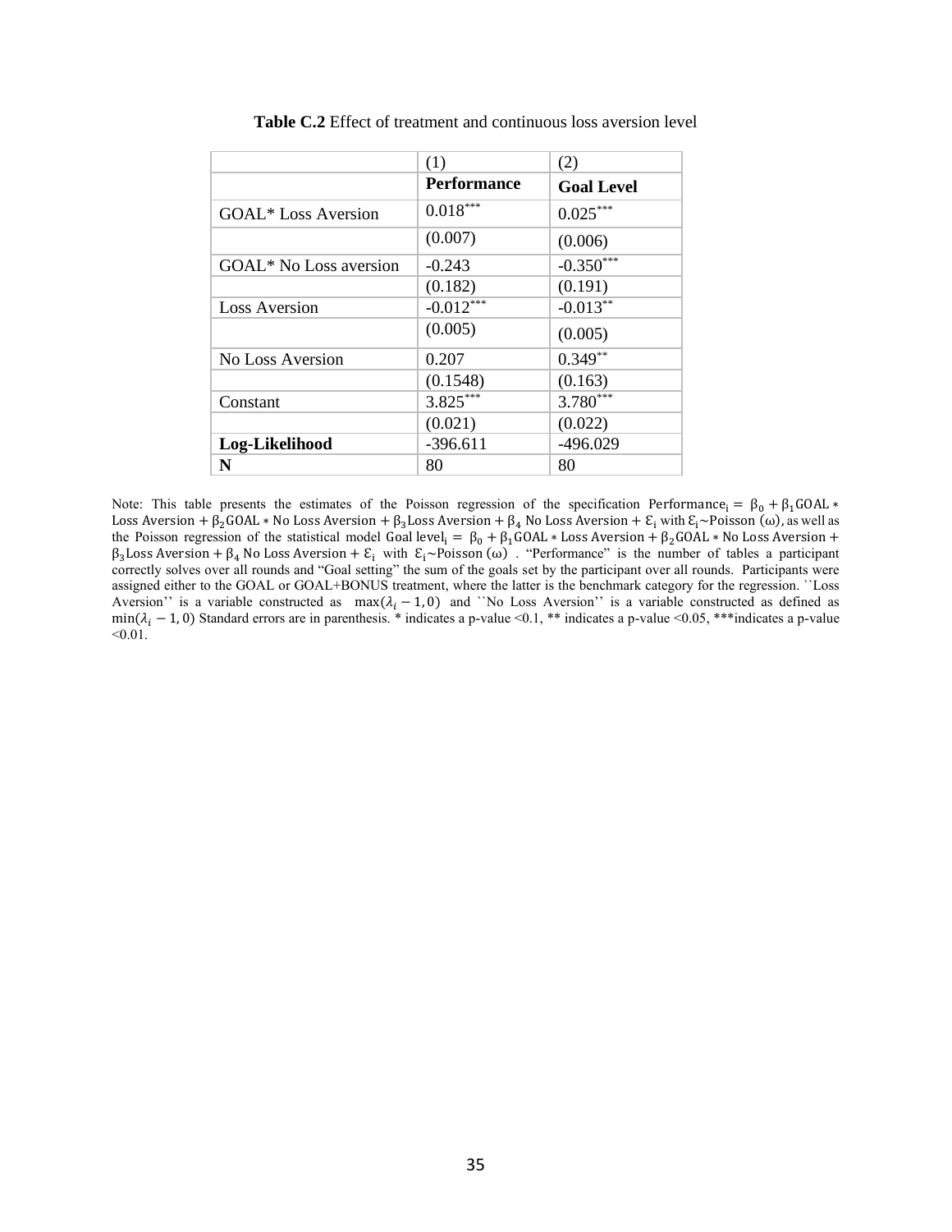**Table C.2** Effect of treatment and continuous loss aversion level

| | (1) | (2) |
|---|---|---|
| | **Performance** | **Goal Level** |
| GOAL* Loss Aversion | 0.018*** | 0.025*** |
| | (0.007) | (0.006) |
| GOAL* No Loss aversion | -0.243 | -0.350*** |
| | (0.182) | (0.191) |
| Loss Aversion | -0.012*** | -0.013** |
| | (0.005) | (0.005) |
| No Loss Aversion | 0.207 | 0.349** |
| | (0.1548) | (0.163) |
| Constant | 3.825*** | 3.780*** |
| | (0.021) | (0.022) |
| **Log-Likelihood** | -396.611 | -496.029 |
| **N** | 80 | 80 |

Note: This table presents the estimates of the Poisson regression of the specification $\text{Performance}_i = \beta_0 + \beta_1 \text{GOAL} * \text{Loss Aversion} + \beta_2 \text{GOAL} * \text{No Loss Aversion} + \beta_3 \text{Loss Aversion} + \beta_4 \text{ No Loss Aversion} + \mathcal{E}_i$ with $\mathcal{E}_i \sim \text{Poisson}(\omega)$, as well as the Poisson regression of the statistical model $\text{Goal level}_i = \beta_0 + \beta_1 \text{GOAL} * \text{Loss Aversion} + \beta_2 \text{GOAL} * \text{No Loss Aversion} + \beta_3 \text{Loss Aversion} + \beta_4 \text{ No Loss Aversion} + \mathcal{E}_i$ with $\mathcal{E}_i \sim \text{Poisson}(\omega)$ . "Performance" is the number of tables a participant correctly solves over all rounds and "Goal setting" the sum of the goals set by the participant over all rounds. Participants were assigned either to the GOAL or GOAL+BONUS treatment, where the latter is the benchmark category for the regression. ``Loss Aversion'' is a variable constructed as $\max(\lambda_i - 1, 0)$ and ``No Loss Aversion'' is a variable constructed as defined as $\min(\lambda_i - 1, 0)$ Standard errors are in parenthesis. * indicates a p-value <0.1, ** indicates a p-value <0.05, ***indicates a p-value <0.01.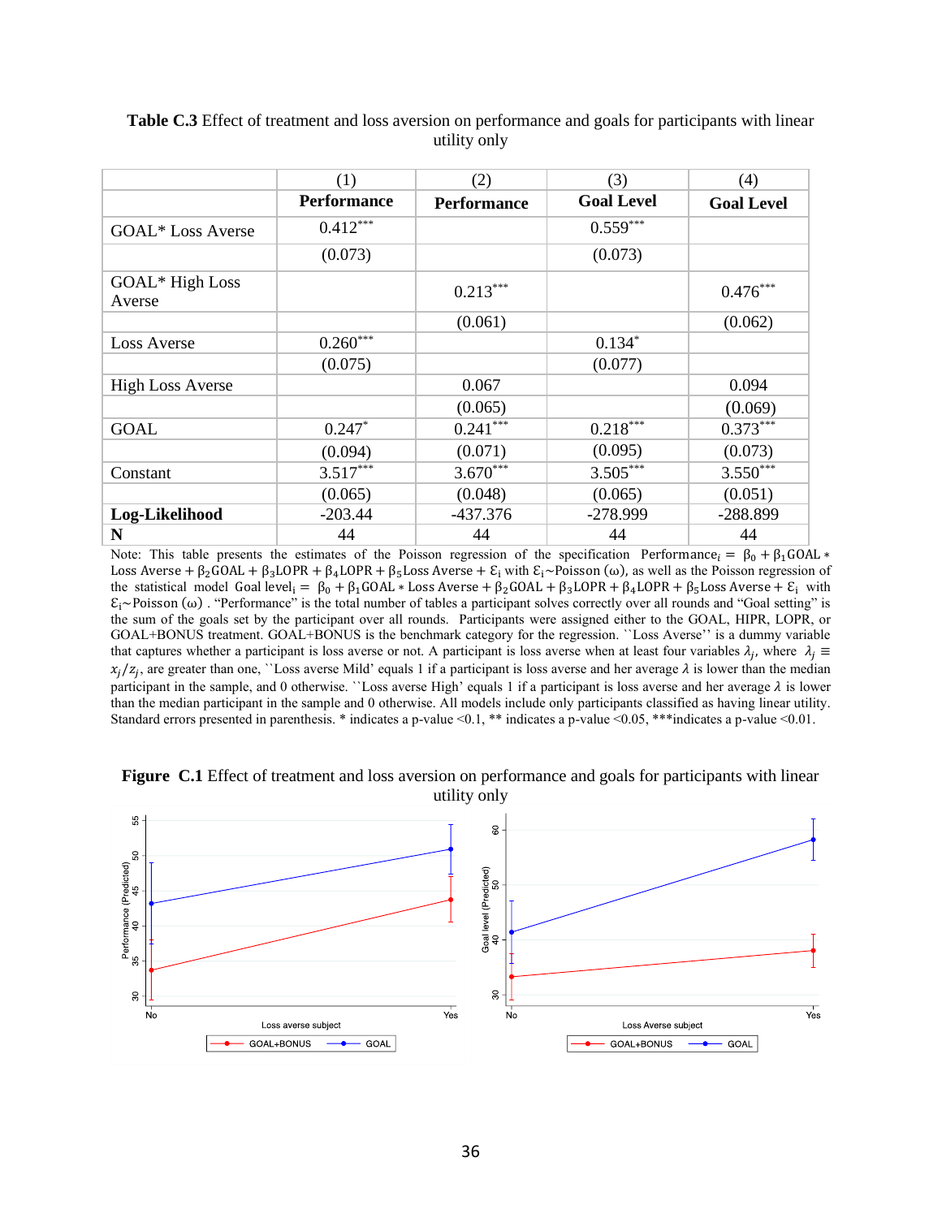**Table C.3** Effect of treatment and loss aversion on performance and goals for participants with linear utility only

| | (1) | (2) | (3) | (4) |
|---|---|---|---|---|
| | **Performance** | **Performance** | **Goal Level** | **Goal Level** |
| GOAL* Loss Averse | 0.412*** | | 0.559*** | |
| | (0.073) | | (0.073) | |
| GOAL* High Loss Averse | | 0.213*** | | 0.476*** |
| | | (0.061) | | (0.062) |
| Loss Averse | 0.260*** | | 0.134* | |
| | (0.075) | | (0.077) | |
| High Loss Averse | | 0.067 | | 0.094 |
| | | (0.065) | | (0.069) |
| GOAL | 0.247* | 0.241*** | 0.218*** | 0.373*** |
| | (0.094) | (0.071) | (0.095) | (0.073) |
| Constant | 3.517*** | 3.670*** | 3.505*** | 3.550*** |
| | (0.065) | (0.048) | (0.065) | (0.051) |
| **Log-Likelihood** | -203.44 | -437.376 | -278.999 | -288.899 |
| **N** | 44 | 44 | 44 | 44 |

Note: This table presents the estimates of the Poisson regression of the specification $\text{Performance}_i = \beta_0 + \beta_1 \text{GOAL} * \text{Loss Averse} + \beta_2 \text{GOAL} + \beta_3 \text{LOPR} + \beta_4 \text{LOPR} + \beta_5 \text{Loss Averse} + \mathcal{E}_i$ with $\mathcal{E}_i \sim \text{Poisson}(\omega)$, as well as the Poisson regression of the statistical model $\text{Goal level}_i = \beta_0 + \beta_1 \text{GOAL} * \text{Loss Averse} + \beta_2 \text{GOAL} + \beta_3 \text{LOPR} + \beta_4 \text{LOPR} + \beta_5 \text{Loss Averse} + \mathcal{E}_i$ with $\mathcal{E}_i \sim \text{Poisson}(\omega)$ . "Performance" is the total number of tables a participant solves correctly over all rounds and "Goal setting" is the sum of the goals set by the participant over all rounds. Participants were assigned either to the GOAL, HIPR, LOPR, or GOAL+BONUS treatment. GOAL+BONUS is the benchmark category for the regression. ``Loss Averse'' is a dummy variable that captures whether a participant is loss averse or not. A participant is loss averse when at least four variables $\lambda_j$, where $\lambda_j \equiv x_j/z_j$, are greater than one, ``Loss averse Mild' equals 1 if a participant is loss averse and her average $\lambda$ is lower than the median participant in the sample, and 0 otherwise. ``Loss averse High' equals 1 if a participant is loss averse and her average $\lambda$ is lower than the median participant in the sample and 0 otherwise. All models include only participants classified as having linear utility. Standard errors presented in parenthesis. * indicates a p-value <0.1, ** indicates a p-value <0.05, ***indicates a p-value <0.01.

**Figure C.1** Effect of treatment and loss aversion on performance and goals for participants with linear utility only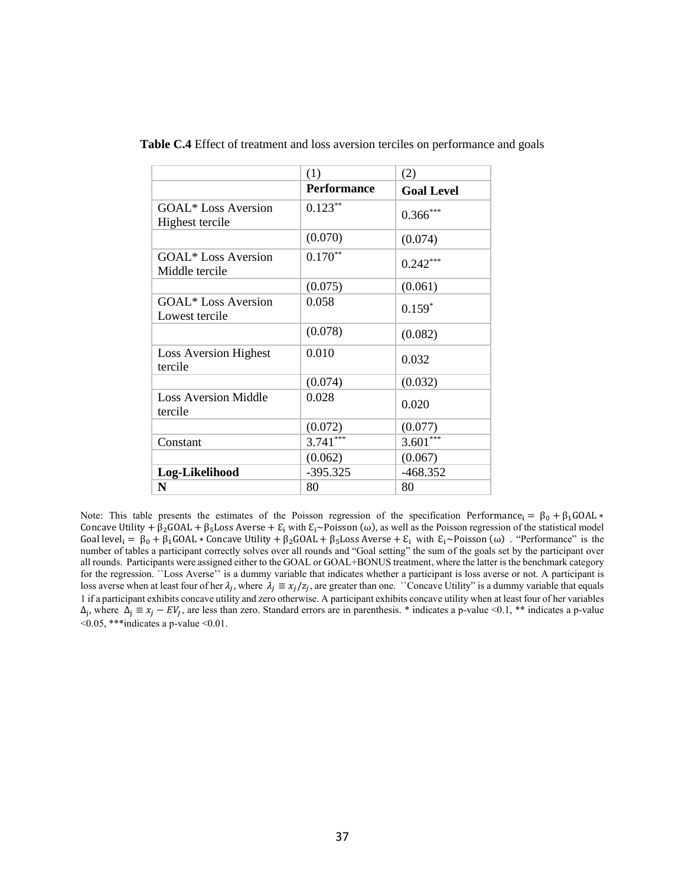**Table C.4** Effect of treatment and loss aversion terciles on performance and goals

| | (1) | (2) |
|---|---|---|
| | **Performance** | **Goal Level** |
| GOAL* Loss Aversion Highest tercile | 0.123** | 0.366*** |
| | (0.070) | (0.074) |
| GOAL* Loss Aversion Middle tercile | 0.170** | 0.242*** |
| | (0.075) | (0.061) |
| GOAL* Loss Aversion Lowest tercile | 0.058 | 0.159* |
| | (0.078) | (0.082) |
| Loss Aversion Highest tercile | 0.010 | 0.032 |
| | (0.074) | (0.032) |
| Loss Aversion Middle tercile | 0.028 | 0.020 |
| | (0.072) | (0.077) |
| Constant | 3.741*** | 3.601*** |
| | (0.062) | (0.067) |
| **Log-Likelihood** | -395.325 | -468.352 |
| **N** | 80 | 80 |

Note: This table presents the estimates of the Poisson regression of the specification $\text{Performance}_i = \beta_0 + \beta_1 \text{GOAL} * \text{Concave Utility} + \beta_2 \text{GOAL} + \beta_5 \text{Loss Averse} + \mathcal{E}_i$ with $\mathcal{E}_i \sim \text{Poisson}(\omega)$, as well as the Poisson regression of the statistical model $\text{Goal level}_i = \beta_0 + \beta_1 \text{GOAL} * \text{Concave Utility} + \beta_2 \text{GOAL} + \beta_5 \text{Loss Averse} + \mathcal{E}_i$ with $\mathcal{E}_i \sim \text{Poisson}(\omega)$ . "Performance" is the number of tables a participant correctly solves over all rounds and "Goal setting" the sum of the goals set by the participant over all rounds. Participants were assigned either to the GOAL or GOAL+BONUS treatment, where the latter is the benchmark category for the regression. ``Loss Averse'' is a dummy variable that indicates whether a participant is loss averse or not. A participant is loss averse when at least four of her $\lambda_j$, where $\lambda_j \equiv x_j/z_j$, are greater than one. ``Concave Utility" is a dummy variable that equals 1 if a participant exhibits concave utility and zero otherwise. A participant exhibits concave utility when at least four of her variables $\Delta_j$, where $\Delta_j \equiv x_j - EV_J$, are less than zero. Standard errors are in parenthesis. * indicates a p-value <0.1, ** indicates a p-value <0.05, ***indicates a p-value <0.01.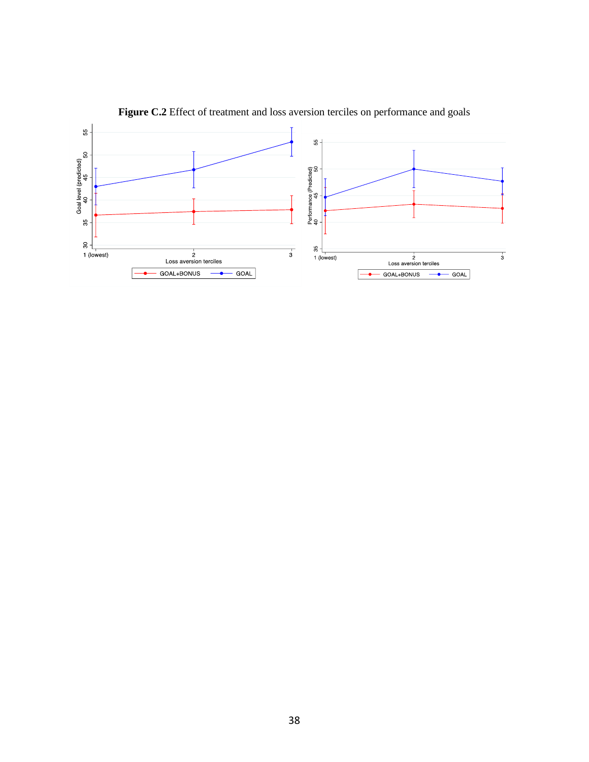**Figure C.2** Effect of treatment and loss aversion terciles on performance and goals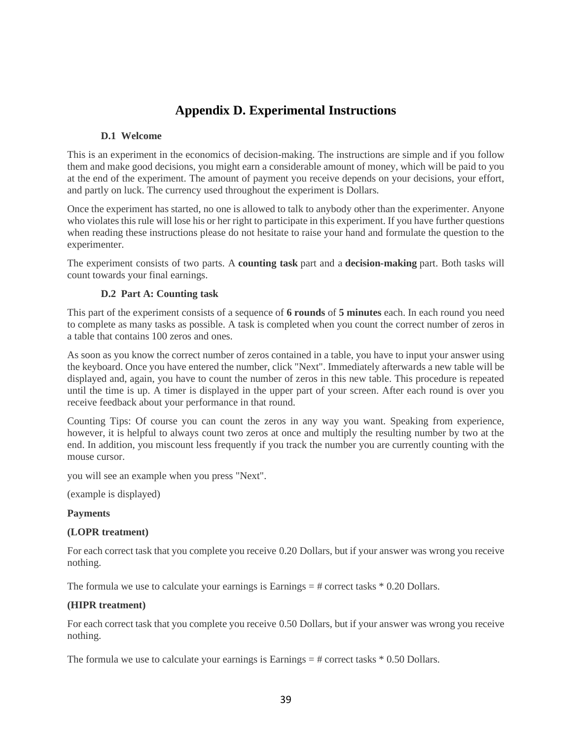# Appendix D. Experimental Instructions

### D.1 Welcome

This is an experiment in the economics of decision-making. The instructions are simple and if you follow them and make good decisions, you might earn a considerable amount of money, which will be paid to you at the end of the experiment. The amount of payment you receive depends on your decisions, your effort, and partly on luck. The currency used throughout the experiment is Dollars.

Once the experiment has started, no one is allowed to talk to anybody other than the experimenter. Anyone who violates this rule will lose his or her right to participate in this experiment. If you have further questions when reading these instructions please do not hesitate to raise your hand and formulate the question to the experimenter.

The experiment consists of two parts. A **counting task** part and a **decision-making** part. Both tasks will count towards your final earnings.

### D.2 Part A: Counting task

This part of the experiment consists of a sequence of **6 rounds** of **5 minutes** each. In each round you need to complete as many tasks as possible. A task is completed when you count the correct number of zeros in a table that contains 100 zeros and ones.

As soon as you know the correct number of zeros contained in a table, you have to input your answer using the keyboard. Once you have entered the number, click "Next". Immediately afterwards a new table will be displayed and, again, you have to count the number of zeros in this new table. This procedure is repeated until the time is up. A timer is displayed in the upper part of your screen. After each round is over you receive feedback about your performance in that round.

Counting Tips: Of course you can count the zeros in any way you want. Speaking from experience, however, it is helpful to always count two zeros at once and multiply the resulting number by two at the end. In addition, you miscount less frequently if you track the number you are currently counting with the mouse cursor.

you will see an example when you press "Next".

(example is displayed)

**Payments**

**(LOPR treatment)**

For each correct task that you complete you receive 0.20 Dollars, but if your answer was wrong you receive nothing.

The formula we use to calculate your earnings is Earnings = # correct tasks * 0.20 Dollars.

**(HIPR treatment)**

For each correct task that you complete you receive 0.50 Dollars, but if your answer was wrong you receive nothing.

The formula we use to calculate your earnings is Earnings = # correct tasks * 0.50 Dollars.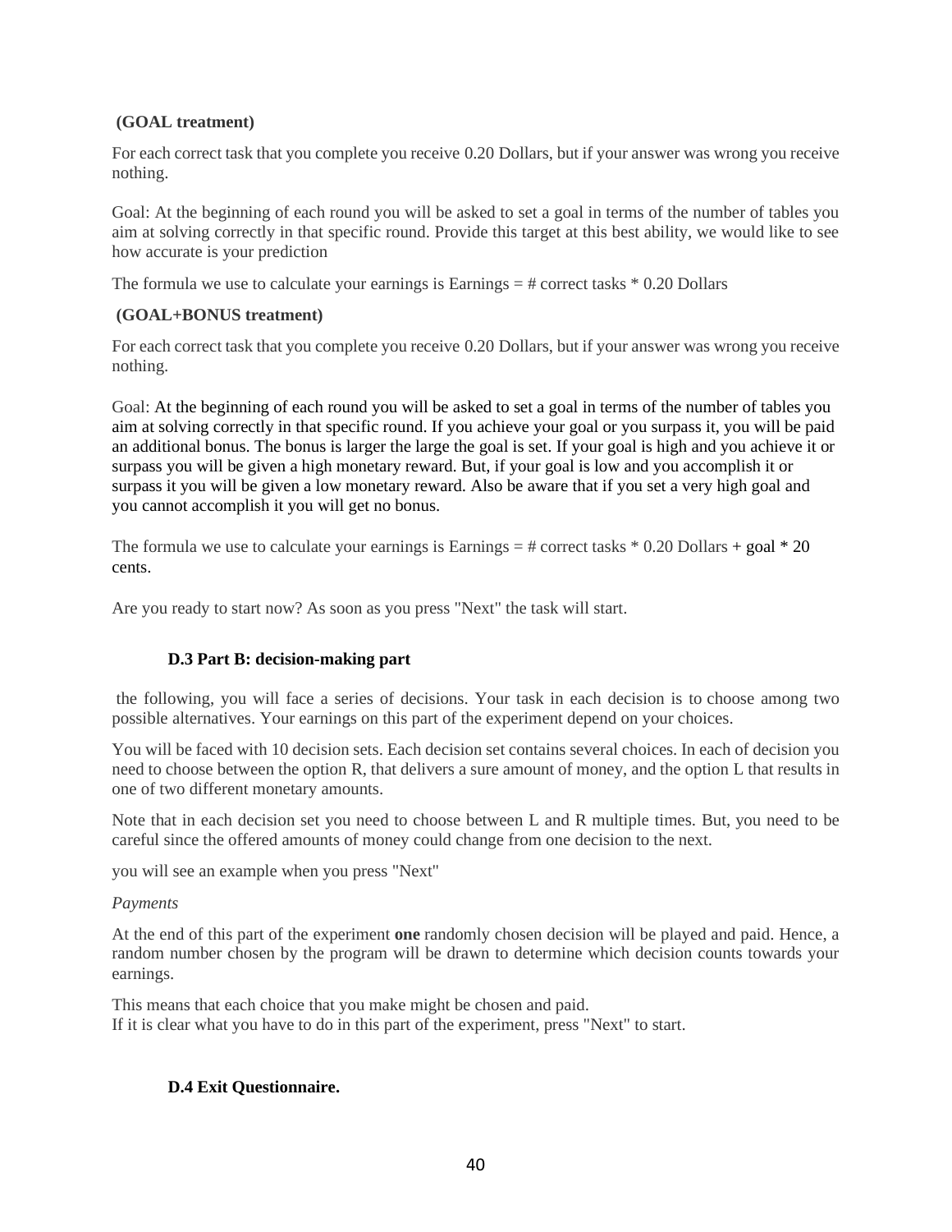**(GOAL treatment)**

For each correct task that you complete you receive 0.20 Dollars, but if your answer was wrong you receive nothing.

Goal: At the beginning of each round you will be asked to set a goal in terms of the number of tables you aim at solving correctly in that specific round. Provide this target at this best ability, we would like to see how accurate is your prediction

The formula we use to calculate your earnings is Earnings = # correct tasks * 0.20 Dollars

**(GOAL+BONUS treatment)**

For each correct task that you complete you receive 0.20 Dollars, but if your answer was wrong you receive nothing.

Goal: At the beginning of each round you will be asked to set a goal in terms of the number of tables you aim at solving correctly in that specific round. If you achieve your goal or you surpass it, you will be paid an additional bonus. The bonus is larger the large the goal is set. If your goal is high and you achieve it or surpass you will be given a high monetary reward. But, if your goal is low and you accomplish it or surpass it you will be given a low monetary reward. Also be aware that if you set a very high goal and you cannot accomplish it you will get no bonus.

The formula we use to calculate your earnings is Earnings = # correct tasks * 0.20 Dollars + goal * 20 cents.

Are you ready to start now? As soon as you press "Next" the task will start.

### D.3 Part B: decision-making part

the following, you will face a series of decisions. Your task in each decision is to choose among two possible alternatives. Your earnings on this part of the experiment depend on your choices.

You will be faced with 10 decision sets. Each decision set contains several choices. In each of decision you need to choose between the option R, that delivers a sure amount of money, and the option L that results in one of two different monetary amounts.

Note that in each decision set you need to choose between L and R multiple times. But, you need to be careful since the offered amounts of money could change from one decision to the next.

you will see an example when you press "Next"

*Payments*

At the end of this part of the experiment **one** randomly chosen decision will be played and paid. Hence, a random number chosen by the program will be drawn to determine which decision counts towards your earnings.

This means that each choice that you make might be chosen and paid.
If it is clear what you have to do in this part of the experiment, press "Next" to start.

### D.4 Exit Questionnaire.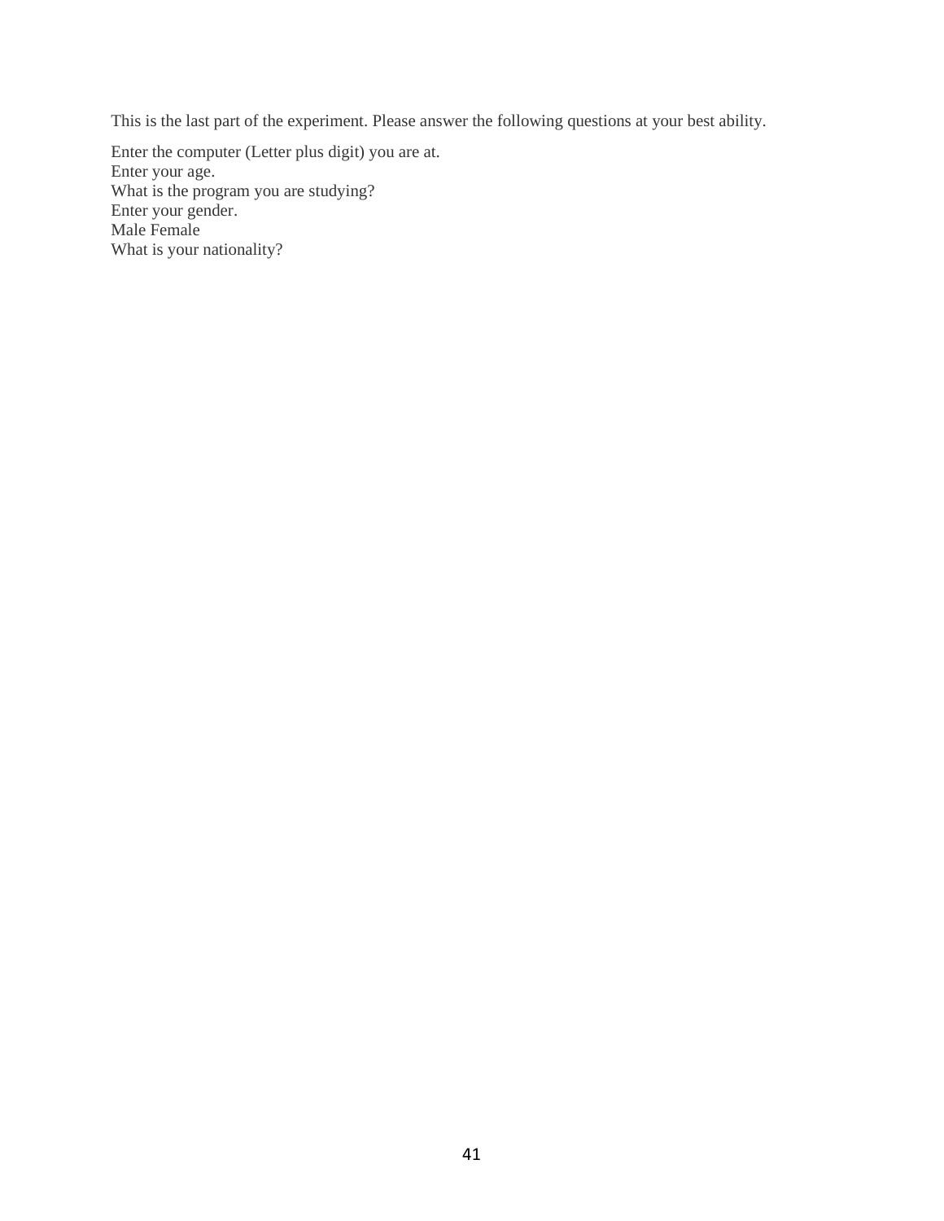This is the last part of the experiment. Please answer the following questions at your best ability.

Enter the computer (Letter plus digit) you are at.
Enter your age.
What is the program you are studying?
Enter your gender.
Male Female
What is your nationality?